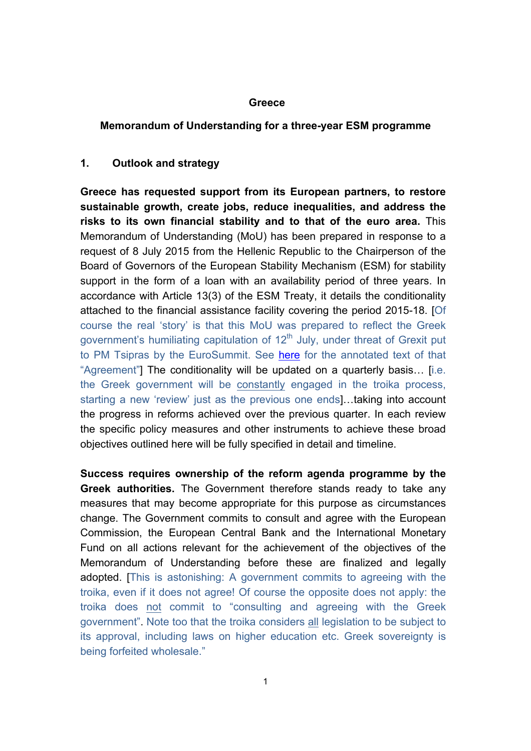**Greece**

**Memorandum of Understanding for a three-year ESM programme**

## 1. Outlook and strategy

**Greece has requested support from its European partners, to restore sustainable growth, create jobs, reduce inequalities, and address the risks to its own financial stability and to that of the euro area.** This Memorandum of Understanding (MoU) has been prepared in response to a request of 8 July 2015 from the Hellenic Republic to the Chairperson of the Board of Governors of the European Stability Mechanism (ESM) for stability support in the form of a loan with an availability period of three years. In accordance with Article 13(3) of the ESM Treaty, it details the conditionality attached to the financial assistance facility covering the period 2015-18. [Of course the real 'story' is that this MoU was prepared to reflect the Greek government's humiliating capitulation of 12th July, under threat of Grexit put to PM Tsipras by the EuroSummit. See here for the annotated text of that "Agreement"] The conditionality will be updated on a quarterly basis… [i.e. the Greek government will be constantly engaged in the troika process, starting a new 'review' just as the previous one ends]…taking into account the progress in reforms achieved over the previous quarter. In each review the specific policy measures and other instruments to achieve these broad objectives outlined here will be fully specified in detail and timeline.

**Success requires ownership of the reform agenda programme by the Greek authorities.** The Government therefore stands ready to take any measures that may become appropriate for this purpose as circumstances change. The Government commits to consult and agree with the European Commission, the European Central Bank and the International Monetary Fund on all actions relevant for the achievement of the objectives of the Memorandum of Understanding before these are finalized and legally adopted. [This is astonishing: A government commits to agreeing with the troika, even if it does not agree! Of course the opposite does not apply: the troika does not commit to "consulting and agreeing with the Greek government". Note too that the troika considers all legislation to be subject to its approval, including laws on higher education etc. Greek sovereignty is being forfeited wholesale."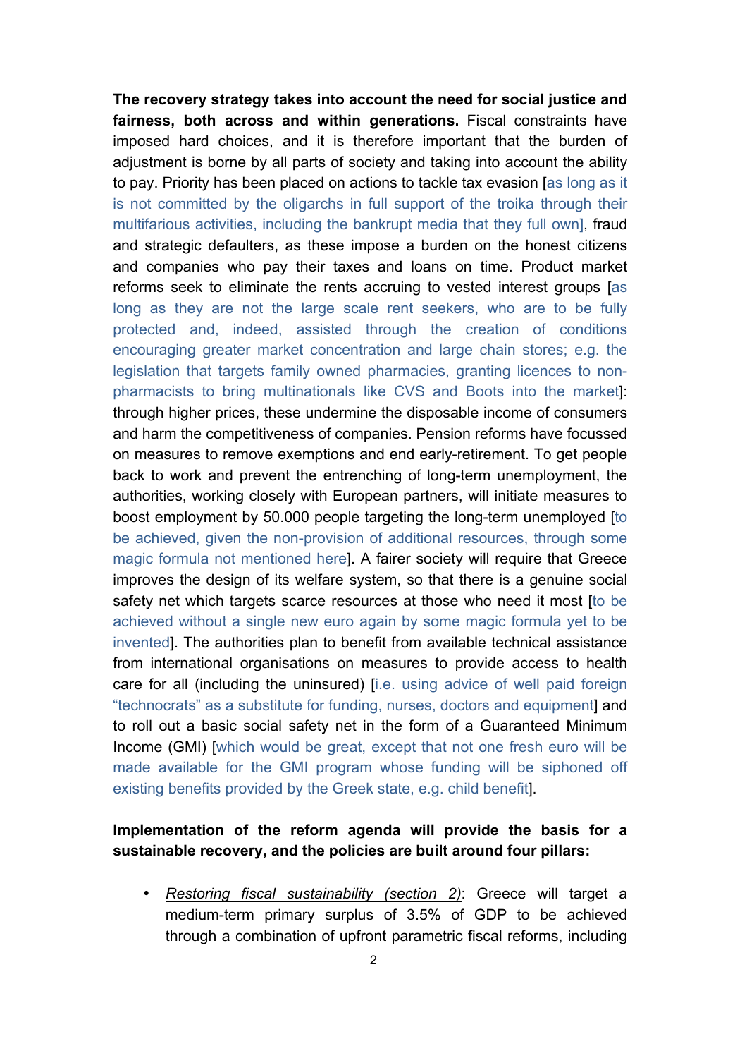**The recovery strategy takes into account the need for social justice and fairness, both across and within generations.** Fiscal constraints have imposed hard choices, and it is therefore important that the burden of adjustment is borne by all parts of society and taking into account the ability to pay. Priority has been placed on actions to tackle tax evasion [as long as it is not committed by the oligarchs in full support of the troika through their multifarious activities, including the bankrupt media that they full own], fraud and strategic defaulters, as these impose a burden on the honest citizens and companies who pay their taxes and loans on time. Product market reforms seek to eliminate the rents accruing to vested interest groups [as long as they are not the large scale rent seekers, who are to be fully protected and, indeed, assisted through the creation of conditions encouraging greater market concentration and large chain stores; e.g. the legislation that targets family owned pharmacies, granting licences to non-pharmacists to bring multinationals like CVS and Boots into the market]: through higher prices, these undermine the disposable income of consumers and harm the competitiveness of companies. Pension reforms have focussed on measures to remove exemptions and end early-retirement. To get people back to work and prevent the entrenching of long-term unemployment, the authorities, working closely with European partners, will initiate measures to boost employment by 50.000 people targeting the long-term unemployed [to be achieved, given the non-provision of additional resources, through some magic formula not mentioned here]. A fairer society will require that Greece improves the design of its welfare system, so that there is a genuine social safety net which targets scarce resources at those who need it most [to be achieved without a single new euro again by some magic formula yet to be invented]. The authorities plan to benefit from available technical assistance from international organisations on measures to provide access to health care for all (including the uninsured) [i.e. using advice of well paid foreign "technocrats" as a substitute for funding, nurses, doctors and equipment] and to roll out a basic social safety net in the form of a Guaranteed Minimum Income (GMI) [which would be great, except that not one fresh euro will be made available for the GMI program whose funding will be siphoned off existing benefits provided by the Greek state, e.g. child benefit].

**Implementation of the reform agenda will provide the basis for a sustainable recovery, and the policies are built around four pillars:**

- <u>*Restoring fiscal sustainability (section 2)*</u>: Greece will target a medium-term primary surplus of 3.5% of GDP to be achieved through a combination of upfront parametric fiscal reforms, including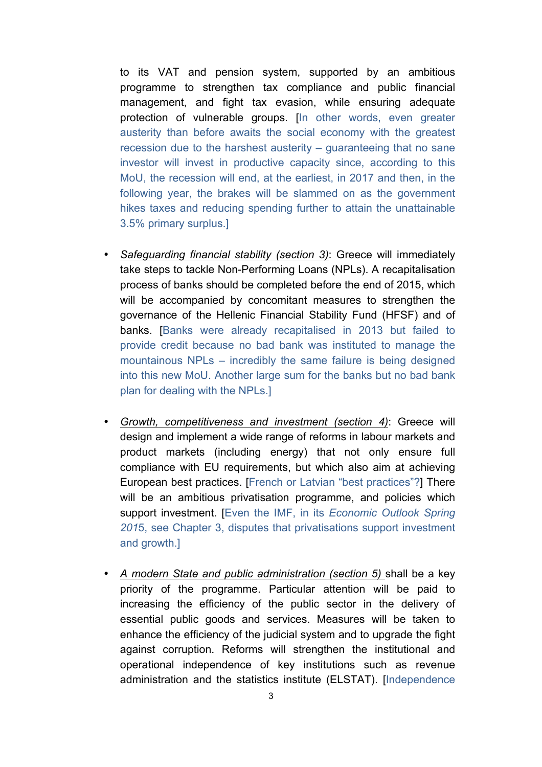to its VAT and pension system, supported by an ambitious programme to strengthen tax compliance and public financial management, and fight tax evasion, while ensuring adequate protection of vulnerable groups. [In other words, even greater austerity than before awaits the social economy with the greatest recession due to the harshest austerity – guaranteeing that no sane investor will invest in productive capacity since, according to this MoU, the recession will end, at the earliest, in 2017 and then, in the following year, the brakes will be slammed on as the government hikes taxes and reducing spending further to attain the unattainable 3.5% primary surplus.]

- _Safeguarding financial stability (section 3)_: Greece will immediately take steps to tackle Non-Performing Loans (NPLs). A recapitalisation process of banks should be completed before the end of 2015, which will be accompanied by concomitant measures to strengthen the governance of the Hellenic Financial Stability Fund (HFSF) and of banks. [Banks were already recapitalised in 2013 but failed to provide credit because no bad bank was instituted to manage the mountainous NPLs – incredibly the same failure is being designed into this new MoU. Another large sum for the banks but no bad bank plan for dealing with the NPLs.]

- _Growth, competitiveness and investment (section 4)_: Greece will design and implement a wide range of reforms in labour markets and product markets (including energy) that not only ensure full compliance with EU requirements, but which also aim at achieving European best practices. [French or Latvian "best practices"?] There will be an ambitious privatisation programme, and policies which support investment. [Even the IMF, in its *Economic Outlook Spring 2015*, see Chapter 3, disputes that privatisations support investment and growth.]

- _A modern State and public administration (section 5)_ shall be a key priority of the programme. Particular attention will be paid to increasing the efficiency of the public sector in the delivery of essential public goods and services. Measures will be taken to enhance the efficiency of the judicial system and to upgrade the fight against corruption. Reforms will strengthen the institutional and operational independence of key institutions such as revenue administration and the statistics institute (ELSTAT). [Independence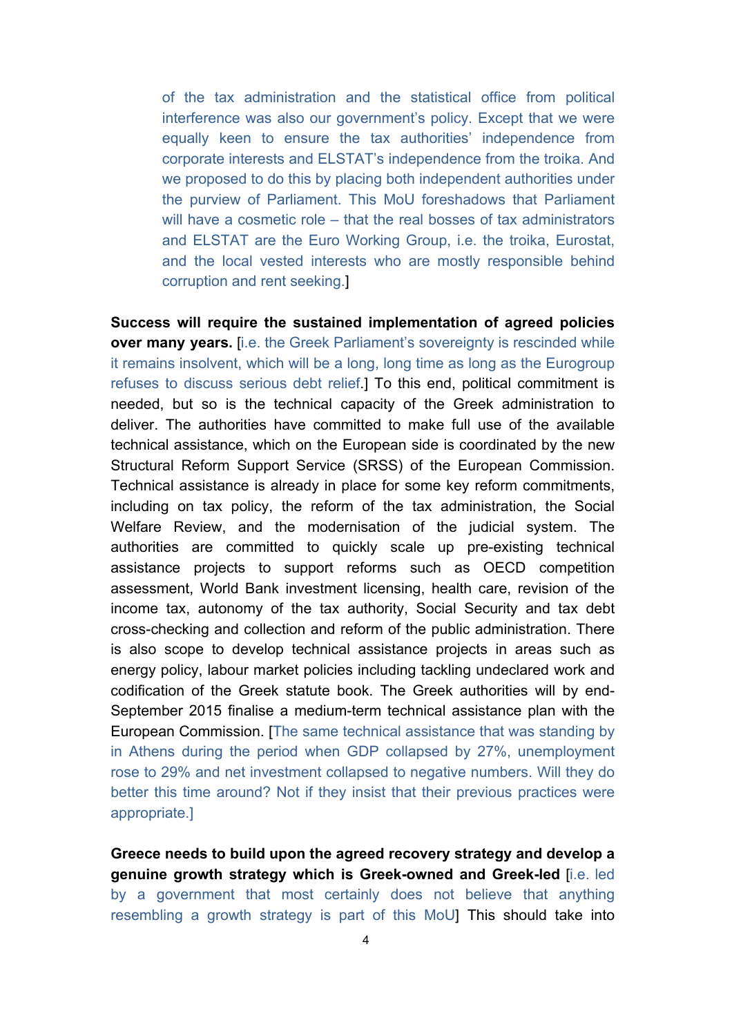of the tax administration and the statistical office from political interference was also our government's policy. Except that we were equally keen to ensure the tax authorities' independence from corporate interests and ELSTAT's independence from the troika. And we proposed to do this by placing both independent authorities under the purview of Parliament. This MoU foreshadows that Parliament will have a cosmetic role – that the real bosses of tax administrators and ELSTAT are the Euro Working Group, i.e. the troika, Eurostat, and the local vested interests who are mostly responsible behind corruption and rent seeking.]

**Success will require the sustained implementation of agreed policies over many years.** [i.e. the Greek Parliament's sovereignty is rescinded while it remains insolvent, which will be a long, long time as long as the Eurogroup refuses to discuss serious debt relief.] To this end, political commitment is needed, but so is the technical capacity of the Greek administration to deliver. The authorities have committed to make full use of the available technical assistance, which on the European side is coordinated by the new Structural Reform Support Service (SRSS) of the European Commission. Technical assistance is already in place for some key reform commitments, including on tax policy, the reform of the tax administration, the Social Welfare Review, and the modernisation of the judicial system. The authorities are committed to quickly scale up pre-existing technical assistance projects to support reforms such as OECD competition assessment, World Bank investment licensing, health care, revision of the income tax, autonomy of the tax authority, Social Security and tax debt cross-checking and collection and reform of the public administration. There is also scope to develop technical assistance projects in areas such as energy policy, labour market policies including tackling undeclared work and codification of the Greek statute book. The Greek authorities will by end-September 2015 finalise a medium-term technical assistance plan with the European Commission. [The same technical assistance that was standing by in Athens during the period when GDP collapsed by 27%, unemployment rose to 29% and net investment collapsed to negative numbers. Will they do better this time around? Not if they insist that their previous practices were appropriate.]

**Greece needs to build upon the agreed recovery strategy and develop a genuine growth strategy which is Greek-owned and Greek-led** [i.e. led by a government that most certainly does not believe that anything resembling a growth strategy is part of this MoU] This should take into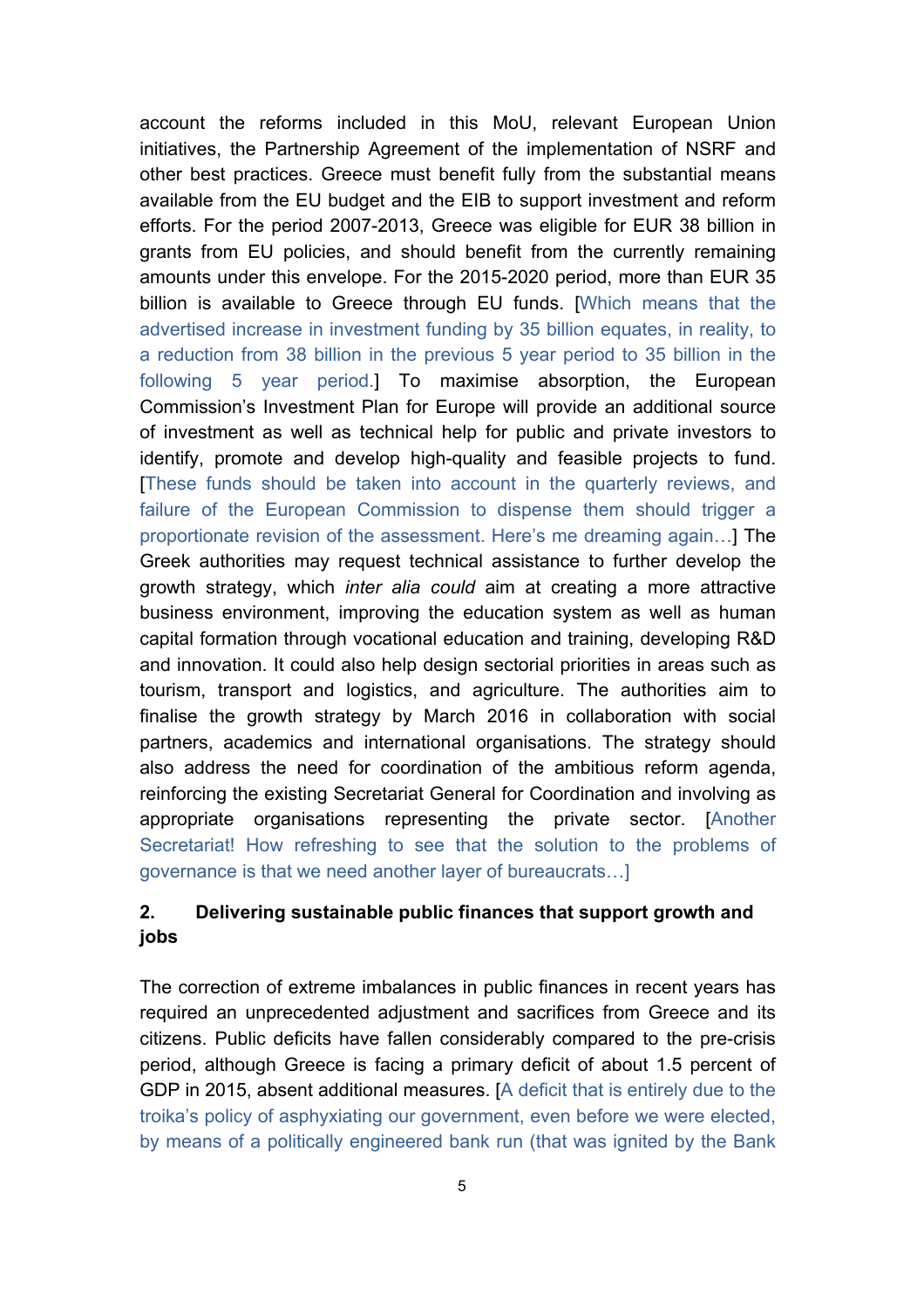account the reforms included in this MoU, relevant European Union initiatives, the Partnership Agreement of the implementation of NSRF and other best practices. Greece must benefit fully from the substantial means available from the EU budget and the EIB to support investment and reform efforts. For the period 2007-2013, Greece was eligible for EUR 38 billion in grants from EU policies, and should benefit from the currently remaining amounts under this envelope. For the 2015-2020 period, more than EUR 35 billion is available to Greece through EU funds. [Which means that the advertised increase in investment funding by 35 billion equates, in reality, to a reduction from 38 billion in the previous 5 year period to 35 billion in the following 5 year period.] To maximise absorption, the European Commission's Investment Plan for Europe will provide an additional source of investment as well as technical help for public and private investors to identify, promote and develop high-quality and feasible projects to fund. [These funds should be taken into account in the quarterly reviews, and failure of the European Commission to dispense them should trigger a proportionate revision of the assessment. Here's me dreaming again…] The Greek authorities may request technical assistance to further develop the growth strategy, which *inter alia could* aim at creating a more attractive business environment, improving the education system as well as human capital formation through vocational education and training, developing R&D and innovation. It could also help design sectorial priorities in areas such as tourism, transport and logistics, and agriculture. The authorities aim to finalise the growth strategy by March 2016 in collaboration with social partners, academics and international organisations. The strategy should also address the need for coordination of the ambitious reform agenda, reinforcing the existing Secretariat General for Coordination and involving as appropriate organisations representing the private sector. [Another Secretariat! How refreshing to see that the solution to the problems of governance is that we need another layer of bureaucrats…]

## 2. Delivering sustainable public finances that support growth and jobs

The correction of extreme imbalances in public finances in recent years has required an unprecedented adjustment and sacrifices from Greece and its citizens. Public deficits have fallen considerably compared to the pre-crisis period, although Greece is facing a primary deficit of about 1.5 percent of GDP in 2015, absent additional measures. [A deficit that is entirely due to the troika's policy of asphyxiating our government, even before we were elected, by means of a politically engineered bank run (that was ignited by the Bank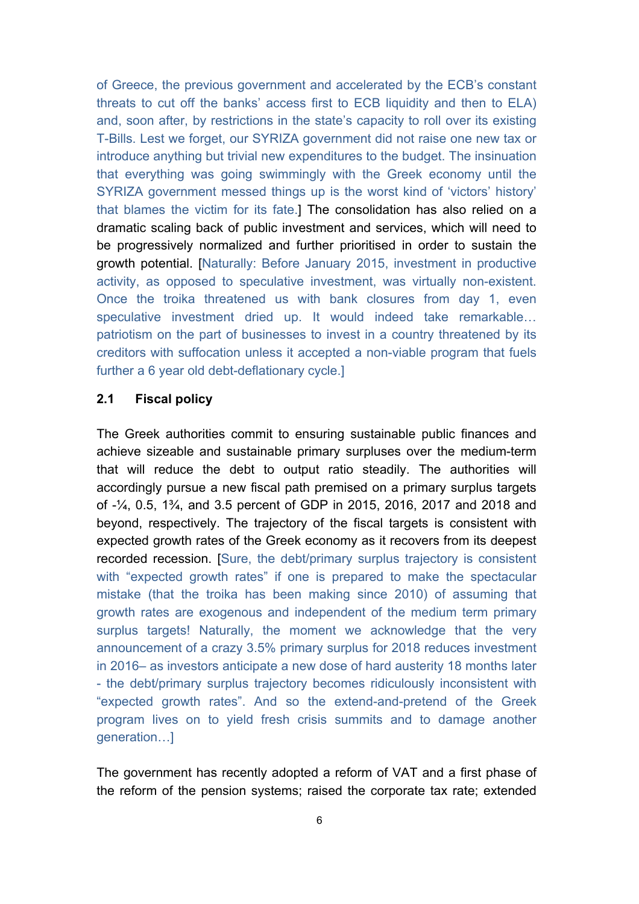of Greece, the previous government and accelerated by the ECB's constant threats to cut off the banks' access first to ECB liquidity and then to ELA) and, soon after, by restrictions in the state's capacity to roll over its existing T-Bills. Lest we forget, our SYRIZA government did not raise one new tax or introduce anything but trivial new expenditures to the budget. The insinuation that everything was going swimmingly with the Greek economy until the SYRIZA government messed things up is the worst kind of 'victors' history' that blames the victim for its fate.] The consolidation has also relied on a dramatic scaling back of public investment and services, which will need to be progressively normalized and further prioritised in order to sustain the growth potential. [Naturally: Before January 2015, investment in productive activity, as opposed to speculative investment, was virtually non-existent. Once the troika threatened us with bank closures from day 1, even speculative investment dried up. It would indeed take remarkable… patriotism on the part of businesses to invest in a country threatened by its creditors with suffocation unless it accepted a non-viable program that fuels further a 6 year old debt-deflationary cycle.]

### 2.1 Fiscal policy

The Greek authorities commit to ensuring sustainable public finances and achieve sizeable and sustainable primary surpluses over the medium-term that will reduce the debt to output ratio steadily. The authorities will accordingly pursue a new fiscal path premised on a primary surplus targets of -¼, 0.5, 1¾, and 3.5 percent of GDP in 2015, 2016, 2017 and 2018 and beyond, respectively. The trajectory of the fiscal targets is consistent with expected growth rates of the Greek economy as it recovers from its deepest recorded recession. [Sure, the debt/primary surplus trajectory is consistent with "expected growth rates" if one is prepared to make the spectacular mistake (that the troika has been making since 2010) of assuming that growth rates are exogenous and independent of the medium term primary surplus targets! Naturally, the moment we acknowledge that the very announcement of a crazy 3.5% primary surplus for 2018 reduces investment in 2016– as investors anticipate a new dose of hard austerity 18 months later - the debt/primary surplus trajectory becomes ridiculously inconsistent with "expected growth rates". And so the extend-and-pretend of the Greek program lives on to yield fresh crisis summits and to damage another generation…]

The government has recently adopted a reform of VAT and a first phase of the reform of the pension systems; raised the corporate tax rate; extended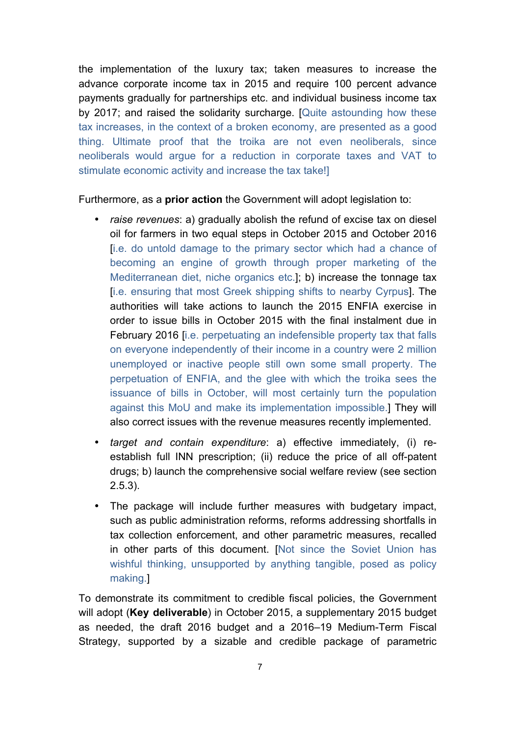the implementation of the luxury tax; taken measures to increase the advance corporate income tax in 2015 and require 100 percent advance payments gradually for partnerships etc. and individual business income tax by 2017; and raised the solidarity surcharge. [Quite astounding how these tax increases, in the context of a broken economy, are presented as a good thing. Ultimate proof that the troika are not even neoliberals, since neoliberals would argue for a reduction in corporate taxes and VAT to stimulate economic activity and increase the tax take!]

Furthermore, as a **prior action** the Government will adopt legislation to:

- *raise revenues*: a) gradually abolish the refund of excise tax on diesel oil for farmers in two equal steps in October 2015 and October 2016 [i.e. do untold damage to the primary sector which had a chance of becoming an engine of growth through proper marketing of the Mediterranean diet, niche organics etc.]; b) increase the tonnage tax [i.e. ensuring that most Greek shipping shifts to nearby Cyprus]. The authorities will take actions to launch the 2015 ENFIA exercise in order to issue bills in October 2015 with the final instalment due in February 2016 [i.e. perpetuating an indefensible property tax that falls on everyone independently of their income in a country were 2 million unemployed or inactive people still own some small property. The perpetuation of ENFIA, and the glee with which the troika sees the issuance of bills in October, will most certainly turn the population against this MoU and make its implementation impossible.] They will also correct issues with the revenue measures recently implemented.
- *target and contain expenditure*: a) effective immediately, (i) re-establish full INN prescription; (ii) reduce the price of all off-patent drugs; b) launch the comprehensive social welfare review (see section 2.5.3).
- The package will include further measures with budgetary impact, such as public administration reforms, reforms addressing shortfalls in tax collection enforcement, and other parametric measures, recalled in other parts of this document. [Not since the Soviet Union has wishful thinking, unsupported by anything tangible, posed as policy making.]

To demonstrate its commitment to credible fiscal policies, the Government will adopt (**Key deliverable**) in October 2015, a supplementary 2015 budget as needed, the draft 2016 budget and a 2016–19 Medium-Term Fiscal Strategy, supported by a sizable and credible package of parametric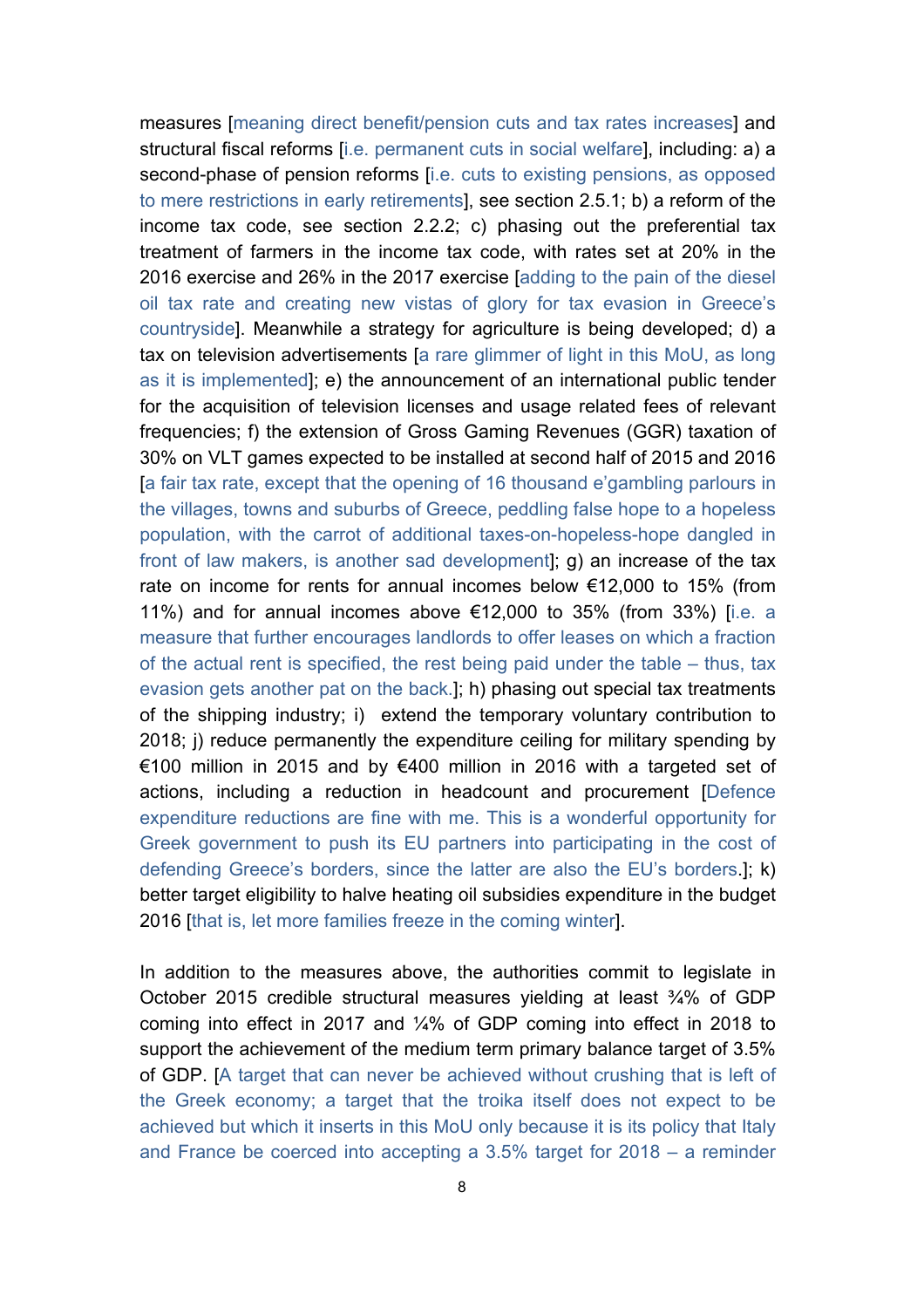measures [meaning direct benefit/pension cuts and tax rates increases] and structural fiscal reforms [i.e. permanent cuts in social welfare], including: a) a second-phase of pension reforms [i.e. cuts to existing pensions, as opposed to mere restrictions in early retirements], see section 2.5.1; b) a reform of the income tax code, see section 2.2.2; c) phasing out the preferential tax treatment of farmers in the income tax code, with rates set at 20% in the 2016 exercise and 26% in the 2017 exercise [adding to the pain of the diesel oil tax rate and creating new vistas of glory for tax evasion in Greece's countryside]. Meanwhile a strategy for agriculture is being developed; d) a tax on television advertisements [a rare glimmer of light in this MoU, as long as it is implemented]; e) the announcement of an international public tender for the acquisition of television licenses and usage related fees of relevant frequencies; f) the extension of Gross Gaming Revenues (GGR) taxation of 30% on VLT games expected to be installed at second half of 2015 and 2016 [a fair tax rate, except that the opening of 16 thousand e'gambling parlours in the villages, towns and suburbs of Greece, peddling false hope to a hopeless population, with the carrot of additional taxes-on-hopeless-hope dangled in front of law makers, is another sad development]; g) an increase of the tax rate on income for rents for annual incomes below €12,000 to 15% (from 11%) and for annual incomes above €12,000 to 35% (from 33%) [i.e. a measure that further encourages landlords to offer leases on which a fraction of the actual rent is specified, the rest being paid under the table – thus, tax evasion gets another pat on the back.]; h) phasing out special tax treatments of the shipping industry; i) extend the temporary voluntary contribution to 2018; j) reduce permanently the expenditure ceiling for military spending by €100 million in 2015 and by €400 million in 2016 with a targeted set of actions, including a reduction in headcount and procurement [Defence expenditure reductions are fine with me. This is a wonderful opportunity for Greek government to push its EU partners into participating in the cost of defending Greece's borders, since the latter are also the EU's borders.]; k) better target eligibility to halve heating oil subsidies expenditure in the budget 2016 [that is, let more families freeze in the coming winter].

In addition to the measures above, the authorities commit to legislate in October 2015 credible structural measures yielding at least ¾% of GDP coming into effect in 2017 and ¼% of GDP coming into effect in 2018 to support the achievement of the medium term primary balance target of 3.5% of GDP. [A target that can never be achieved without crushing that is left of the Greek economy; a target that the troika itself does not expect to be achieved but which it inserts in this MoU only because it is its policy that Italy and France be coerced into accepting a 3.5% target for 2018 – a reminder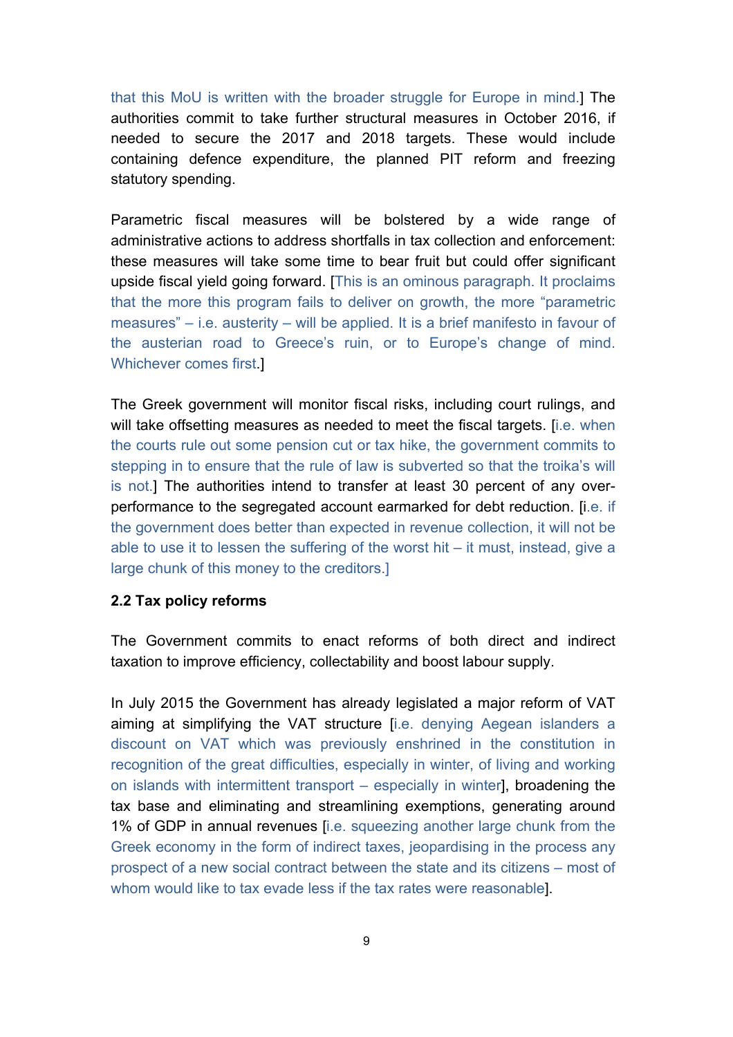that this MoU is written with the broader struggle for Europe in mind.] The authorities commit to take further structural measures in October 2016, if needed to secure the 2017 and 2018 targets. These would include containing defence expenditure, the planned PIT reform and freezing statutory spending.

Parametric fiscal measures will be bolstered by a wide range of administrative actions to address shortfalls in tax collection and enforcement: these measures will take some time to bear fruit but could offer significant upside fiscal yield going forward. [This is an ominous paragraph. It proclaims that the more this program fails to deliver on growth, the more "parametric measures" – i.e. austerity – will be applied. It is a brief manifesto in favour of the austerian road to Greece's ruin, or to Europe's change of mind. Whichever comes first.]

The Greek government will monitor fiscal risks, including court rulings, and will take offsetting measures as needed to meet the fiscal targets. [i.e. when the courts rule out some pension cut or tax hike, the government commits to stepping in to ensure that the rule of law is subverted so that the troika's will is not.] The authorities intend to transfer at least 30 percent of any over-performance to the segregated account earmarked for debt reduction. [i.e. if the government does better than expected in revenue collection, it will not be able to use it to lessen the suffering of the worst hit – it must, instead, give a large chunk of this money to the creditors.]

**2.2 Tax policy reforms**

The Government commits to enact reforms of both direct and indirect taxation to improve efficiency, collectability and boost labour supply.

In July 2015 the Government has already legislated a major reform of VAT aiming at simplifying the VAT structure [i.e. denying Aegean islanders a discount on VAT which was previously enshrined in the constitution in recognition of the great difficulties, especially in winter, of living and working on islands with intermittent transport – especially in winter], broadening the tax base and eliminating and streamlining exemptions, generating around 1% of GDP in annual revenues [i.e. squeezing another large chunk from the Greek economy in the form of indirect taxes, jeopardising in the process any prospect of a new social contract between the state and its citizens – most of whom would like to tax evade less if the tax rates were reasonable].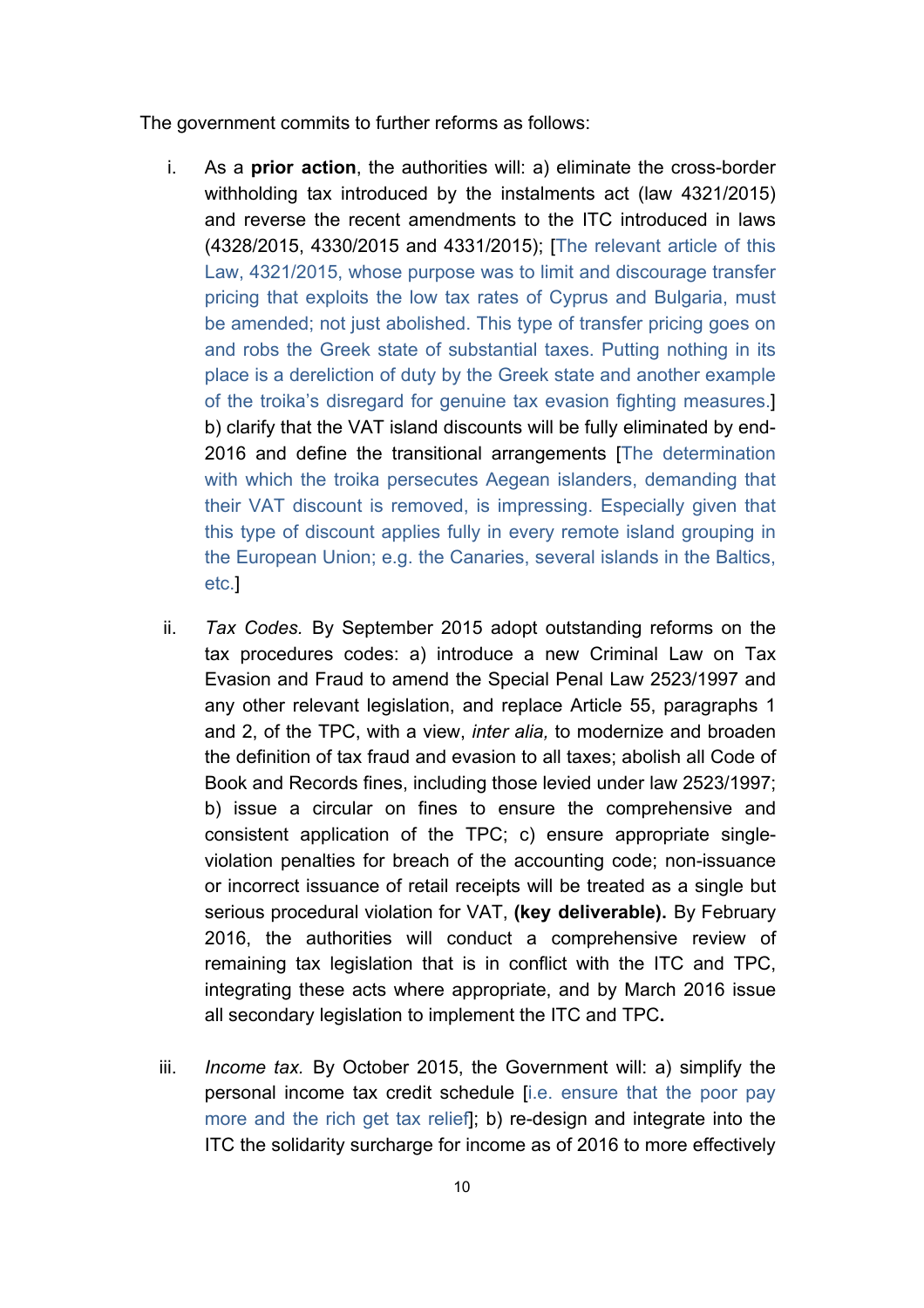The government commits to further reforms as follows:

i. As a **prior action**, the authorities will: a) eliminate the cross-border withholding tax introduced by the instalments act (law 4321/2015) and reverse the recent amendments to the ITC introduced in laws (4328/2015, 4330/2015 and 4331/2015); [The relevant article of this Law, 4321/2015, whose purpose was to limit and discourage transfer pricing that exploits the low tax rates of Cyprus and Bulgaria, must be amended; not just abolished. This type of transfer pricing goes on and robs the Greek state of substantial taxes. Putting nothing in its place is a dereliction of duty by the Greek state and another example of the troika's disregard for genuine tax evasion fighting measures.] b) clarify that the VAT island discounts will be fully eliminated by end-2016 and define the transitional arrangements [The determination with which the troika persecutes Aegean islanders, demanding that their VAT discount is removed, is impressing. Especially given that this type of discount applies fully in every remote island grouping in the European Union; e.g. the Canaries, several islands in the Baltics, etc.]

ii. *Tax Codes.* By September 2015 adopt outstanding reforms on the tax procedures codes: a) introduce a new Criminal Law on Tax Evasion and Fraud to amend the Special Penal Law 2523/1997 and any other relevant legislation, and replace Article 55, paragraphs 1 and 2, of the TPC, with a view, *inter alia,* to modernize and broaden the definition of tax fraud and evasion to all taxes; abolish all Code of Book and Records fines, including those levied under law 2523/1997; b) issue a circular on fines to ensure the comprehensive and consistent application of the TPC; c) ensure appropriate single-violation penalties for breach of the accounting code; non-issuance or incorrect issuance of retail receipts will be treated as a single but serious procedural violation for VAT, **(key deliverable).** By February 2016, the authorities will conduct a comprehensive review of remaining tax legislation that is in conflict with the ITC and TPC, integrating these acts where appropriate, and by March 2016 issue all secondary legislation to implement the ITC and TPC**.**

iii. *Income tax.* By October 2015, the Government will: a) simplify the personal income tax credit schedule [i.e. ensure that the poor pay more and the rich get tax relief]; b) re-design and integrate into the ITC the solidarity surcharge for income as of 2016 to more effectively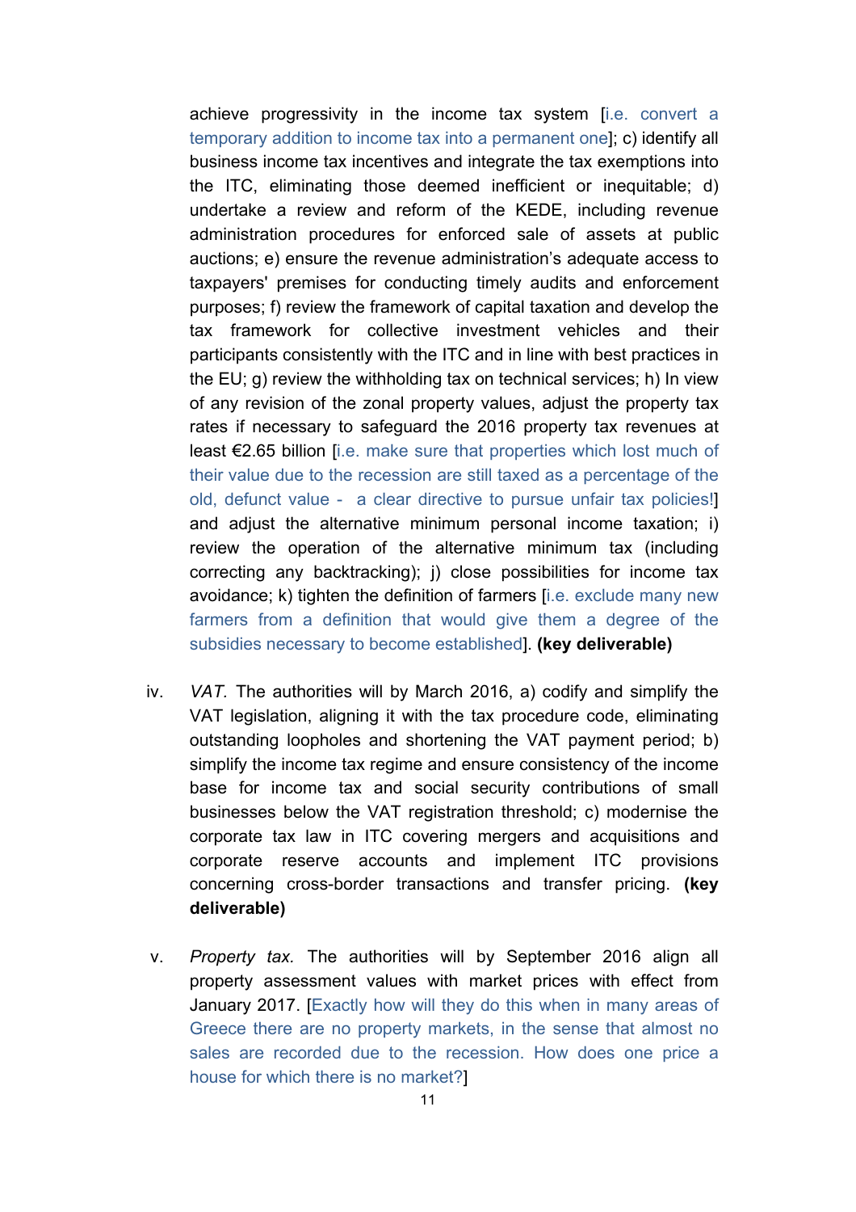achieve progressivity in the income tax system [i.e. convert a temporary addition to income tax into a permanent one]; c) identify all business income tax incentives and integrate the tax exemptions into the ITC, eliminating those deemed inefficient or inequitable; d) undertake a review and reform of the KEDE, including revenue administration procedures for enforced sale of assets at public auctions; e) ensure the revenue administration's adequate access to taxpayers' premises for conducting timely audits and enforcement purposes; f) review the framework of capital taxation and develop the tax framework for collective investment vehicles and their participants consistently with the ITC and in line with best practices in the EU; g) review the withholding tax on technical services; h) In view of any revision of the zonal property values, adjust the property tax rates if necessary to safeguard the 2016 property tax revenues at least €2.65 billion [i.e. make sure that properties which lost much of their value due to the recession are still taxed as a percentage of the old, defunct value - a clear directive to pursue unfair tax policies!] and adjust the alternative minimum personal income taxation; i) review the operation of the alternative minimum tax (including correcting any backtracking); j) close possibilities for income tax avoidance; k) tighten the definition of farmers [i.e. exclude many new farmers from a definition that would give them a degree of the subsidies necessary to become established]. **(key deliverable)**

iv. *VAT.* The authorities will by March 2016, a) codify and simplify the VAT legislation, aligning it with the tax procedure code, eliminating outstanding loopholes and shortening the VAT payment period; b) simplify the income tax regime and ensure consistency of the income base for income tax and social security contributions of small businesses below the VAT registration threshold; c) modernise the corporate tax law in ITC covering mergers and acquisitions and corporate reserve accounts and implement ITC provisions concerning cross-border transactions and transfer pricing. **(key deliverable)**

v. *Property tax.* The authorities will by September 2016 align all property assessment values with market prices with effect from January 2017. [Exactly how will they do this when in many areas of Greece there are no property markets, in the sense that almost no sales are recorded due to the recession. How does one price a house for which there is no market?]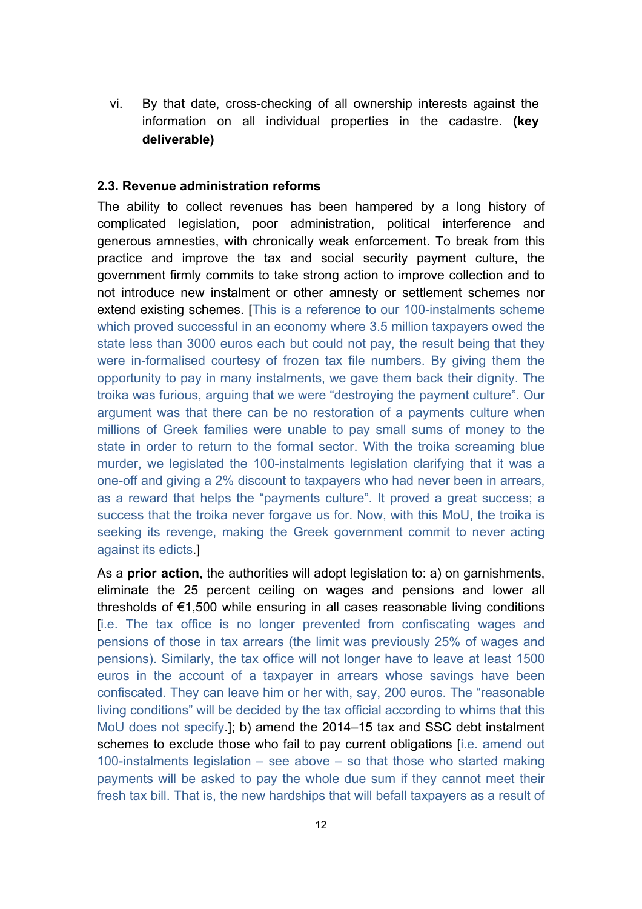vi. By that date, cross-checking of all ownership interests against the information on all individual properties in the cadastre. **(key deliverable)**

### 2.3. Revenue administration reforms

The ability to collect revenues has been hampered by a long history of complicated legislation, poor administration, political interference and generous amnesties, with chronically weak enforcement. To break from this practice and improve the tax and social security payment culture, the government firmly commits to take strong action to improve collection and to not introduce new instalment or other amnesty or settlement schemes nor extend existing schemes. [This is a reference to our 100-instalments scheme which proved successful in an economy where 3.5 million taxpayers owed the state less than 3000 euros each but could not pay, the result being that they were in-formalised courtesy of frozen tax file numbers. By giving them the opportunity to pay in many instalments, we gave them back their dignity. The troika was furious, arguing that we were "destroying the payment culture". Our argument was that there can be no restoration of a payments culture when millions of Greek families were unable to pay small sums of money to the state in order to return to the formal sector. With the troika screaming blue murder, we legislated the 100-instalments legislation clarifying that it was a one-off and giving a 2% discount to taxpayers who had never been in arrears, as a reward that helps the "payments culture". It proved a great success; a success that the troika never forgave us for. Now, with this MoU, the troika is seeking its revenge, making the Greek government commit to never acting against its edicts.]

As a **prior action**, the authorities will adopt legislation to: a) on garnishments, eliminate the 25 percent ceiling on wages and pensions and lower all thresholds of €1,500 while ensuring in all cases reasonable living conditions [i.e. The tax office is no longer prevented from confiscating wages and pensions of those in tax arrears (the limit was previously 25% of wages and pensions). Similarly, the tax office will not longer have to leave at least 1500 euros in the account of a taxpayer in arrears whose savings have been confiscated. They can leave him or her with, say, 200 euros. The "reasonable living conditions" will be decided by the tax official according to whims that this MoU does not specify.]; b) amend the 2014–15 tax and SSC debt instalment schemes to exclude those who fail to pay current obligations [i.e. amend out 100-instalments legislation – see above – so that those who started making payments will be asked to pay the whole due sum if they cannot meet their fresh tax bill. That is, the new hardships that will befall taxpayers as a result of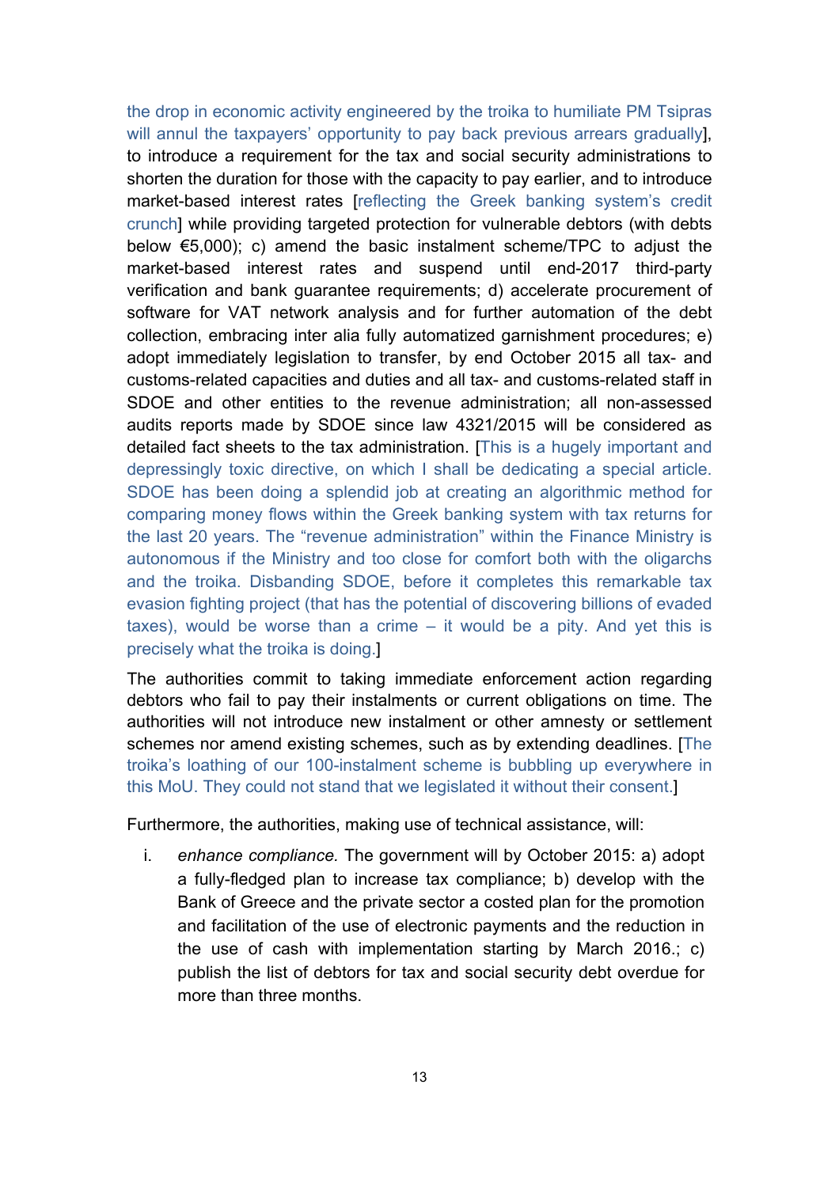the drop in economic activity engineered by the troika to humiliate PM Tsipras will annul the taxpayers' opportunity to pay back previous arrears gradually], to introduce a requirement for the tax and social security administrations to shorten the duration for those with the capacity to pay earlier, and to introduce market-based interest rates [reflecting the Greek banking system's credit crunch] while providing targeted protection for vulnerable debtors (with debts below €5,000); c) amend the basic instalment scheme/TPC to adjust the market-based interest rates and suspend until end-2017 third-party verification and bank guarantee requirements; d) accelerate procurement of software for VAT network analysis and for further automation of the debt collection, embracing inter alia fully automatized garnishment procedures; e) adopt immediately legislation to transfer, by end October 2015 all tax- and customs-related capacities and duties and all tax- and customs-related staff in SDOE and other entities to the revenue administration; all non-assessed audits reports made by SDOE since law 4321/2015 will be considered as detailed fact sheets to the tax administration. [This is a hugely important and depressingly toxic directive, on which I shall be dedicating a special article. SDOE has been doing a splendid job at creating an algorithmic method for comparing money flows within the Greek banking system with tax returns for the last 20 years. The "revenue administration" within the Finance Ministry is autonomous if the Ministry and too close for comfort both with the oligarchs and the troika. Disbanding SDOE, before it completes this remarkable tax evasion fighting project (that has the potential of discovering billions of evaded taxes), would be worse than a crime – it would be a pity. And yet this is precisely what the troika is doing.]

The authorities commit to taking immediate enforcement action regarding debtors who fail to pay their instalments or current obligations on time. The authorities will not introduce new instalment or other amnesty or settlement schemes nor amend existing schemes, such as by extending deadlines. [The troika's loathing of our 100-instalment scheme is bubbling up everywhere in this MoU. They could not stand that we legislated it without their consent.]

Furthermore, the authorities, making use of technical assistance, will:

i. *enhance compliance.* The government will by October 2015: a) adopt a fully-fledged plan to increase tax compliance; b) develop with the Bank of Greece and the private sector a costed plan for the promotion and facilitation of the use of electronic payments and the reduction in the use of cash with implementation starting by March 2016.; c) publish the list of debtors for tax and social security debt overdue for more than three months.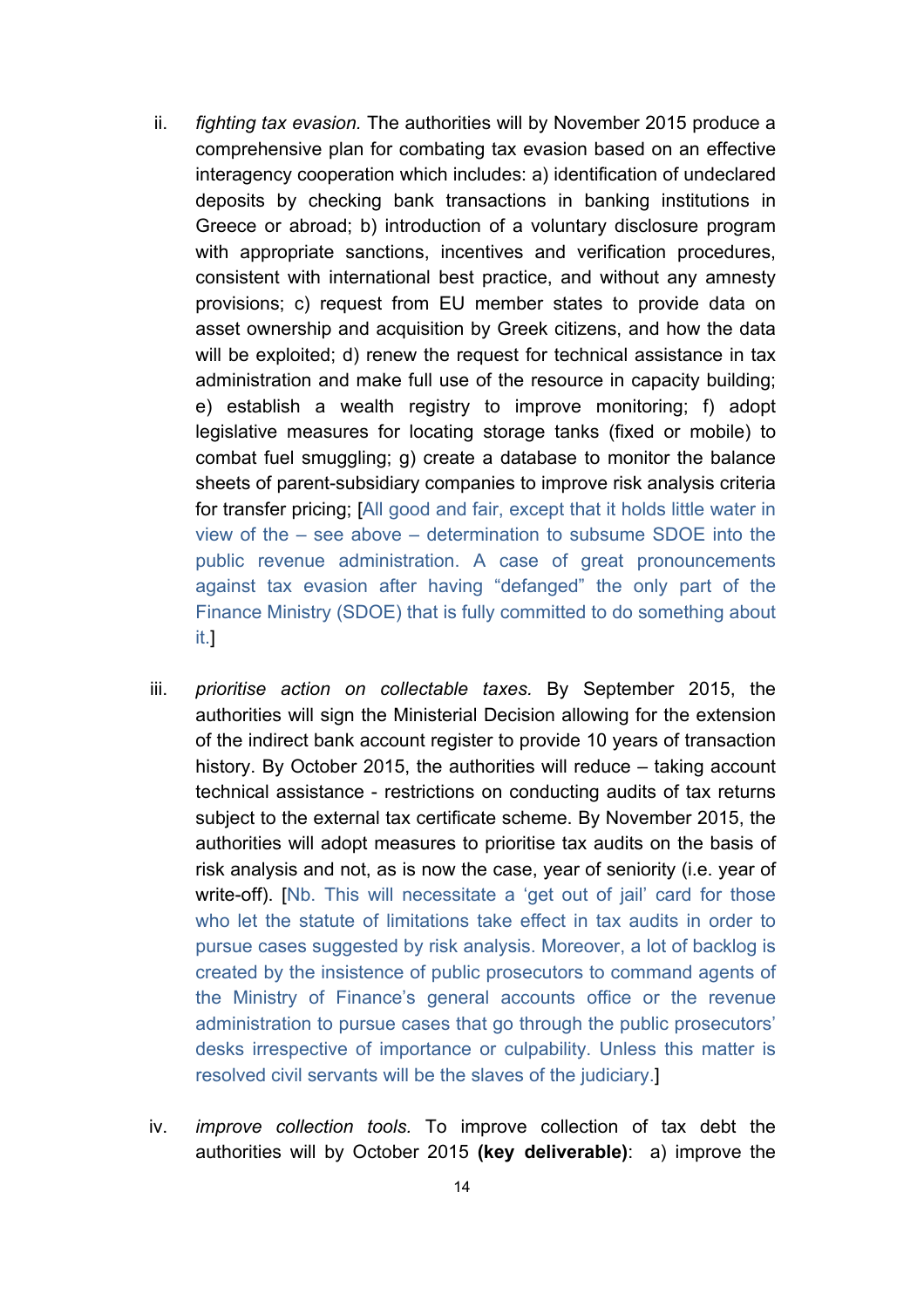ii. *fighting tax evasion.* The authorities will by November 2015 produce a comprehensive plan for combating tax evasion based on an effective interagency cooperation which includes: a) identification of undeclared deposits by checking bank transactions in banking institutions in Greece or abroad; b) introduction of a voluntary disclosure program with appropriate sanctions, incentives and verification procedures, consistent with international best practice, and without any amnesty provisions; c) request from EU member states to provide data on asset ownership and acquisition by Greek citizens, and how the data will be exploited; d) renew the request for technical assistance in tax administration and make full use of the resource in capacity building; e) establish a wealth registry to improve monitoring; f) adopt legislative measures for locating storage tanks (fixed or mobile) to combat fuel smuggling; g) create a database to monitor the balance sheets of parent-subsidiary companies to improve risk analysis criteria for transfer pricing; [All good and fair, except that it holds little water in view of the – see above – determination to subsume SDOE into the public revenue administration. A case of great pronouncements against tax evasion after having "defanged" the only part of the Finance Ministry (SDOE) that is fully committed to do something about it.]

iii. *prioritise action on collectable taxes.* By September 2015, the authorities will sign the Ministerial Decision allowing for the extension of the indirect bank account register to provide 10 years of transaction history. By October 2015, the authorities will reduce – taking account technical assistance - restrictions on conducting audits of tax returns subject to the external tax certificate scheme. By November 2015, the authorities will adopt measures to prioritise tax audits on the basis of risk analysis and not, as is now the case, year of seniority (i.e. year of write-off). [Nb. This will necessitate a 'get out of jail' card for those who let the statute of limitations take effect in tax audits in order to pursue cases suggested by risk analysis. Moreover, a lot of backlog is created by the insistence of public prosecutors to command agents of the Ministry of Finance's general accounts office or the revenue administration to pursue cases that go through the public prosecutors' desks irrespective of importance or culpability. Unless this matter is resolved civil servants will be the slaves of the judiciary.]

iv. *improve collection tools.* To improve collection of tax debt the authorities will by October 2015 **(key deliverable)**: a) improve the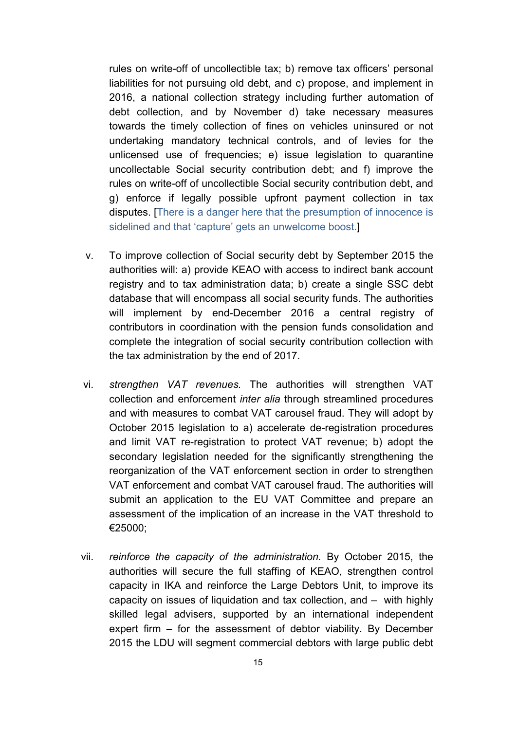rules on write-off of uncollectible tax; b) remove tax officers' personal liabilities for not pursuing old debt, and c) propose, and implement in 2016, a national collection strategy including further automation of debt collection, and by November d) take necessary measures towards the timely collection of fines on vehicles uninsured or not undertaking mandatory technical controls, and of levies for the unlicensed use of frequencies; e) issue legislation to quarantine uncollectable Social security contribution debt; and f) improve the rules on write-off of uncollectible Social security contribution debt, and g) enforce if legally possible upfront payment collection in tax disputes. [There is a danger here that the presumption of innocence is sidelined and that 'capture' gets an unwelcome boost.]

v. To improve collection of Social security debt by September 2015 the authorities will: a) provide KEAO with access to indirect bank account registry and to tax administration data; b) create a single SSC debt database that will encompass all social security funds. The authorities will implement by end-December 2016 a central registry of contributors in coordination with the pension funds consolidation and complete the integration of social security contribution collection with the tax administration by the end of 2017.

vi. *strengthen VAT revenues.* The authorities will strengthen VAT collection and enforcement *inter alia* through streamlined procedures and with measures to combat VAT carousel fraud. They will adopt by October 2015 legislation to a) accelerate de-registration procedures and limit VAT re-registration to protect VAT revenue; b) adopt the secondary legislation needed for the significantly strengthening the reorganization of the VAT enforcement section in order to strengthen VAT enforcement and combat VAT carousel fraud. The authorities will submit an application to the EU VAT Committee and prepare an assessment of the implication of an increase in the VAT threshold to €25000;

vii. *reinforce the capacity of the administration.* By October 2015, the authorities will secure the full staffing of KEAO, strengthen control capacity in IKA and reinforce the Large Debtors Unit, to improve its capacity on issues of liquidation and tax collection, and – with highly skilled legal advisers, supported by an international independent expert firm – for the assessment of debtor viability. By December 2015 the LDU will segment commercial debtors with large public debt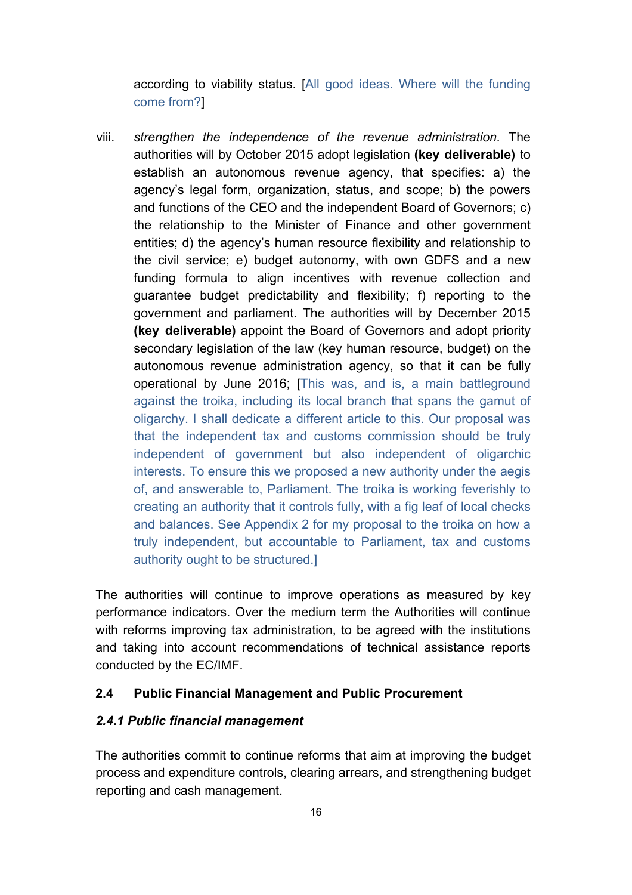according to viability status. [All good ideas. Where will the funding come from?]

viii. *strengthen the independence of the revenue administration.* The authorities will by October 2015 adopt legislation **(key deliverable)** to establish an autonomous revenue agency, that specifies: a) the agency's legal form, organization, status, and scope; b) the powers and functions of the CEO and the independent Board of Governors; c) the relationship to the Minister of Finance and other government entities; d) the agency's human resource flexibility and relationship to the civil service; e) budget autonomy, with own GDFS and a new funding formula to align incentives with revenue collection and guarantee budget predictability and flexibility; f) reporting to the government and parliament. The authorities will by December 2015 **(key deliverable)** appoint the Board of Governors and adopt priority secondary legislation of the law (key human resource, budget) on the autonomous revenue administration agency, so that it can be fully operational by June 2016; [This was, and is, a main battleground against the troika, including its local branch that spans the gamut of oligarchy. I shall dedicate a different article to this. Our proposal was that the independent tax and customs commission should be truly independent of government but also independent of oligarchic interests. To ensure this we proposed a new authority under the aegis of, and answerable to, Parliament. The troika is working feverishly to creating an authority that it controls fully, with a fig leaf of local checks and balances. See Appendix 2 for my proposal to the troika on how a truly independent, but accountable to Parliament, tax and customs authority ought to be structured.]

The authorities will continue to improve operations as measured by key performance indicators. Over the medium term the Authorities will continue with reforms improving tax administration, to be agreed with the institutions and taking into account recommendations of technical assistance reports conducted by the EC/IMF.

## 2.4 Public Financial Management and Public Procurement

### *2.4.1 Public financial management*

The authorities commit to continue reforms that aim at improving the budget process and expenditure controls, clearing arrears, and strengthening budget reporting and cash management.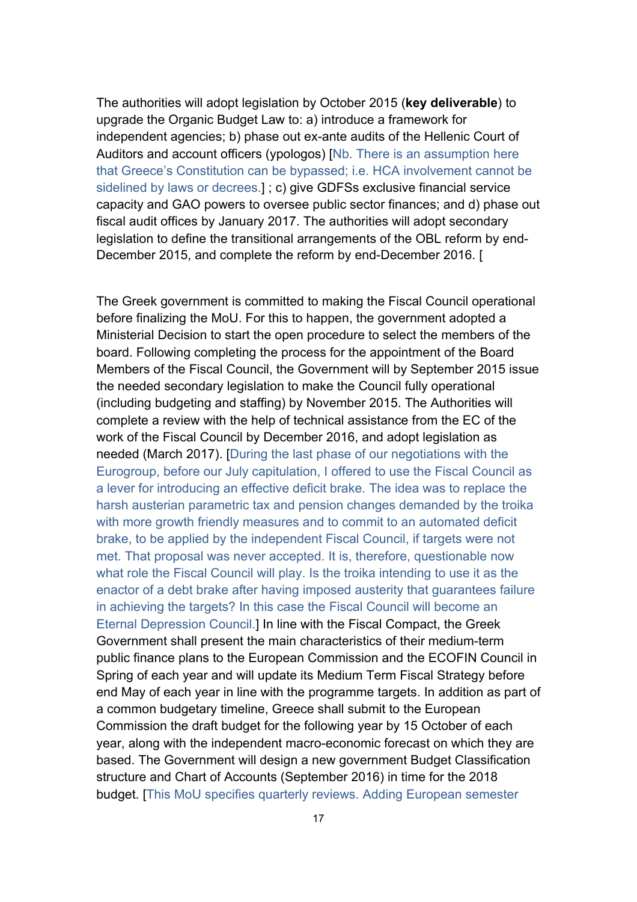The authorities will adopt legislation by October 2015 (**key deliverable**) to upgrade the Organic Budget Law to: a) introduce a framework for independent agencies; b) phase out ex-ante audits of the Hellenic Court of Auditors and account officers (ypologos) [Nb. There is an assumption here that Greece's Constitution can be bypassed; i.e. HCA involvement cannot be sidelined by laws or decrees.] ; c) give GDFSs exclusive financial service capacity and GAO powers to oversee public sector finances; and d) phase out fiscal audit offices by January 2017. The authorities will adopt secondary legislation to define the transitional arrangements of the OBL reform by end-December 2015, and complete the reform by end-December 2016. [

The Greek government is committed to making the Fiscal Council operational before finalizing the MoU. For this to happen, the government adopted a Ministerial Decision to start the open procedure to select the members of the board. Following completing the process for the appointment of the Board Members of the Fiscal Council, the Government will by September 2015 issue the needed secondary legislation to make the Council fully operational (including budgeting and staffing) by November 2015. The Authorities will complete a review with the help of technical assistance from the EC of the work of the Fiscal Council by December 2016, and adopt legislation as needed (March 2017). [During the last phase of our negotiations with the Eurogroup, before our July capitulation, I offered to use the Fiscal Council as a lever for introducing an effective deficit brake. The idea was to replace the harsh austerian parametric tax and pension changes demanded by the troika with more growth friendly measures and to commit to an automated deficit brake, to be applied by the independent Fiscal Council, if targets were not met. That proposal was never accepted. It is, therefore, questionable now what role the Fiscal Council will play. Is the troika intending to use it as the enactor of a debt brake after having imposed austerity that guarantees failure in achieving the targets? In this case the Fiscal Council will become an Eternal Depression Council.] In line with the Fiscal Compact, the Greek Government shall present the main characteristics of their medium-term public finance plans to the European Commission and the ECOFIN Council in Spring of each year and will update its Medium Term Fiscal Strategy before end May of each year in line with the programme targets. In addition as part of a common budgetary timeline, Greece shall submit to the European Commission the draft budget for the following year by 15 October of each year, along with the independent macro-economic forecast on which they are based. The Government will design a new government Budget Classification structure and Chart of Accounts (September 2016) in time for the 2018 budget. [This MoU specifies quarterly reviews. Adding European semester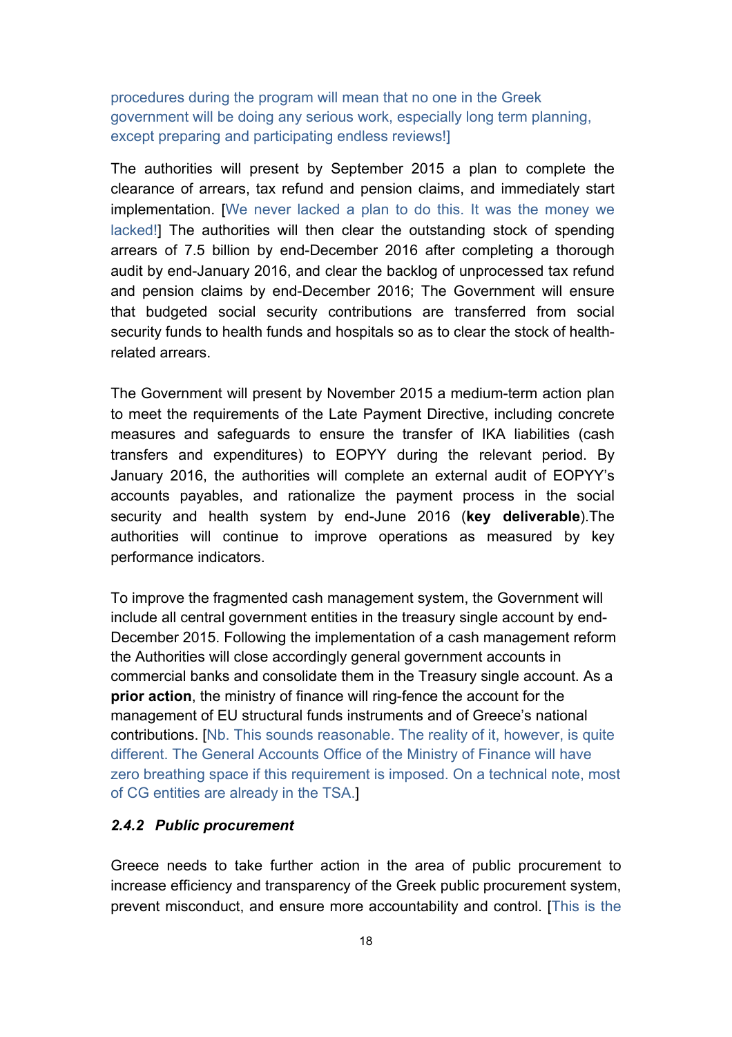procedures during the program will mean that no one in the Greek government will be doing any serious work, especially long term planning, except preparing and participating endless reviews!]

The authorities will present by September 2015 a plan to complete the clearance of arrears, tax refund and pension claims, and immediately start implementation. [We never lacked a plan to do this. It was the money we lacked!] The authorities will then clear the outstanding stock of spending arrears of 7.5 billion by end-December 2016 after completing a thorough audit by end-January 2016, and clear the backlog of unprocessed tax refund and pension claims by end-December 2016; The Government will ensure that budgeted social security contributions are transferred from social security funds to health funds and hospitals so as to clear the stock of health-related arrears.

The Government will present by November 2015 a medium-term action plan to meet the requirements of the Late Payment Directive, including concrete measures and safeguards to ensure the transfer of IKA liabilities (cash transfers and expenditures) to EOPYY during the relevant period. By January 2016, the authorities will complete an external audit of EOPYY's accounts payables, and rationalize the payment process in the social security and health system by end-June 2016 (**key deliverable**).The authorities will continue to improve operations as measured by key performance indicators.

To improve the fragmented cash management system, the Government will include all central government entities in the treasury single account by end-December 2015. Following the implementation of a cash management reform the Authorities will close accordingly general government accounts in commercial banks and consolidate them in the Treasury single account. As a **prior action**, the ministry of finance will ring-fence the account for the management of EU structural funds instruments and of Greece's national contributions. [Nb. This sounds reasonable. The reality of it, however, is quite different. The General Accounts Office of the Ministry of Finance will have zero breathing space if this requirement is imposed. On a technical note, most of CG entities are already in the TSA.]

### *2.4.2 Public procurement*

Greece needs to take further action in the area of public procurement to increase efficiency and transparency of the Greek public procurement system, prevent misconduct, and ensure more accountability and control. [This is the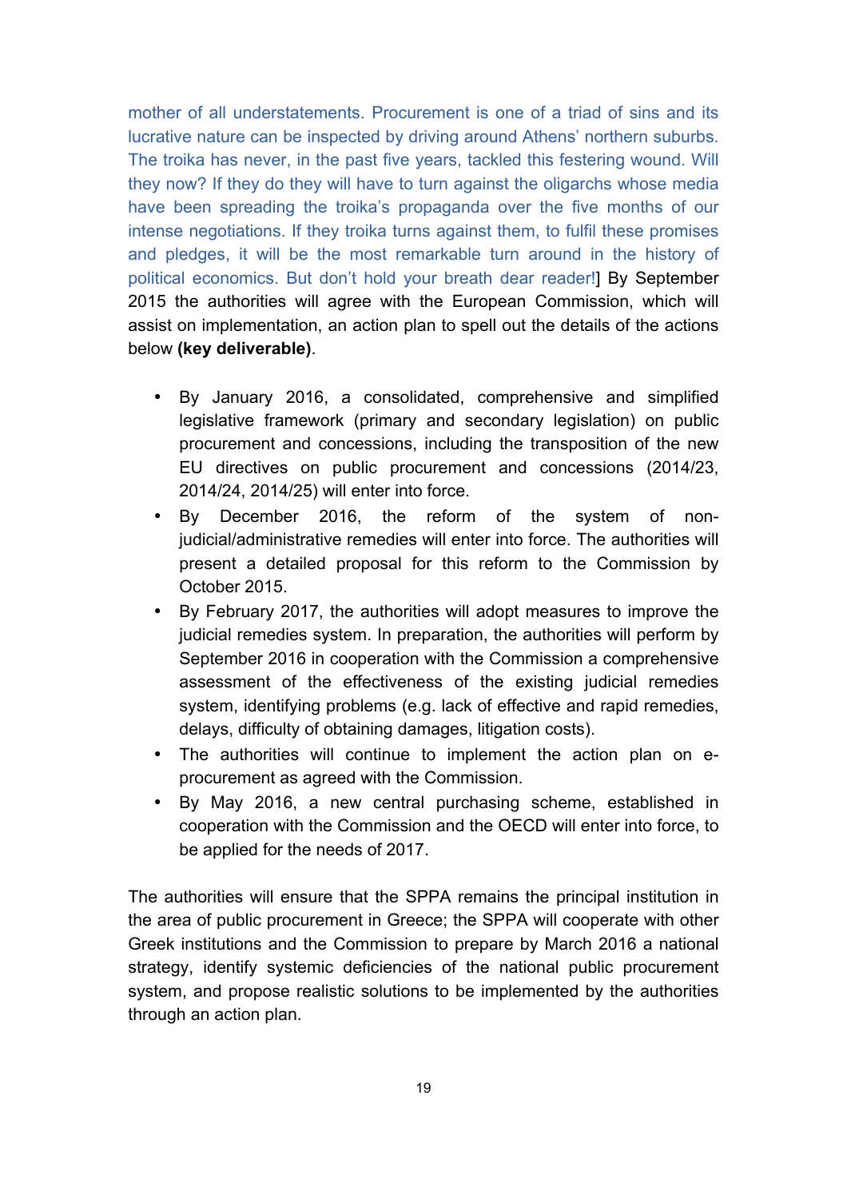mother of all understatements. Procurement is one of a triad of sins and its lucrative nature can be inspected by driving around Athens' northern suburbs. The troika has never, in the past five years, tackled this festering wound. Will they now? If they do they will have to turn against the oligarchs whose media have been spreading the troika's propaganda over the five months of our intense negotiations. If they troika turns against them, to fulfil these promises and pledges, it will be the most remarkable turn around in the history of political economics. But don't hold your breath dear reader!] By September 2015 the authorities will agree with the European Commission, which will assist on implementation, an action plan to spell out the details of the actions below **(key deliverable)**.

- By January 2016, a consolidated, comprehensive and simplified legislative framework (primary and secondary legislation) on public procurement and concessions, including the transposition of the new EU directives on public procurement and concessions (2014/23, 2014/24, 2014/25) will enter into force.
- By December 2016, the reform of the system of non-judicial/administrative remedies will enter into force. The authorities will present a detailed proposal for this reform to the Commission by October 2015.
- By February 2017, the authorities will adopt measures to improve the judicial remedies system. In preparation, the authorities will perform by September 2016 in cooperation with the Commission a comprehensive assessment of the effectiveness of the existing judicial remedies system, identifying problems (e.g. lack of effective and rapid remedies, delays, difficulty of obtaining damages, litigation costs).
- The authorities will continue to implement the action plan on e-procurement as agreed with the Commission.
- By May 2016, a new central purchasing scheme, established in cooperation with the Commission and the OECD will enter into force, to be applied for the needs of 2017.

The authorities will ensure that the SPPA remains the principal institution in the area of public procurement in Greece; the SPPA will cooperate with other Greek institutions and the Commission to prepare by March 2016 a national strategy, identify systemic deficiencies of the national public procurement system, and propose realistic solutions to be implemented by the authorities through an action plan.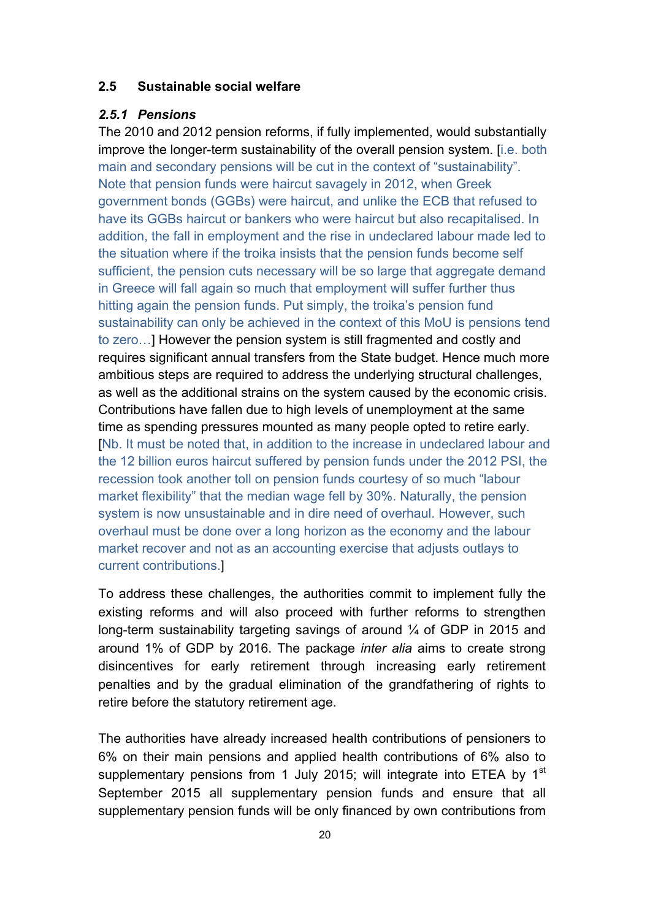### 2.5 Sustainable social welfare

#### *2.5.1 Pensions*

The 2010 and 2012 pension reforms, if fully implemented, would substantially improve the longer-term sustainability of the overall pension system. [i.e. both main and secondary pensions will be cut in the context of "sustainability". Note that pension funds were haircut savagely in 2012, when Greek government bonds (GGBs) were haircut, and unlike the ECB that refused to have its GGBs haircut or bankers who were haircut but also recapitalised. In addition, the fall in employment and the rise in undeclared labour made led to the situation where if the troika insists that the pension funds become self sufficient, the pension cuts necessary will be so large that aggregate demand in Greece will fall again so much that employment will suffer further thus hitting again the pension funds. Put simply, the troika's pension fund sustainability can only be achieved in the context of this MoU is pensions tend to zero…] However the pension system is still fragmented and costly and requires significant annual transfers from the State budget. Hence much more ambitious steps are required to address the underlying structural challenges, as well as the additional strains on the system caused by the economic crisis. Contributions have fallen due to high levels of unemployment at the same time as spending pressures mounted as many people opted to retire early. [Nb. It must be noted that, in addition to the increase in undeclared labour and the 12 billion euros haircut suffered by pension funds under the 2012 PSI, the recession took another toll on pension funds courtesy of so much "labour market flexibility" that the median wage fell by 30%. Naturally, the pension system is now unsustainable and in dire need of overhaul. However, such overhaul must be done over a long horizon as the economy and the labour market recover and not as an accounting exercise that adjusts outlays to current contributions.]

To address these challenges, the authorities commit to implement fully the existing reforms and will also proceed with further reforms to strengthen long-term sustainability targeting savings of around ¼ of GDP in 2015 and around 1% of GDP by 2016. The package *inter alia* aims to create strong disincentives for early retirement through increasing early retirement penalties and by the gradual elimination of the grandfathering of rights to retire before the statutory retirement age.

The authorities have already increased health contributions of pensioners to 6% on their main pensions and applied health contributions of 6% also to supplementary pensions from 1 July 2015; will integrate into ETEA by 1st September 2015 all supplementary pension funds and ensure that all supplementary pension funds will be only financed by own contributions from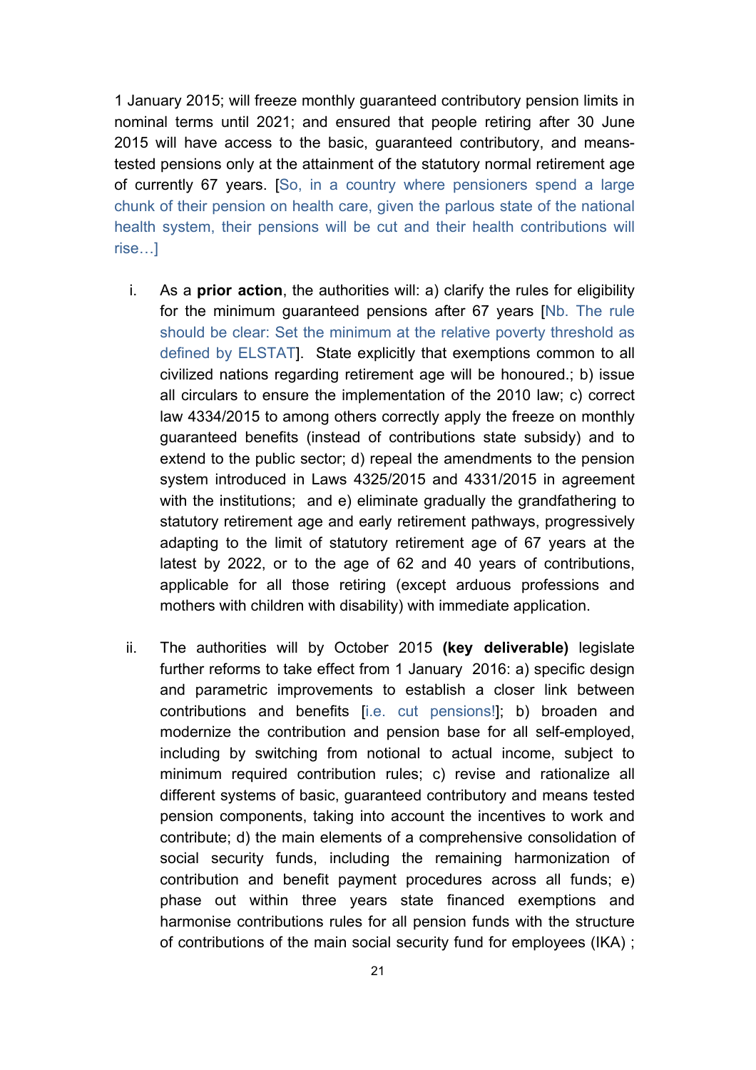1 January 2015; will freeze monthly guaranteed contributory pension limits in nominal terms until 2021; and ensured that people retiring after 30 June 2015 will have access to the basic, guaranteed contributory, and means-tested pensions only at the attainment of the statutory normal retirement age of currently 67 years. [So, in a country where pensioners spend a large chunk of their pension on health care, given the parlous state of the national health system, their pensions will be cut and their health contributions will rise…]

i. As a **prior action**, the authorities will: a) clarify the rules for eligibility for the minimum guaranteed pensions after 67 years [Nb. The rule should be clear: Set the minimum at the relative poverty threshold as defined by ELSTAT]. State explicitly that exemptions common to all civilized nations regarding retirement age will be honoured.; b) issue all circulars to ensure the implementation of the 2010 law; c) correct law 4334/2015 to among others correctly apply the freeze on monthly guaranteed benefits (instead of contributions state subsidy) and to extend to the public sector; d) repeal the amendments to the pension system introduced in Laws 4325/2015 and 4331/2015 in agreement with the institutions; and e) eliminate gradually the grandfathering to statutory retirement age and early retirement pathways, progressively adapting to the limit of statutory retirement age of 67 years at the latest by 2022, or to the age of 62 and 40 years of contributions, applicable for all those retiring (except arduous professions and mothers with children with disability) with immediate application.

ii. The authorities will by October 2015 **(key deliverable)** legislate further reforms to take effect from 1 January 2016: a) specific design and parametric improvements to establish a closer link between contributions and benefits [i.e. cut pensions!]; b) broaden and modernize the contribution and pension base for all self-employed, including by switching from notional to actual income, subject to minimum required contribution rules; c) revise and rationalize all different systems of basic, guaranteed contributory and means tested pension components, taking into account the incentives to work and contribute; d) the main elements of a comprehensive consolidation of social security funds, including the remaining harmonization of contribution and benefit payment procedures across all funds; e) phase out within three years state financed exemptions and harmonise contributions rules for all pension funds with the structure of contributions of the main social security fund for employees (IKA) ;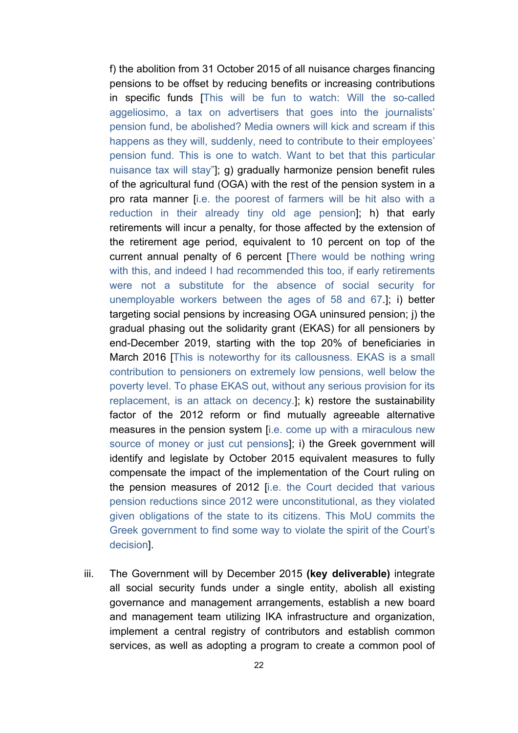f) the abolition from 31 October 2015 of all nuisance charges financing pensions to be offset by reducing benefits or increasing contributions in specific funds [This will be fun to watch: Will the so-called aggeliosimo, a tax on advertisers that goes into the journalists' pension fund, be abolished? Media owners will kick and scream if this happens as they will, suddenly, need to contribute to their employees' pension fund. This is one to watch. Want to bet that this particular nuisance tax will stay"]; g) gradually harmonize pension benefit rules of the agricultural fund (OGA) with the rest of the pension system in a pro rata manner [i.e. the poorest of farmers will be hit also with a reduction in their already tiny old age pension]; h) that early retirements will incur a penalty, for those affected by the extension of the retirement age period, equivalent to 10 percent on top of the current annual penalty of 6 percent [There would be nothing wring with this, and indeed I had recommended this too, if early retirements were not a substitute for the absence of social security for unemployable workers between the ages of 58 and 67.]; i) better targeting social pensions by increasing OGA uninsured pension; j) the gradual phasing out the solidarity grant (EKAS) for all pensioners by end-December 2019, starting with the top 20% of beneficiaries in March 2016 [This is noteworthy for its callousness. EKAS is a small contribution to pensioners on extremely low pensions, well below the poverty level. To phase EKAS out, without any serious provision for its replacement, is an attack on decency.]; k) restore the sustainability factor of the 2012 reform or find mutually agreeable alternative measures in the pension system [i.e. come up with a miraculous new source of money or just cut pensions]; i) the Greek government will identify and legislate by October 2015 equivalent measures to fully compensate the impact of the implementation of the Court ruling on the pension measures of 2012 [i.e. the Court decided that various pension reductions since 2012 were unconstitutional, as they violated given obligations of the state to its citizens. This MoU commits the Greek government to find some way to violate the spirit of the Court's decision].

iii. The Government will by December 2015 **(key deliverable)** integrate all social security funds under a single entity, abolish all existing governance and management arrangements, establish a new board and management team utilizing IKA infrastructure and organization, implement a central registry of contributors and establish common services, as well as adopting a program to create a common pool of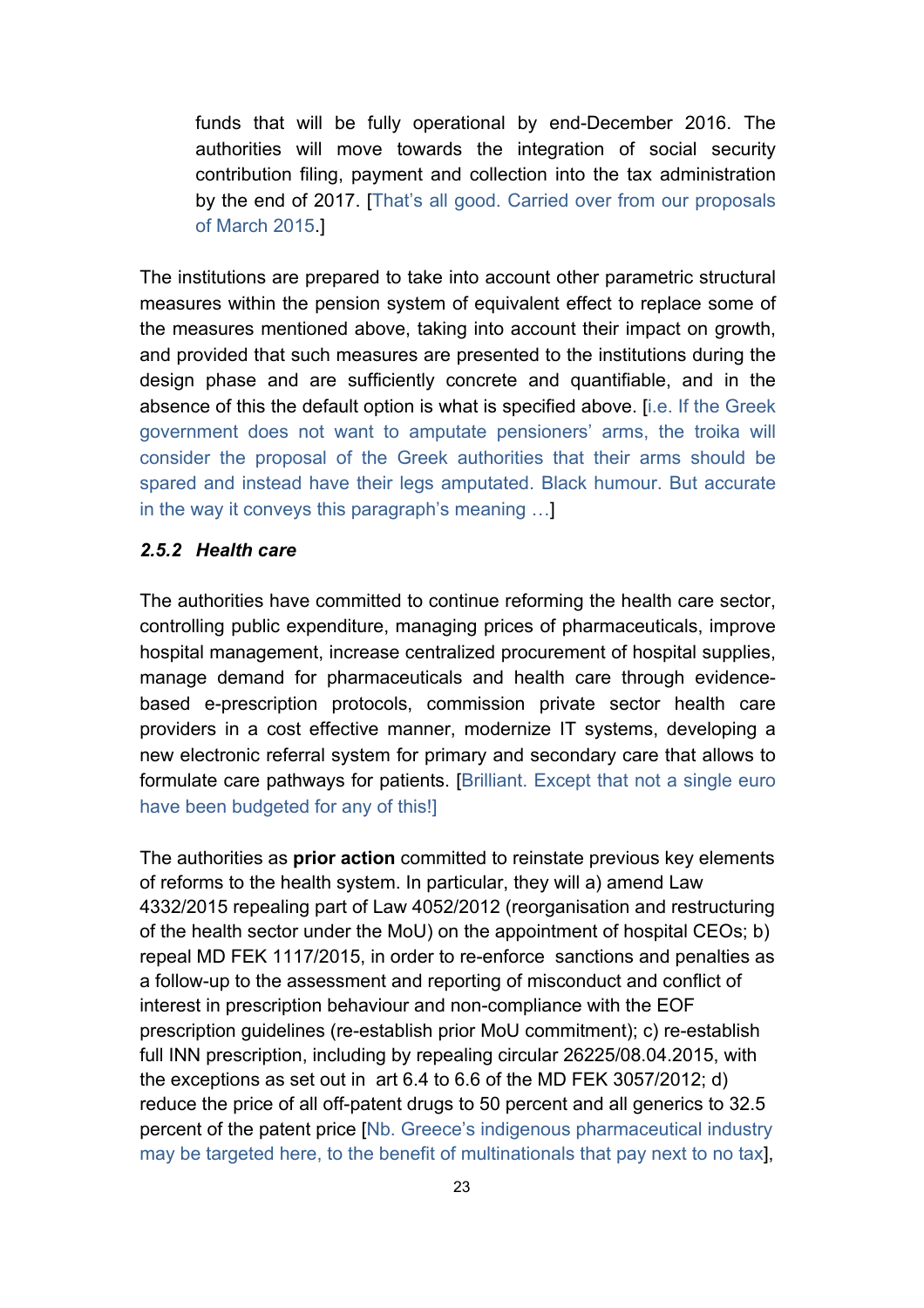funds that will be fully operational by end-December 2016. The authorities will move towards the integration of social security contribution filing, payment and collection into the tax administration by the end of 2017. [That's all good. Carried over from our proposals of March 2015.]

The institutions are prepared to take into account other parametric structural measures within the pension system of equivalent effect to replace some of the measures mentioned above, taking into account their impact on growth, and provided that such measures are presented to the institutions during the design phase and are sufficiently concrete and quantifiable, and in the absence of this the default option is what is specified above. [i.e. If the Greek government does not want to amputate pensioners' arms, the troika will consider the proposal of the Greek authorities that their arms should be spared and instead have their legs amputated. Black humour. But accurate in the way it conveys this paragraph's meaning …]

### *2.5.2 Health care*

The authorities have committed to continue reforming the health care sector, controlling public expenditure, managing prices of pharmaceuticals, improve hospital management, increase centralized procurement of hospital supplies, manage demand for pharmaceuticals and health care through evidence-based e-prescription protocols, commission private sector health care providers in a cost effective manner, modernize IT systems, developing a new electronic referral system for primary and secondary care that allows to formulate care pathways for patients. [Brilliant. Except that not a single euro have been budgeted for any of this!]

The authorities as **prior action** committed to reinstate previous key elements of reforms to the health system. In particular, they will a) amend Law 4332/2015 repealing part of Law 4052/2012 (reorganisation and restructuring of the health sector under the MoU) on the appointment of hospital CEOs; b) repeal MD FEK 1117/2015, in order to re-enforce sanctions and penalties as a follow-up to the assessment and reporting of misconduct and conflict of interest in prescription behaviour and non-compliance with the EOF prescription guidelines (re-establish prior MoU commitment); c) re-establish full INN prescription, including by repealing circular 26225/08.04.2015, with the exceptions as set out in art 6.4 to 6.6 of the MD FEK 3057/2012; d) reduce the price of all off-patent drugs to 50 percent and all generics to 32.5 percent of the patent price [Nb. Greece's indigenous pharmaceutical industry may be targeted here, to the benefit of multinationals that pay next to no tax],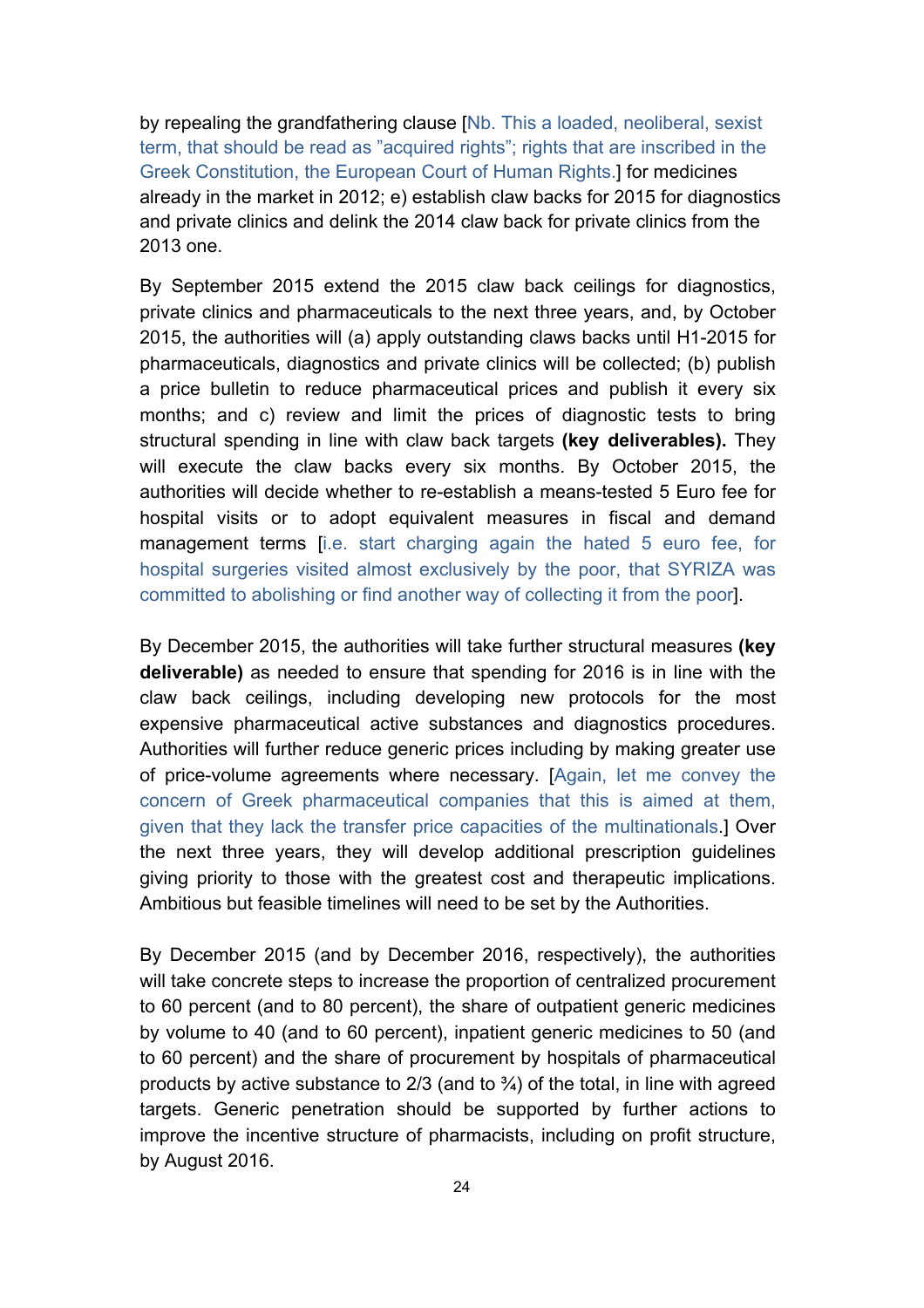by repealing the grandfathering clause [Nb. This a loaded, neoliberal, sexist term, that should be read as "acquired rights"; rights that are inscribed in the Greek Constitution, the European Court of Human Rights.] for medicines already in the market in 2012; e) establish claw backs for 2015 for diagnostics and private clinics and delink the 2014 claw back for private clinics from the 2013 one.

By September 2015 extend the 2015 claw back ceilings for diagnostics, private clinics and pharmaceuticals to the next three years, and, by October 2015, the authorities will (a) apply outstanding claws backs until H1-2015 for pharmaceuticals, diagnostics and private clinics will be collected; (b) publish a price bulletin to reduce pharmaceutical prices and publish it every six months; and c) review and limit the prices of diagnostic tests to bring structural spending in line with claw back targets **(key deliverables).** They will execute the claw backs every six months. By October 2015, the authorities will decide whether to re-establish a means-tested 5 Euro fee for hospital visits or to adopt equivalent measures in fiscal and demand management terms [i.e. start charging again the hated 5 euro fee, for hospital surgeries visited almost exclusively by the poor, that SYRIZA was committed to abolishing or find another way of collecting it from the poor].

By December 2015, the authorities will take further structural measures **(key deliverable)** as needed to ensure that spending for 2016 is in line with the claw back ceilings, including developing new protocols for the most expensive pharmaceutical active substances and diagnostics procedures. Authorities will further reduce generic prices including by making greater use of price-volume agreements where necessary. [Again, let me convey the concern of Greek pharmaceutical companies that this is aimed at them, given that they lack the transfer price capacities of the multinationals.] Over the next three years, they will develop additional prescription guidelines giving priority to those with the greatest cost and therapeutic implications. Ambitious but feasible timelines will need to be set by the Authorities.

By December 2015 (and by December 2016, respectively), the authorities will take concrete steps to increase the proportion of centralized procurement to 60 percent (and to 80 percent), the share of outpatient generic medicines by volume to 40 (and to 60 percent), inpatient generic medicines to 50 (and to 60 percent) and the share of procurement by hospitals of pharmaceutical products by active substance to 2/3 (and to ¾) of the total, in line with agreed targets. Generic penetration should be supported by further actions to improve the incentive structure of pharmacists, including on profit structure, by August 2016.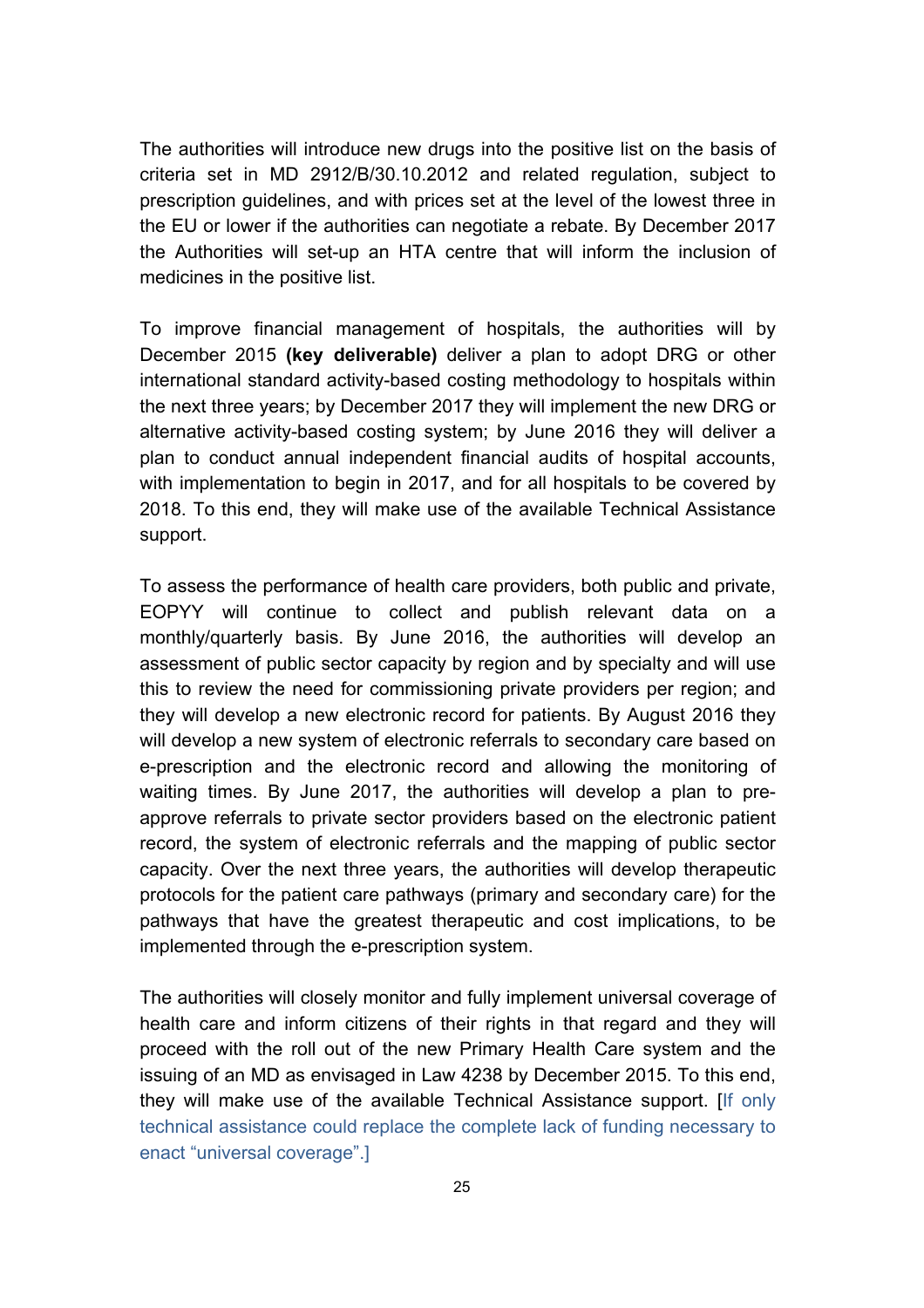The authorities will introduce new drugs into the positive list on the basis of criteria set in MD 2912/B/30.10.2012 and related regulation, subject to prescription guidelines, and with prices set at the level of the lowest three in the EU or lower if the authorities can negotiate a rebate. By December 2017 the Authorities will set-up an HTA centre that will inform the inclusion of medicines in the positive list.

To improve financial management of hospitals, the authorities will by December 2015 **(key deliverable)** deliver a plan to adopt DRG or other international standard activity-based costing methodology to hospitals within the next three years; by December 2017 they will implement the new DRG or alternative activity-based costing system; by June 2016 they will deliver a plan to conduct annual independent financial audits of hospital accounts, with implementation to begin in 2017, and for all hospitals to be covered by 2018. To this end, they will make use of the available Technical Assistance support.

To assess the performance of health care providers, both public and private, EOPYY will continue to collect and publish relevant data on a monthly/quarterly basis. By June 2016, the authorities will develop an assessment of public sector capacity by region and by specialty and will use this to review the need for commissioning private providers per region; and they will develop a new electronic record for patients. By August 2016 they will develop a new system of electronic referrals to secondary care based on e-prescription and the electronic record and allowing the monitoring of waiting times. By June 2017, the authorities will develop a plan to pre-approve referrals to private sector providers based on the electronic patient record, the system of electronic referrals and the mapping of public sector capacity. Over the next three years, the authorities will develop therapeutic protocols for the patient care pathways (primary and secondary care) for the pathways that have the greatest therapeutic and cost implications, to be implemented through the e-prescription system.

The authorities will closely monitor and fully implement universal coverage of health care and inform citizens of their rights in that regard and they will proceed with the roll out of the new Primary Health Care system and the issuing of an MD as envisaged in Law 4238 by December 2015. To this end, they will make use of the available Technical Assistance support. [If only technical assistance could replace the complete lack of funding necessary to enact "universal coverage".]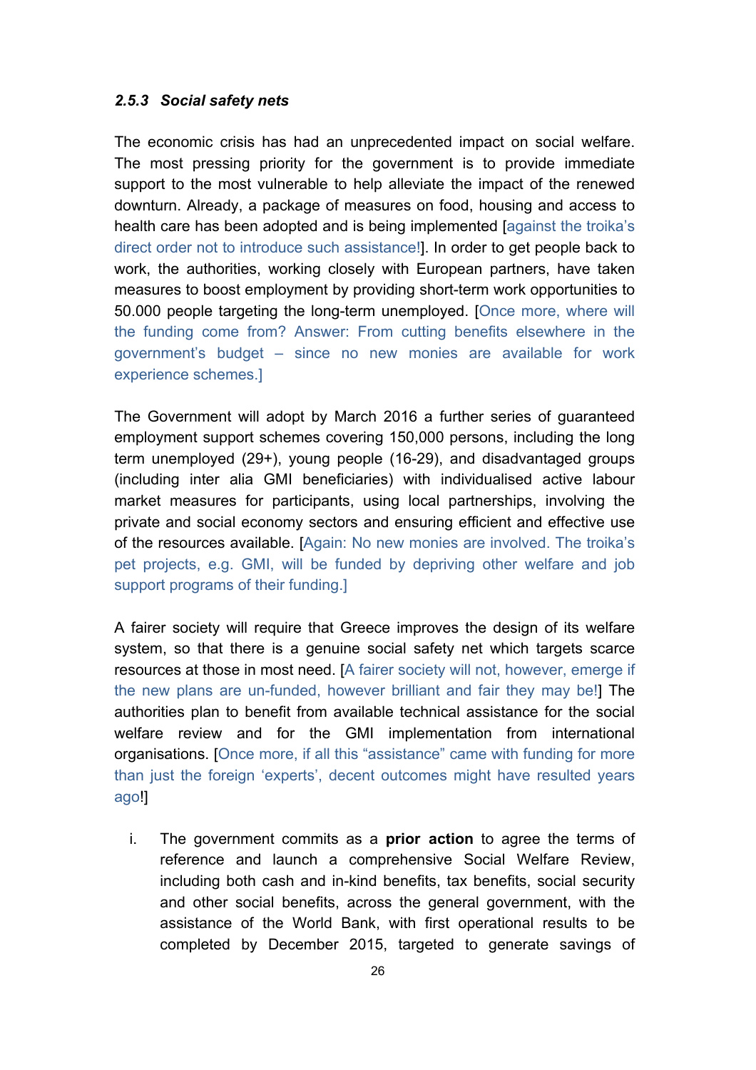#### *2.5.3 Social safety nets*

The economic crisis has had an unprecedented impact on social welfare. The most pressing priority for the government is to provide immediate support to the most vulnerable to help alleviate the impact of the renewed downturn. Already, a package of measures on food, housing and access to health care has been adopted and is being implemented [against the troika's direct order not to introduce such assistance!]. In order to get people back to work, the authorities, working closely with European partners, have taken measures to boost employment by providing short-term work opportunities to 50.000 people targeting the long-term unemployed. [Once more, where will the funding come from? Answer: From cutting benefits elsewhere in the government's budget – since no new monies are available for work experience schemes.]

The Government will adopt by March 2016 a further series of guaranteed employment support schemes covering 150,000 persons, including the long term unemployed (29+), young people (16-29), and disadvantaged groups (including inter alia GMI beneficiaries) with individualised active labour market measures for participants, using local partnerships, involving the private and social economy sectors and ensuring efficient and effective use of the resources available. [Again: No new monies are involved. The troika's pet projects, e.g. GMI, will be funded by depriving other welfare and job support programs of their funding.]

A fairer society will require that Greece improves the design of its welfare system, so that there is a genuine social safety net which targets scarce resources at those in most need. [A fairer society will not, however, emerge if the new plans are un-funded, however brilliant and fair they may be!] The authorities plan to benefit from available technical assistance for the social welfare review and for the GMI implementation from international organisations. [Once more, if all this "assistance" came with funding for more than just the foreign 'experts', decent outcomes might have resulted years ago!]

i. The government commits as a **prior action** to agree the terms of reference and launch a comprehensive Social Welfare Review, including both cash and in-kind benefits, tax benefits, social security and other social benefits, across the general government, with the assistance of the World Bank, with first operational results to be completed by December 2015, targeted to generate savings of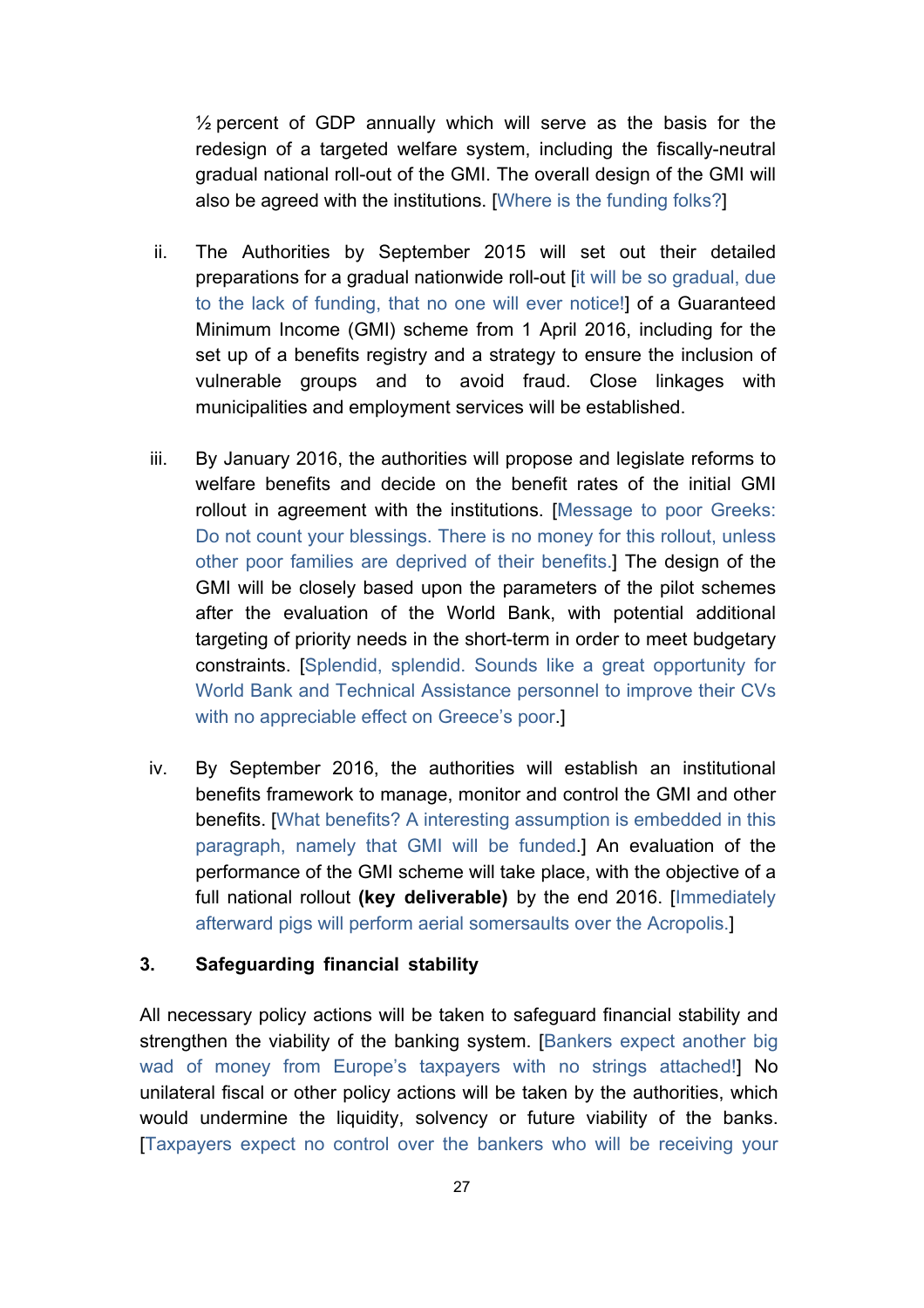½ percent of GDP annually which will serve as the basis for the redesign of a targeted welfare system, including the fiscally-neutral gradual national roll-out of the GMI. The overall design of the GMI will also be agreed with the institutions. [Where is the funding folks?]

ii. The Authorities by September 2015 will set out their detailed preparations for a gradual nationwide roll-out [it will be so gradual, due to the lack of funding, that no one will ever notice!] of a Guaranteed Minimum Income (GMI) scheme from 1 April 2016, including for the set up of a benefits registry and a strategy to ensure the inclusion of vulnerable groups and to avoid fraud. Close linkages with municipalities and employment services will be established.

iii. By January 2016, the authorities will propose and legislate reforms to welfare benefits and decide on the benefit rates of the initial GMI rollout in agreement with the institutions. [Message to poor Greeks: Do not count your blessings. There is no money for this rollout, unless other poor families are deprived of their benefits.] The design of the GMI will be closely based upon the parameters of the pilot schemes after the evaluation of the World Bank, with potential additional targeting of priority needs in the short-term in order to meet budgetary constraints. [Splendid, splendid. Sounds like a great opportunity for World Bank and Technical Assistance personnel to improve their CVs with no appreciable effect on Greece's poor.]

iv. By September 2016, the authorities will establish an institutional benefits framework to manage, monitor and control the GMI and other benefits. [What benefits? A interesting assumption is embedded in this paragraph, namely that GMI will be funded.] An evaluation of the performance of the GMI scheme will take place, with the objective of a full national rollout **(key deliverable)** by the end 2016. [Immediately afterward pigs will perform aerial somersaults over the Acropolis.]

### 3. Safeguarding financial stability

All necessary policy actions will be taken to safeguard financial stability and strengthen the viability of the banking system. [Bankers expect another big wad of money from Europe's taxpayers with no strings attached!] No unilateral fiscal or other policy actions will be taken by the authorities, which would undermine the liquidity, solvency or future viability of the banks. [Taxpayers expect no control over the bankers who will be receiving your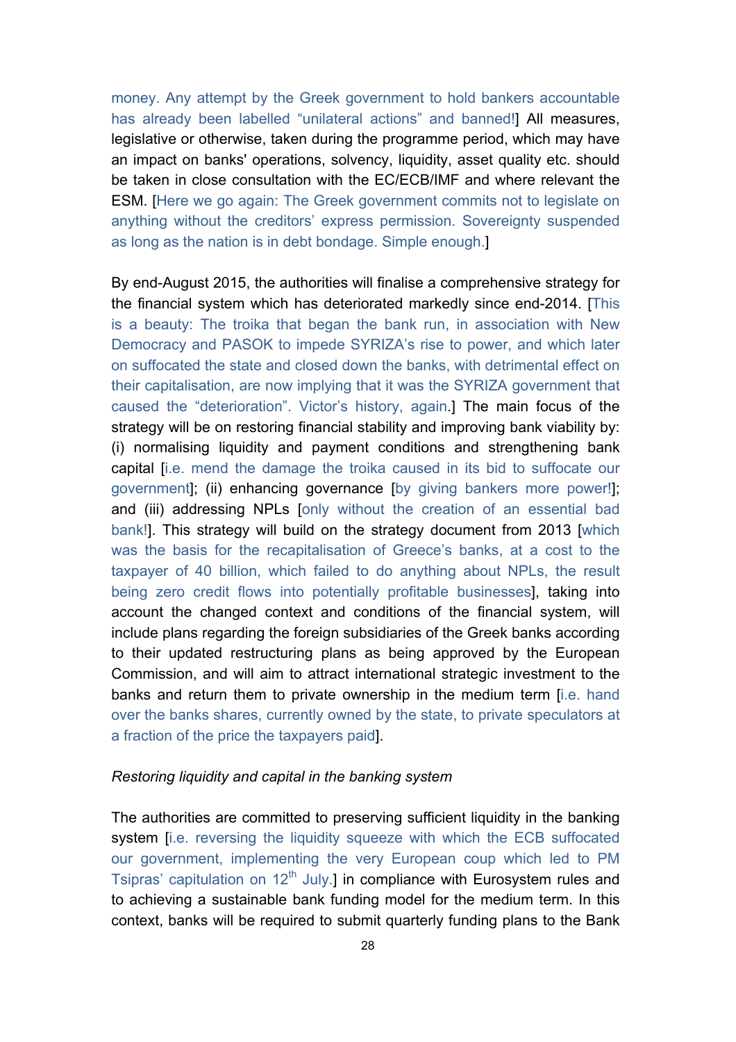money. Any attempt by the Greek government to hold bankers accountable has already been labelled “unilateral actions” and banned!] All measures, legislative or otherwise, taken during the programme period, which may have an impact on banks' operations, solvency, liquidity, asset quality etc. should be taken in close consultation with the EC/ECB/IMF and where relevant the ESM. [Here we go again: The Greek government commits not to legislate on anything without the creditors’ express permission. Sovereignty suspended as long as the nation is in debt bondage. Simple enough.]

By end-August 2015, the authorities will finalise a comprehensive strategy for the financial system which has deteriorated markedly since end-2014. [This is a beauty: The troika that began the bank run, in association with New Democracy and PASOK to impede SYRIZA’s rise to power, and which later on suffocated the state and closed down the banks, with detrimental effect on their capitalisation, are now implying that it was the SYRIZA government that caused the “deterioration”. Victor’s history, again.] The main focus of the strategy will be on restoring financial stability and improving bank viability by: (i) normalising liquidity and payment conditions and strengthening bank capital [i.e. mend the damage the troika caused in its bid to suffocate our government]; (ii) enhancing governance [by giving bankers more power!]; and (iii) addressing NPLs [only without the creation of an essential bad bank!]. This strategy will build on the strategy document from 2013 [which was the basis for the recapitalisation of Greece’s banks, at a cost to the taxpayer of 40 billion, which failed to do anything about NPLs, the result being zero credit flows into potentially profitable businesses], taking into account the changed context and conditions of the financial system, will include plans regarding the foreign subsidiaries of the Greek banks according to their updated restructuring plans as being approved by the European Commission, and will aim to attract international strategic investment to the banks and return them to private ownership in the medium term [i.e. hand over the banks shares, currently owned by the state, to private speculators at a fraction of the price the taxpayers paid].

*Restoring liquidity and capital in the banking system*

The authorities are committed to preserving sufficient liquidity in the banking system [i.e. reversing the liquidity squeeze with which the ECB suffocated our government, implementing the very European coup which led to PM Tsipras’ capitulation on 12th July.] in compliance with Eurosystem rules and to achieving a sustainable bank funding model for the medium term. In this context, banks will be required to submit quarterly funding plans to the Bank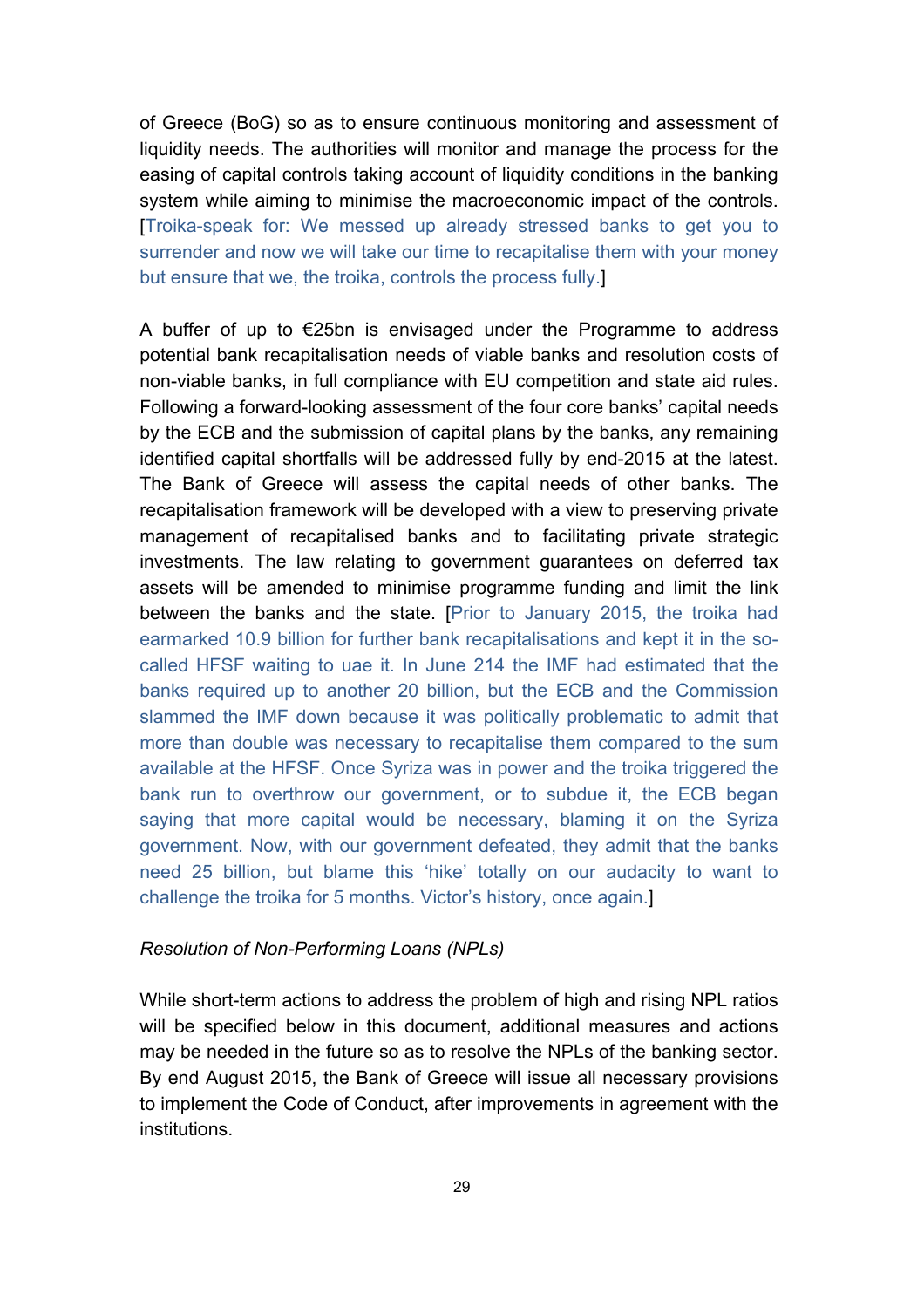of Greece (BoG) so as to ensure continuous monitoring and assessment of liquidity needs. The authorities will monitor and manage the process for the easing of capital controls taking account of liquidity conditions in the banking system while aiming to minimise the macroeconomic impact of the controls. [Troika-speak for: We messed up already stressed banks to get you to surrender and now we will take our time to recapitalise them with your money but ensure that we, the troika, controls the process fully.]

A buffer of up to €25bn is envisaged under the Programme to address potential bank recapitalisation needs of viable banks and resolution costs of non-viable banks, in full compliance with EU competition and state aid rules. Following a forward-looking assessment of the four core banks' capital needs by the ECB and the submission of capital plans by the banks, any remaining identified capital shortfalls will be addressed fully by end-2015 at the latest. The Bank of Greece will assess the capital needs of other banks. The recapitalisation framework will be developed with a view to preserving private management of recapitalised banks and to facilitating private strategic investments. The law relating to government guarantees on deferred tax assets will be amended to minimise programme funding and limit the link between the banks and the state. [Prior to January 2015, the troika had earmarked 10.9 billion for further bank recapitalisations and kept it in the so-called HFSF waiting to uae it. In June 214 the IMF had estimated that the banks required up to another 20 billion, but the ECB and the Commission slammed the IMF down because it was politically problematic to admit that more than double was necessary to recapitalise them compared to the sum available at the HFSF. Once Syriza was in power and the troika triggered the bank run to overthrow our government, or to subdue it, the ECB began saying that more capital would be necessary, blaming it on the Syriza government. Now, with our government defeated, they admit that the banks need 25 billion, but blame this 'hike' totally on our audacity to want to challenge the troika for 5 months. Victor's history, once again.]

*Resolution of Non-Performing Loans (NPLs)*

While short-term actions to address the problem of high and rising NPL ratios will be specified below in this document, additional measures and actions may be needed in the future so as to resolve the NPLs of the banking sector. By end August 2015, the Bank of Greece will issue all necessary provisions to implement the Code of Conduct, after improvements in agreement with the institutions.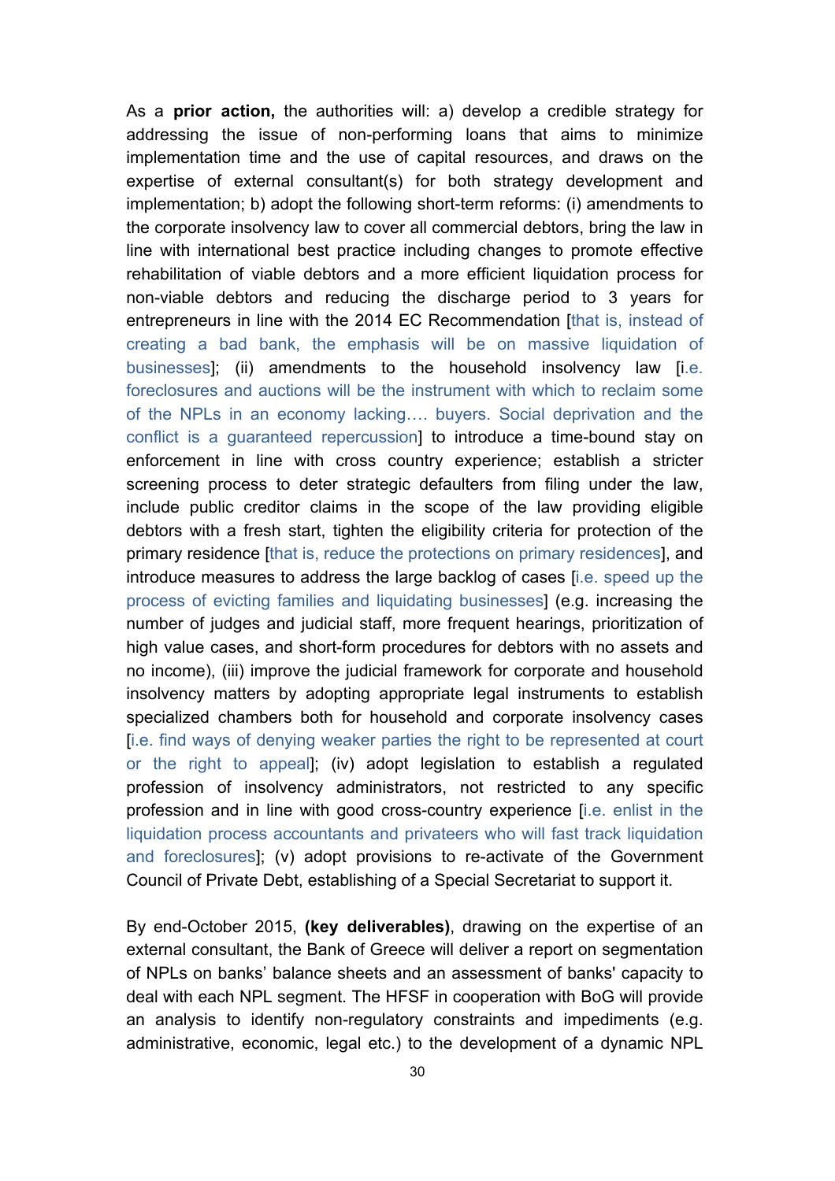As a **prior action,** the authorities will: a) develop a credible strategy for addressing the issue of non-performing loans that aims to minimize implementation time and the use of capital resources, and draws on the expertise of external consultant(s) for both strategy development and implementation; b) adopt the following short-term reforms: (i) amendments to the corporate insolvency law to cover all commercial debtors, bring the law in line with international best practice including changes to promote effective rehabilitation of viable debtors and a more efficient liquidation process for non-viable debtors and reducing the discharge period to 3 years for entrepreneurs in line with the 2014 EC Recommendation [that is, instead of creating a bad bank, the emphasis will be on massive liquidation of businesses]; (ii) amendments to the household insolvency law [i.e. foreclosures and auctions will be the instrument with which to reclaim some of the NPLs in an economy lacking…. buyers. Social deprivation and the conflict is a guaranteed repercussion] to introduce a time-bound stay on enforcement in line with cross country experience; establish a stricter screening process to deter strategic defaulters from filing under the law, include public creditor claims in the scope of the law providing eligible debtors with a fresh start, tighten the eligibility criteria for protection of the primary residence [that is, reduce the protections on primary residences], and introduce measures to address the large backlog of cases [i.e. speed up the process of evicting families and liquidating businesses] (e.g. increasing the number of judges and judicial staff, more frequent hearings, prioritization of high value cases, and short-form procedures for debtors with no assets and no income), (iii) improve the judicial framework for corporate and household insolvency matters by adopting appropriate legal instruments to establish specialized chambers both for household and corporate insolvency cases [i.e. find ways of denying weaker parties the right to be represented at court or the right to appeal]; (iv) adopt legislation to establish a regulated profession of insolvency administrators, not restricted to any specific profession and in line with good cross-country experience [i.e. enlist in the liquidation process accountants and privateers who will fast track liquidation and foreclosures]; (v) adopt provisions to re-activate of the Government Council of Private Debt, establishing of a Special Secretariat to support it.

By end-October 2015, **(key deliverables)**, drawing on the expertise of an external consultant, the Bank of Greece will deliver a report on segmentation of NPLs on banks' balance sheets and an assessment of banks' capacity to deal with each NPL segment. The HFSF in cooperation with BoG will provide an analysis to identify non-regulatory constraints and impediments (e.g. administrative, economic, legal etc.) to the development of a dynamic NPL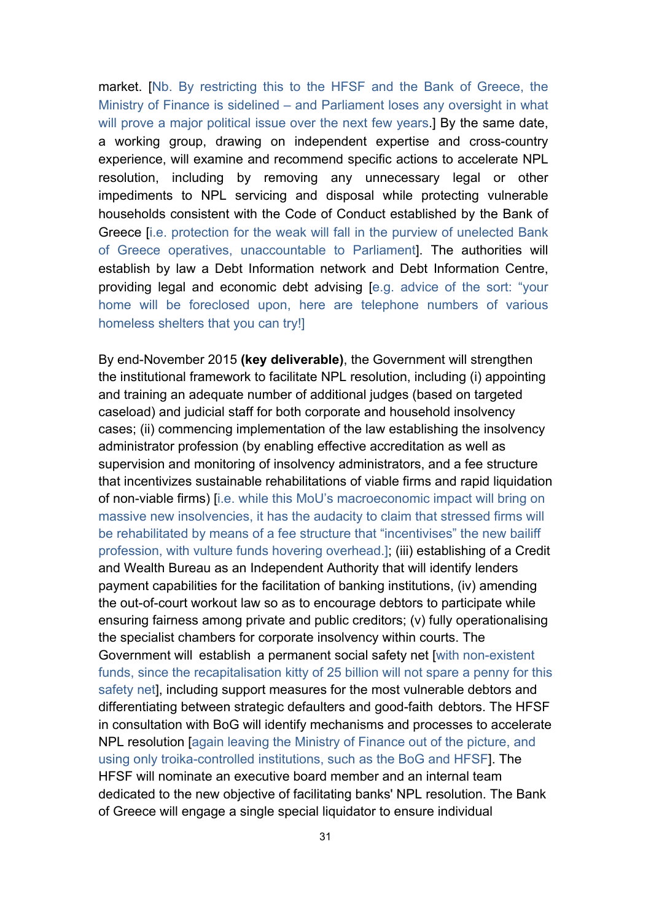market. [Nb. By restricting this to the HFSF and the Bank of Greece, the Ministry of Finance is sidelined – and Parliament loses any oversight in what will prove a major political issue over the next few years.] By the same date, a working group, drawing on independent expertise and cross-country experience, will examine and recommend specific actions to accelerate NPL resolution, including by removing any unnecessary legal or other impediments to NPL servicing and disposal while protecting vulnerable households consistent with the Code of Conduct established by the Bank of Greece [i.e. protection for the weak will fall in the purview of unelected Bank of Greece operatives, unaccountable to Parliament]. The authorities will establish by law a Debt Information network and Debt Information Centre, providing legal and economic debt advising [e.g. advice of the sort: "your home will be foreclosed upon, here are telephone numbers of various homeless shelters that you can try!]

By end-November 2015 **(key deliverable)**, the Government will strengthen the institutional framework to facilitate NPL resolution, including (i) appointing and training an adequate number of additional judges (based on targeted caseload) and judicial staff for both corporate and household insolvency cases; (ii) commencing implementation of the law establishing the insolvency administrator profession (by enabling effective accreditation as well as supervision and monitoring of insolvency administrators, and a fee structure that incentivizes sustainable rehabilitations of viable firms and rapid liquidation of non-viable firms) [i.e. while this MoU's macroeconomic impact will bring on massive new insolvencies, it has the audacity to claim that stressed firms will be rehabilitated by means of a fee structure that "incentivises" the new bailiff profession, with vulture funds hovering overhead.]; (iii) establishing of a Credit and Wealth Bureau as an Independent Authority that will identify lenders payment capabilities for the facilitation of banking institutions, (iv) amending the out-of-court workout law so as to encourage debtors to participate while ensuring fairness among private and public creditors; (v) fully operationalising the specialist chambers for corporate insolvency within courts. The Government will establish a permanent social safety net [with non-existent funds, since the recapitalisation kitty of 25 billion will not spare a penny for this safety net], including support measures for the most vulnerable debtors and differentiating between strategic defaulters and good-faith debtors. The HFSF in consultation with BoG will identify mechanisms and processes to accelerate NPL resolution [again leaving the Ministry of Finance out of the picture, and using only troika-controlled institutions, such as the BoG and HFSF]. The HFSF will nominate an executive board member and an internal team dedicated to the new objective of facilitating banks' NPL resolution. The Bank of Greece will engage a single special liquidator to ensure individual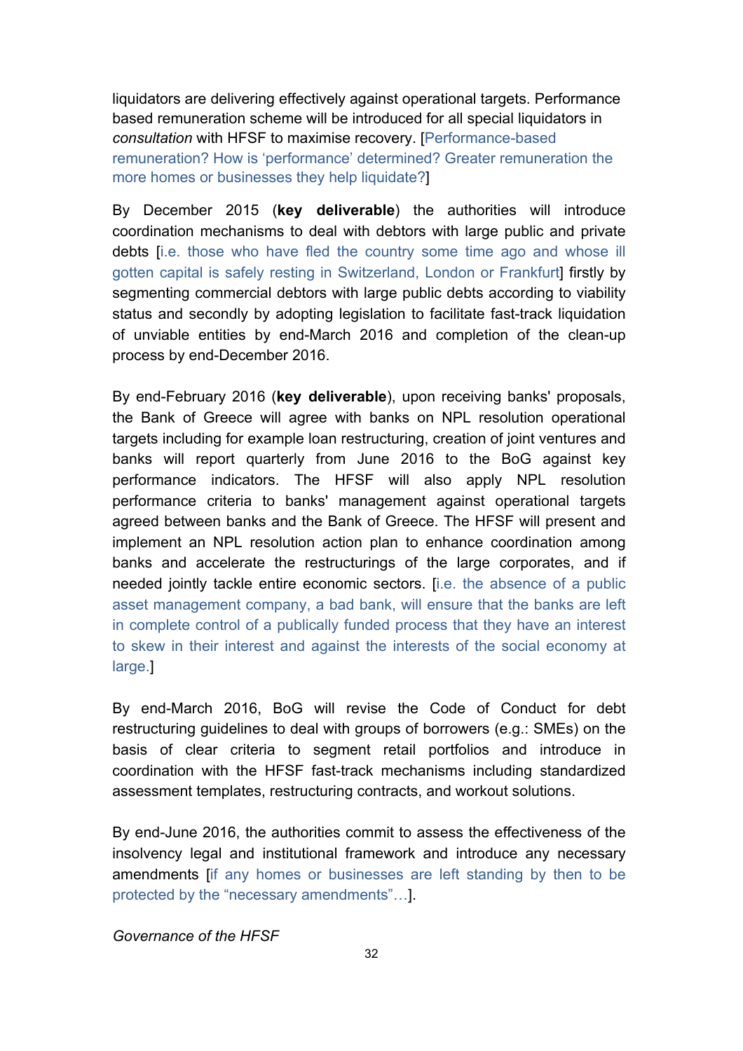liquidators are delivering effectively against operational targets. Performance based remuneration scheme will be introduced for all special liquidators in *consultation* with HFSF to maximise recovery. [Performance-based remuneration? How is 'performance' determined? Greater remuneration the more homes or businesses they help liquidate?]

By December 2015 (**key deliverable**) the authorities will introduce coordination mechanisms to deal with debtors with large public and private debts [i.e. those who have fled the country some time ago and whose ill gotten capital is safely resting in Switzerland, London or Frankfurt] firstly by segmenting commercial debtors with large public debts according to viability status and secondly by adopting legislation to facilitate fast-track liquidation of unviable entities by end-March 2016 and completion of the clean-up process by end-December 2016.

By end-February 2016 (**key deliverable**), upon receiving banks' proposals, the Bank of Greece will agree with banks on NPL resolution operational targets including for example loan restructuring, creation of joint ventures and banks will report quarterly from June 2016 to the BoG against key performance indicators. The HFSF will also apply NPL resolution performance criteria to banks' management against operational targets agreed between banks and the Bank of Greece. The HFSF will present and implement an NPL resolution action plan to enhance coordination among banks and accelerate the restructurings of the large corporates, and if needed jointly tackle entire economic sectors. [i.e. the absence of a public asset management company, a bad bank, will ensure that the banks are left in complete control of a publically funded process that they have an interest to skew in their interest and against the interests of the social economy at large.]

By end-March 2016, BoG will revise the Code of Conduct for debt restructuring guidelines to deal with groups of borrowers (e.g.: SMEs) on the basis of clear criteria to segment retail portfolios and introduce in coordination with the HFSF fast-track mechanisms including standardized assessment templates, restructuring contracts, and workout solutions.

By end-June 2016, the authorities commit to assess the effectiveness of the insolvency legal and institutional framework and introduce any necessary amendments [if any homes or businesses are left standing by then to be protected by the "necessary amendments"…].

*Governance of the HFSF*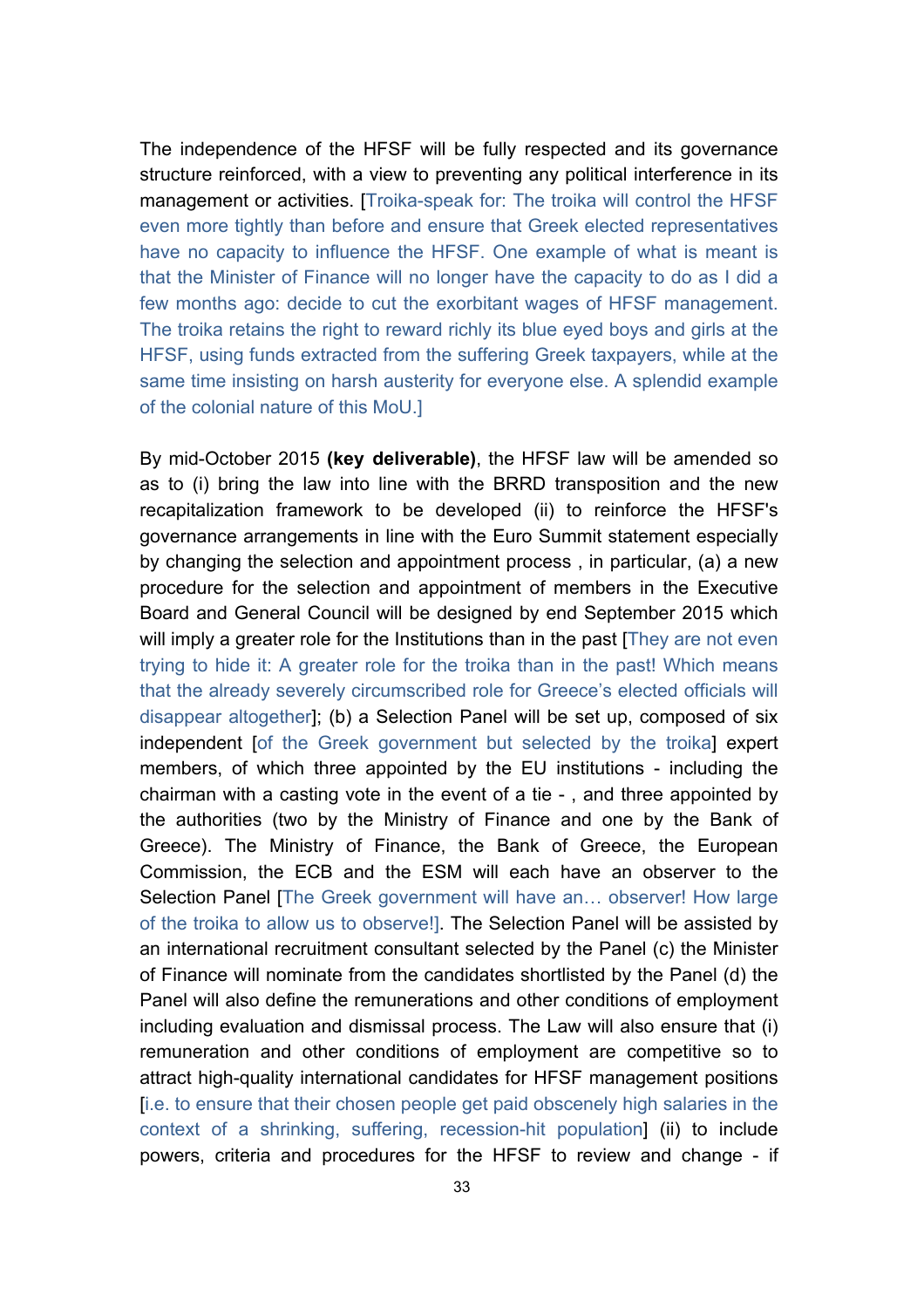The independence of the HFSF will be fully respected and its governance structure reinforced, with a view to preventing any political interference in its management or activities. [Troika-speak for: The troika will control the HFSF even more tightly than before and ensure that Greek elected representatives have no capacity to influence the HFSF. One example of what is meant is that the Minister of Finance will no longer have the capacity to do as I did a few months ago: decide to cut the exorbitant wages of HFSF management. The troika retains the right to reward richly its blue eyed boys and girls at the HFSF, using funds extracted from the suffering Greek taxpayers, while at the same time insisting on harsh austerity for everyone else. A splendid example of the colonial nature of this MoU.]

By mid-October 2015 **(key deliverable)**, the HFSF law will be amended so as to (i) bring the law into line with the BRRD transposition and the new recapitalization framework to be developed (ii) to reinforce the HFSF's governance arrangements in line with the Euro Summit statement especially by changing the selection and appointment process , in particular, (a) a new procedure for the selection and appointment of members in the Executive Board and General Council will be designed by end September 2015 which will imply a greater role for the Institutions than in the past [They are not even trying to hide it: A greater role for the troika than in the past! Which means that the already severely circumscribed role for Greece's elected officials will disappear altogether]; (b) a Selection Panel will be set up, composed of six independent [of the Greek government but selected by the troika] expert members, of which three appointed by the EU institutions - including the chairman with a casting vote in the event of a tie - , and three appointed by the authorities (two by the Ministry of Finance and one by the Bank of Greece). The Ministry of Finance, the Bank of Greece, the European Commission, the ECB and the ESM will each have an observer to the Selection Panel [The Greek government will have an… observer! How large of the troika to allow us to observe!]. The Selection Panel will be assisted by an international recruitment consultant selected by the Panel (c) the Minister of Finance will nominate from the candidates shortlisted by the Panel (d) the Panel will also define the remunerations and other conditions of employment including evaluation and dismissal process. The Law will also ensure that (i) remuneration and other conditions of employment are competitive so to attract high-quality international candidates for HFSF management positions [i.e. to ensure that their chosen people get paid obscenely high salaries in the context of a shrinking, suffering, recession-hit population] (ii) to include powers, criteria and procedures for the HFSF to review and change - if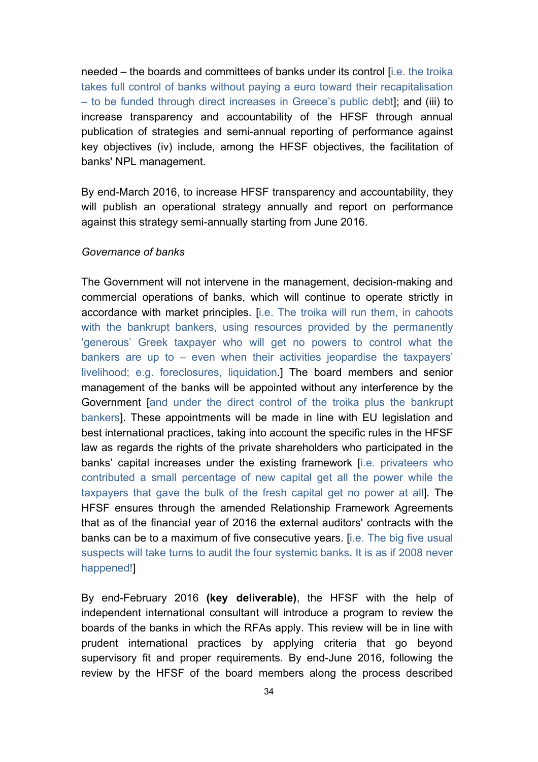needed – the boards and committees of banks under its control [i.e. the troika takes full control of banks without paying a euro toward their recapitalisation – to be funded through direct increases in Greece's public debt]; and (iii) to increase transparency and accountability of the HFSF through annual publication of strategies and semi-annual reporting of performance against key objectives (iv) include, among the HFSF objectives, the facilitation of banks' NPL management.

By end-March 2016, to increase HFSF transparency and accountability, they will publish an operational strategy annually and report on performance against this strategy semi-annually starting from June 2016.

*Governance of banks*

The Government will not intervene in the management, decision-making and commercial operations of banks, which will continue to operate strictly in accordance with market principles. [i.e. The troika will run them, in cahoots with the bankrupt bankers, using resources provided by the permanently 'generous' Greek taxpayer who will get no powers to control what the bankers are up to – even when their activities jeopardise the taxpayers' livelihood; e.g. foreclosures, liquidation.] The board members and senior management of the banks will be appointed without any interference by the Government [and under the direct control of the troika plus the bankrupt bankers]. These appointments will be made in line with EU legislation and best international practices, taking into account the specific rules in the HFSF law as regards the rights of the private shareholders who participated in the banks' capital increases under the existing framework [i.e. privateers who contributed a small percentage of new capital get all the power while the taxpayers that gave the bulk of the fresh capital get no power at all]. The HFSF ensures through the amended Relationship Framework Agreements that as of the financial year of 2016 the external auditors' contracts with the banks can be to a maximum of five consecutive years. [i.e. The big five usual suspects will take turns to audit the four systemic banks. It is as if 2008 never happened!]

By end-February 2016 **(key deliverable)**, the HFSF with the help of independent international consultant will introduce a program to review the boards of the banks in which the RFAs apply. This review will be in line with prudent international practices by applying criteria that go beyond supervisory fit and proper requirements. By end-June 2016, following the review by the HFSF of the board members along the process described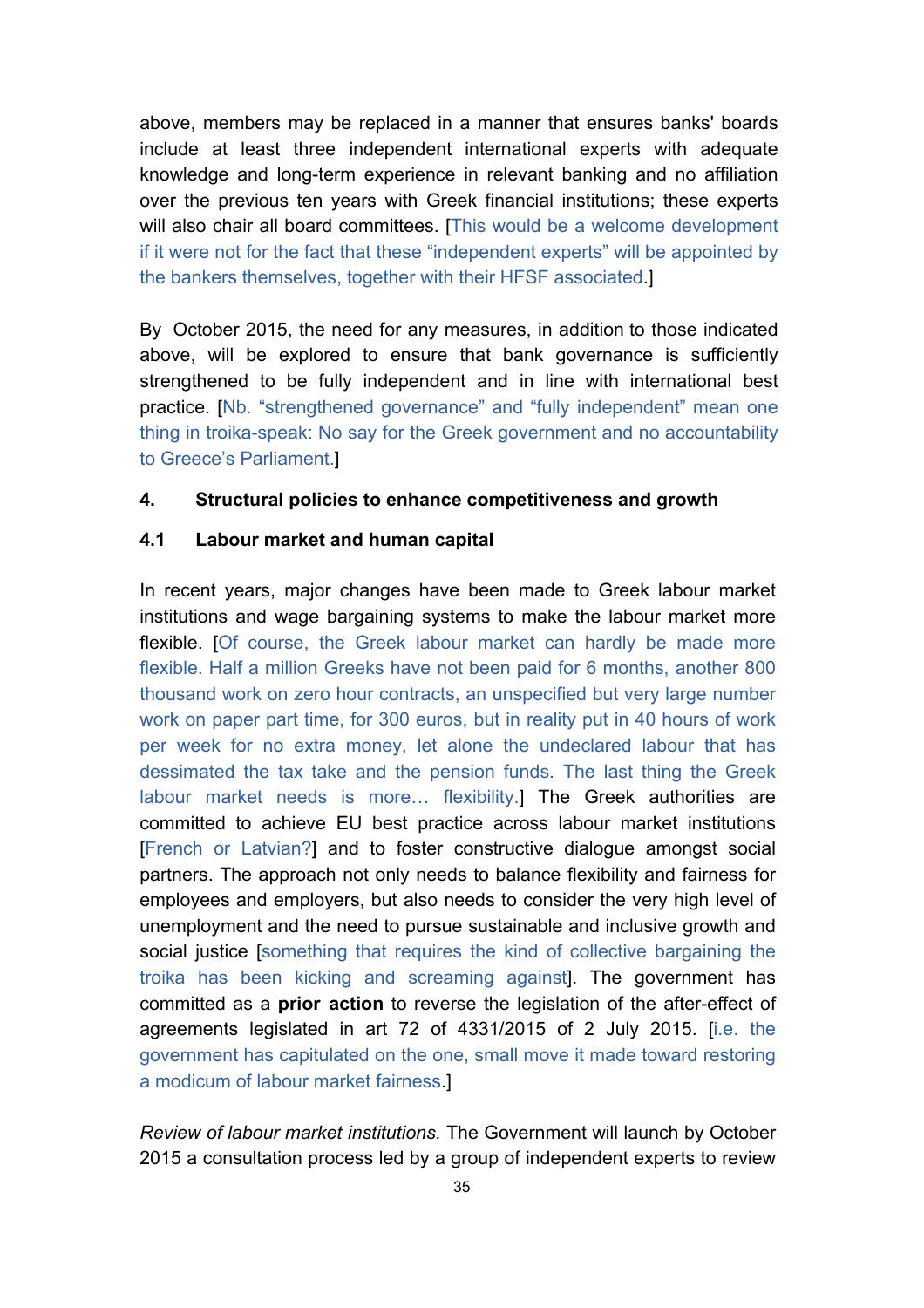above, members may be replaced in a manner that ensures banks' boards include at least three independent international experts with adequate knowledge and long-term experience in relevant banking and no affiliation over the previous ten years with Greek financial institutions; these experts will also chair all board committees. [This would be a welcome development if it were not for the fact that these "independent experts" will be appointed by the bankers themselves, together with their HFSF associated.]

By October 2015, the need for any measures, in addition to those indicated above, will be explored to ensure that bank governance is sufficiently strengthened to be fully independent and in line with international best practice. [Nb. "strengthened governance" and "fully independent" mean one thing in troika-speak: No say for the Greek government and no accountability to Greece's Parliament.]

## 4. Structural policies to enhance competitiveness and growth

### 4.1 Labour market and human capital

In recent years, major changes have been made to Greek labour market institutions and wage bargaining systems to make the labour market more flexible. [Of course, the Greek labour market can hardly be made more flexible. Half a million Greeks have not been paid for 6 months, another 800 thousand work on zero hour contracts, an unspecified but very large number work on paper part time, for 300 euros, but in reality put in 40 hours of work per week for no extra money, let alone the undeclared labour that has dessimated the tax take and the pension funds. The last thing the Greek labour market needs is more… flexibility.] The Greek authorities are committed to achieve EU best practice across labour market institutions [French or Latvian?] and to foster constructive dialogue amongst social partners. The approach not only needs to balance flexibility and fairness for employees and employers, but also needs to consider the very high level of unemployment and the need to pursue sustainable and inclusive growth and social justice [something that requires the kind of collective bargaining the troika has been kicking and screaming against]. The government has committed as a **prior action** to reverse the legislation of the after-effect of agreements legislated in art 72 of 4331/2015 of 2 July 2015. [i.e. the government has capitulated on the one, small move it made toward restoring a modicum of labour market fairness.]

*Review of labour market institutions.* The Government will launch by October 2015 a consultation process led by a group of independent experts to review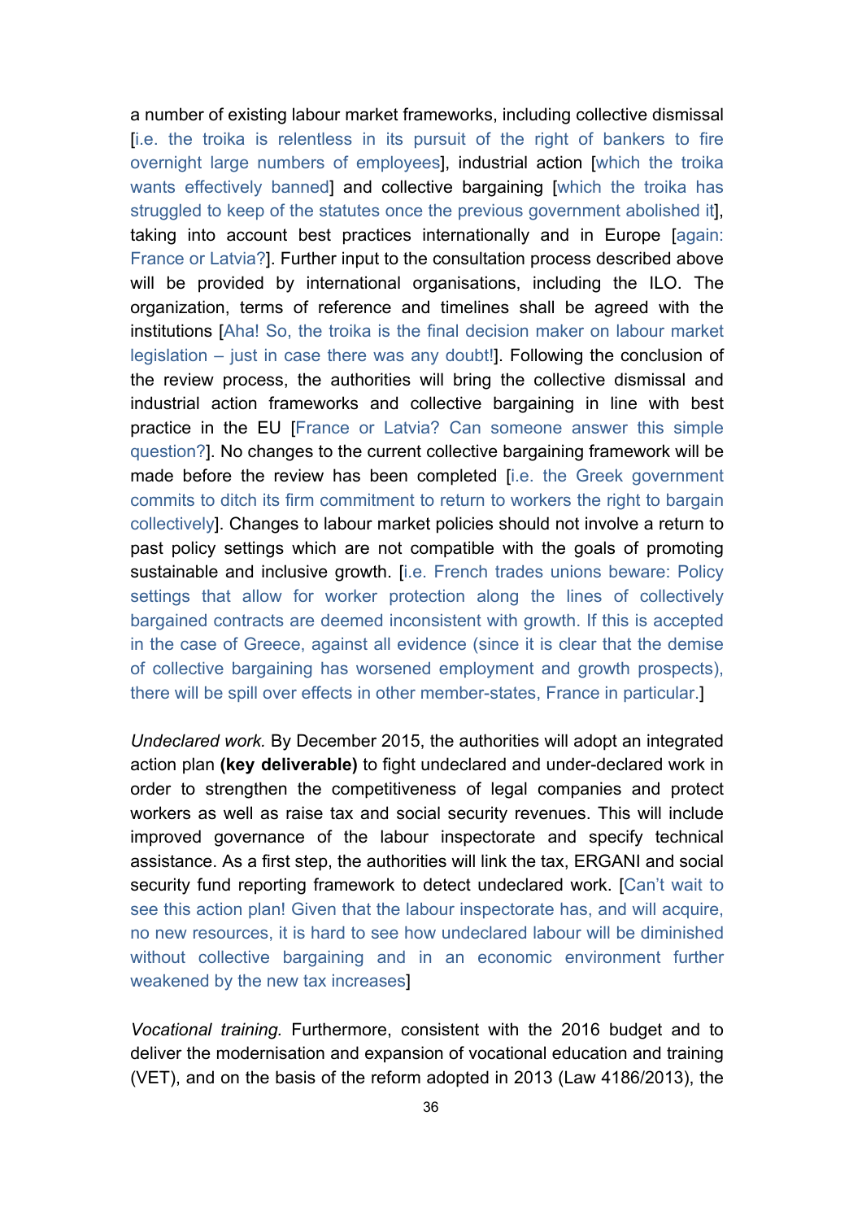a number of existing labour market frameworks, including collective dismissal [i.e. the troika is relentless in its pursuit of the right of bankers to fire overnight large numbers of employees], industrial action [which the troika wants effectively banned] and collective bargaining [which the troika has struggled to keep of the statutes once the previous government abolished it], taking into account best practices internationally and in Europe [again: France or Latvia?]. Further input to the consultation process described above will be provided by international organisations, including the ILO. The organization, terms of reference and timelines shall be agreed with the institutions [Aha! So, the troika is the final decision maker on labour market legislation – just in case there was any doubt!]. Following the conclusion of the review process, the authorities will bring the collective dismissal and industrial action frameworks and collective bargaining in line with best practice in the EU [France or Latvia? Can someone answer this simple question?]. No changes to the current collective bargaining framework will be made before the review has been completed [i.e. the Greek government commits to ditch its firm commitment to return to workers the right to bargain collectively]. Changes to labour market policies should not involve a return to past policy settings which are not compatible with the goals of promoting sustainable and inclusive growth. [i.e. French trades unions beware: Policy settings that allow for worker protection along the lines of collectively bargained contracts are deemed inconsistent with growth. If this is accepted in the case of Greece, against all evidence (since it is clear that the demise of collective bargaining has worsened employment and growth prospects), there will be spill over effects in other member-states, France in particular.]

*Undeclared work.* By December 2015, the authorities will adopt an integrated action plan **(key deliverable)** to fight undeclared and under-declared work in order to strengthen the competitiveness of legal companies and protect workers as well as raise tax and social security revenues. This will include improved governance of the labour inspectorate and specify technical assistance. As a first step, the authorities will link the tax, ERGANI and social security fund reporting framework to detect undeclared work. [Can't wait to see this action plan! Given that the labour inspectorate has, and will acquire, no new resources, it is hard to see how undeclared labour will be diminished without collective bargaining and in an economic environment further weakened by the new tax increases]

*Vocational training.* Furthermore, consistent with the 2016 budget and to deliver the modernisation and expansion of vocational education and training (VET), and on the basis of the reform adopted in 2013 (Law 4186/2013), the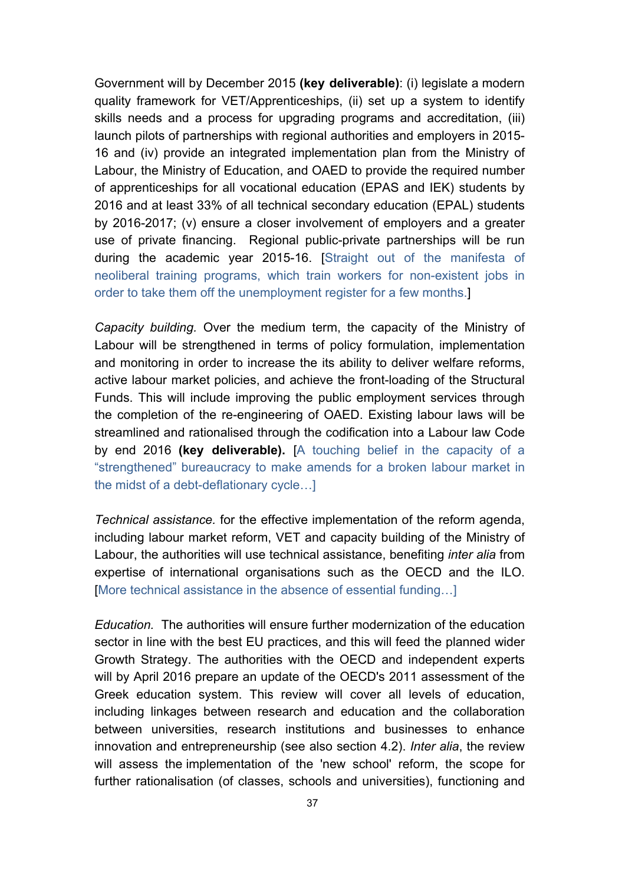Government will by December 2015 **(key deliverable)**: (i) legislate a modern quality framework for VET/Apprenticeships, (ii) set up a system to identify skills needs and a process for upgrading programs and accreditation, (iii) launch pilots of partnerships with regional authorities and employers in 2015-16 and (iv) provide an integrated implementation plan from the Ministry of Labour, the Ministry of Education, and OAED to provide the required number of apprenticeships for all vocational education (EPAS and IEK) students by 2016 and at least 33% of all technical secondary education (EPAL) students by 2016-2017; (v) ensure a closer involvement of employers and a greater use of private financing. Regional public-private partnerships will be run during the academic year 2015-16. [Straight out of the manifesta of neoliberal training programs, which train workers for non-existent jobs in order to take them off the unemployment register for a few months.]

*Capacity building.* Over the medium term, the capacity of the Ministry of Labour will be strengthened in terms of policy formulation, implementation and monitoring in order to increase the its ability to deliver welfare reforms, active labour market policies, and achieve the front-loading of the Structural Funds. This will include improving the public employment services through the completion of the re-engineering of OAED. Existing labour laws will be streamlined and rationalised through the codification into a Labour law Code by end 2016 **(key deliverable).** [A touching belief in the capacity of a "strengthened" bureaucracy to make amends for a broken labour market in the midst of a debt-deflationary cycle…]

*Technical assistance.* for the effective implementation of the reform agenda, including labour market reform, VET and capacity building of the Ministry of Labour, the authorities will use technical assistance, benefiting *inter alia* from expertise of international organisations such as the OECD and the ILO. [More technical assistance in the absence of essential funding…]

*Education.* The authorities will ensure further modernization of the education sector in line with the best EU practices, and this will feed the planned wider Growth Strategy. The authorities with the OECD and independent experts will by April 2016 prepare an update of the OECD's 2011 assessment of the Greek education system. This review will cover all levels of education, including linkages between research and education and the collaboration between universities, research institutions and businesses to enhance innovation and entrepreneurship (see also section 4.2). *Inter alia*, the review will assess the implementation of the 'new school' reform, the scope for further rationalisation (of classes, schools and universities), functioning and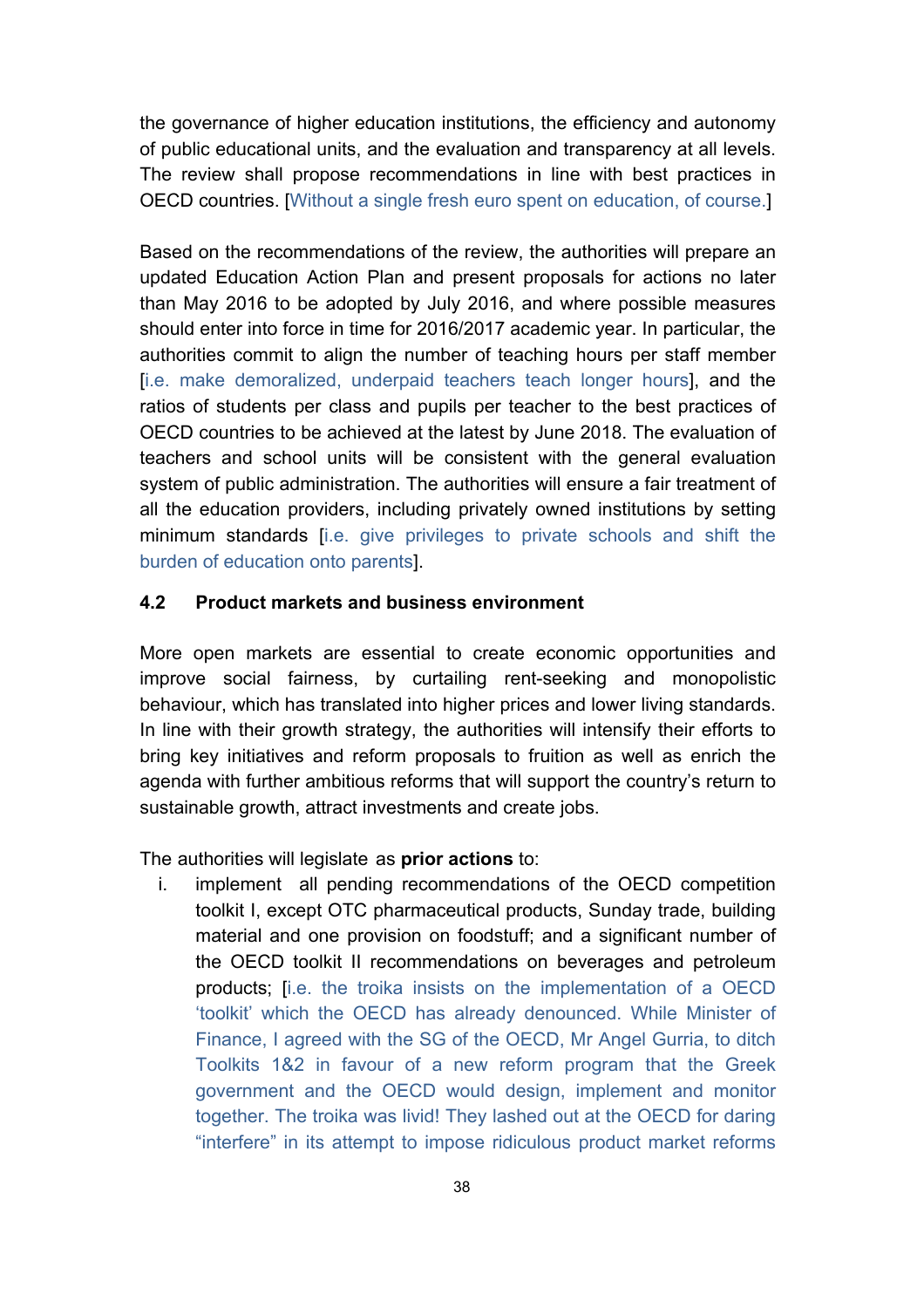the governance of higher education institutions, the efficiency and autonomy of public educational units, and the evaluation and transparency at all levels. The review shall propose recommendations in line with best practices in OECD countries. [Without a single fresh euro spent on education, of course.]

Based on the recommendations of the review, the authorities will prepare an updated Education Action Plan and present proposals for actions no later than May 2016 to be adopted by July 2016, and where possible measures should enter into force in time for 2016/2017 academic year. In particular, the authorities commit to align the number of teaching hours per staff member [i.e. make demoralized, underpaid teachers teach longer hours], and the ratios of students per class and pupils per teacher to the best practices of OECD countries to be achieved at the latest by June 2018. The evaluation of teachers and school units will be consistent with the general evaluation system of public administration. The authorities will ensure a fair treatment of all the education providers, including privately owned institutions by setting minimum standards [i.e. give privileges to private schools and shift the burden of education onto parents].

### 4.2 Product markets and business environment

More open markets are essential to create economic opportunities and improve social fairness, by curtailing rent-seeking and monopolistic behaviour, which has translated into higher prices and lower living standards. In line with their growth strategy, the authorities will intensify their efforts to bring key initiatives and reform proposals to fruition as well as enrich the agenda with further ambitious reforms that will support the country's return to sustainable growth, attract investments and create jobs.

The authorities will legislate as **prior actions** to:

i. implement all pending recommendations of the OECD competition toolkit I, except OTC pharmaceutical products, Sunday trade, building material and one provision on foodstuff; and a significant number of the OECD toolkit II recommendations on beverages and petroleum products; [i.e. the troika insists on the implementation of a OECD 'toolkit' which the OECD has already denounced. While Minister of Finance, I agreed with the SG of the OECD, Mr Angel Gurria, to ditch Toolkits 1&2 in favour of a new reform program that the Greek government and the OECD would design, implement and monitor together. The troika was livid! They lashed out at the OECD for daring "interfere" in its attempt to impose ridiculous product market reforms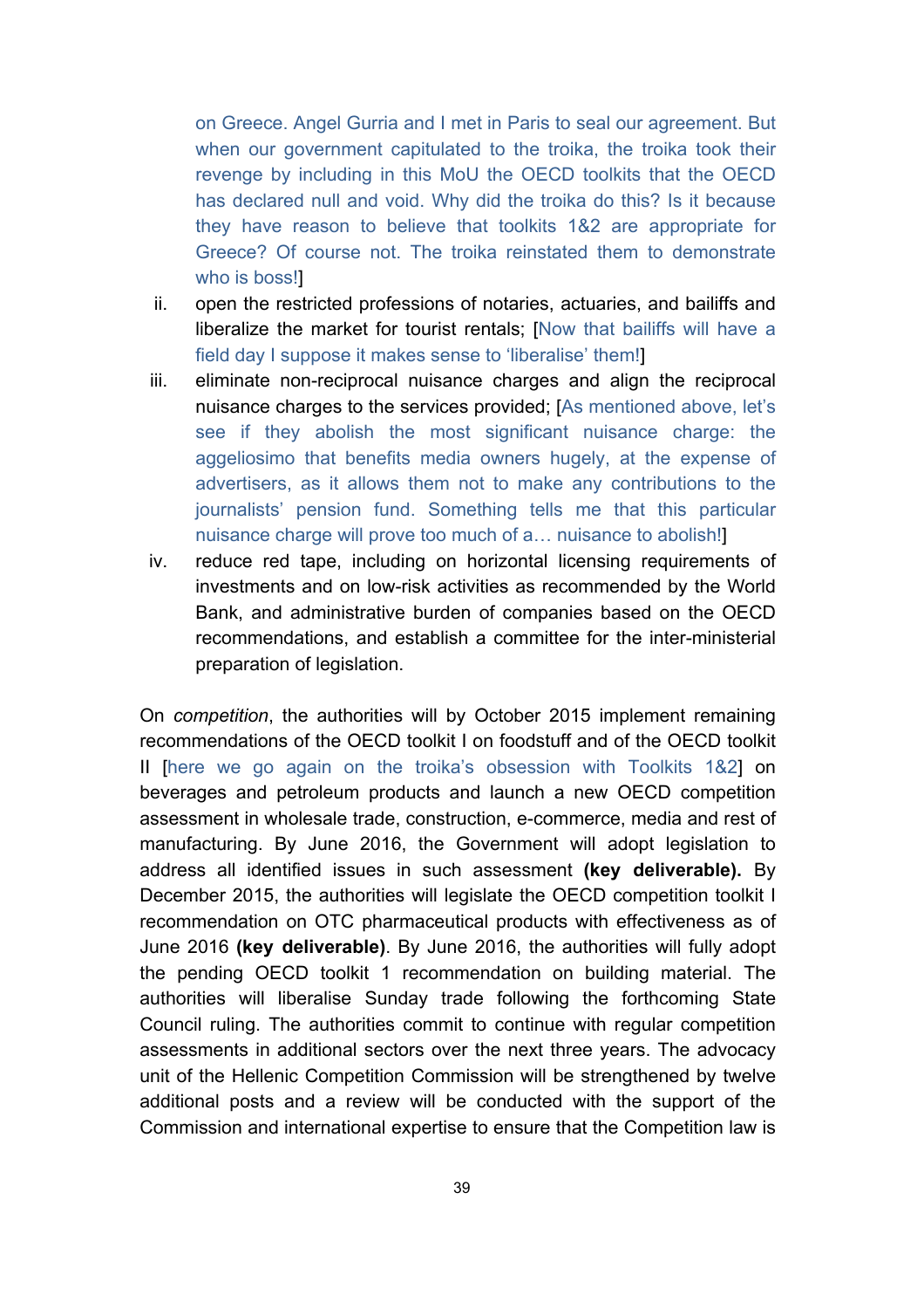on Greece. Angel Gurria and I met in Paris to seal our agreement. But when our government capitulated to the troika, the troika took their revenge by including in this MoU the OECD toolkits that the OECD has declared null and void. Why did the troika do this? Is it because they have reason to believe that toolkits 1&2 are appropriate for Greece? Of course not. The troika reinstated them to demonstrate who is boss!]

ii. open the restricted professions of notaries, actuaries, and bailiffs and liberalize the market for tourist rentals; [Now that bailiffs will have a field day I suppose it makes sense to 'liberalise' them!]

iii. eliminate non-reciprocal nuisance charges and align the reciprocal nuisance charges to the services provided; [As mentioned above, let's see if they abolish the most significant nuisance charge: the aggeliosimo that benefits media owners hugely, at the expense of advertisers, as it allows them not to make any contributions to the journalists' pension fund. Something tells me that this particular nuisance charge will prove too much of a… nuisance to abolish!]

iv. reduce red tape, including on horizontal licensing requirements of investments and on low-risk activities as recommended by the World Bank, and administrative burden of companies based on the OECD recommendations, and establish a committee for the inter-ministerial preparation of legislation.

On *competition*, the authorities will by October 2015 implement remaining recommendations of the OECD toolkit I on foodstuff and of the OECD toolkit II [here we go again on the troika's obsession with Toolkits 1&2] on beverages and petroleum products and launch a new OECD competition assessment in wholesale trade, construction, e-commerce, media and rest of manufacturing. By June 2016, the Government will adopt legislation to address all identified issues in such assessment **(key deliverable).** By December 2015, the authorities will legislate the OECD competition toolkit I recommendation on OTC pharmaceutical products with effectiveness as of June 2016 **(key deliverable)**. By June 2016, the authorities will fully adopt the pending OECD toolkit 1 recommendation on building material. The authorities will liberalise Sunday trade following the forthcoming State Council ruling. The authorities commit to continue with regular competition assessments in additional sectors over the next three years. The advocacy unit of the Hellenic Competition Commission will be strengthened by twelve additional posts and a review will be conducted with the support of the Commission and international expertise to ensure that the Competition law is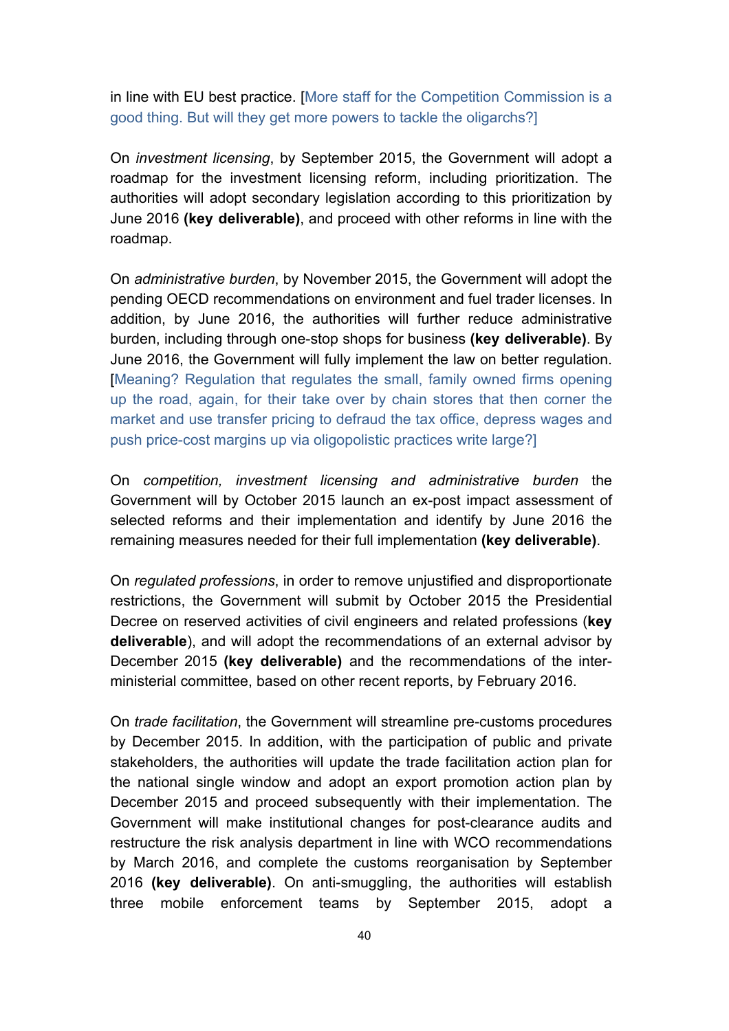in line with EU best practice. [More staff for the Competition Commission is a good thing. But will they get more powers to tackle the oligarchs?]

On *investment licensing*, by September 2015, the Government will adopt a roadmap for the investment licensing reform, including prioritization. The authorities will adopt secondary legislation according to this prioritization by June 2016 **(key deliverable)**, and proceed with other reforms in line with the roadmap.

On *administrative burden*, by November 2015, the Government will adopt the pending OECD recommendations on environment and fuel trader licenses. In addition, by June 2016, the authorities will further reduce administrative burden, including through one-stop shops for business **(key deliverable)**. By June 2016, the Government will fully implement the law on better regulation. [Meaning? Regulation that regulates the small, family owned firms opening up the road, again, for their take over by chain stores that then corner the market and use transfer pricing to defraud the tax office, depress wages and push price-cost margins up via oligopolistic practices write large?]

On *competition, investment licensing and administrative burden* the Government will by October 2015 launch an ex-post impact assessment of selected reforms and their implementation and identify by June 2016 the remaining measures needed for their full implementation **(key deliverable)**.

On *regulated professions*, in order to remove unjustified and disproportionate restrictions, the Government will submit by October 2015 the Presidential Decree on reserved activities of civil engineers and related professions (**key deliverable**), and will adopt the recommendations of an external advisor by December 2015 **(key deliverable)** and the recommendations of the inter-ministerial committee, based on other recent reports, by February 2016.

On *trade facilitation*, the Government will streamline pre-customs procedures by December 2015. In addition, with the participation of public and private stakeholders, the authorities will update the trade facilitation action plan for the national single window and adopt an export promotion action plan by December 2015 and proceed subsequently with their implementation. The Government will make institutional changes for post-clearance audits and restructure the risk analysis department in line with WCO recommendations by March 2016, and complete the customs reorganisation by September 2016 **(key deliverable)**. On anti-smuggling, the authorities will establish three mobile enforcement teams by September 2015, adopt a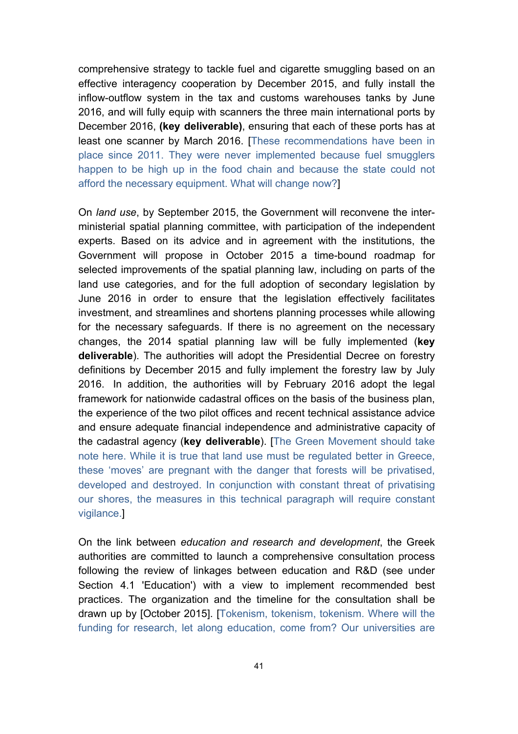comprehensive strategy to tackle fuel and cigarette smuggling based on an effective interagency cooperation by December 2015, and fully install the inflow-outflow system in the tax and customs warehouses tanks by June 2016, and will fully equip with scanners the three main international ports by December 2016, **(key deliverable)**, ensuring that each of these ports has at least one scanner by March 2016. [These recommendations have been in place since 2011. They were never implemented because fuel smugglers happen to be high up in the food chain and because the state could not afford the necessary equipment. What will change now?]

On *land use*, by September 2015, the Government will reconvene the inter-ministerial spatial planning committee, with participation of the independent experts. Based on its advice and in agreement with the institutions, the Government will propose in October 2015 a time-bound roadmap for selected improvements of the spatial planning law, including on parts of the land use categories, and for the full adoption of secondary legislation by June 2016 in order to ensure that the legislation effectively facilitates investment, and streamlines and shortens planning processes while allowing for the necessary safeguards. If there is no agreement on the necessary changes, the 2014 spatial planning law will be fully implemented (**key deliverable**). The authorities will adopt the Presidential Decree on forestry definitions by December 2015 and fully implement the forestry law by July 2016. In addition, the authorities will by February 2016 adopt the legal framework for nationwide cadastral offices on the basis of the business plan, the experience of the two pilot offices and recent technical assistance advice and ensure adequate financial independence and administrative capacity of the cadastral agency (**key deliverable**). [The Green Movement should take note here. While it is true that land use must be regulated better in Greece, these 'moves' are pregnant with the danger that forests will be privatised, developed and destroyed. In conjunction with constant threat of privatising our shores, the measures in this technical paragraph will require constant vigilance.]

On the link between *education and research and development*, the Greek authorities are committed to launch a comprehensive consultation process following the review of linkages between education and R&D (see under Section 4.1 'Education') with a view to implement recommended best practices. The organization and the timeline for the consultation shall be drawn up by [October 2015]. [Tokenism, tokenism, tokenism. Where will the funding for research, let along education, come from? Our universities are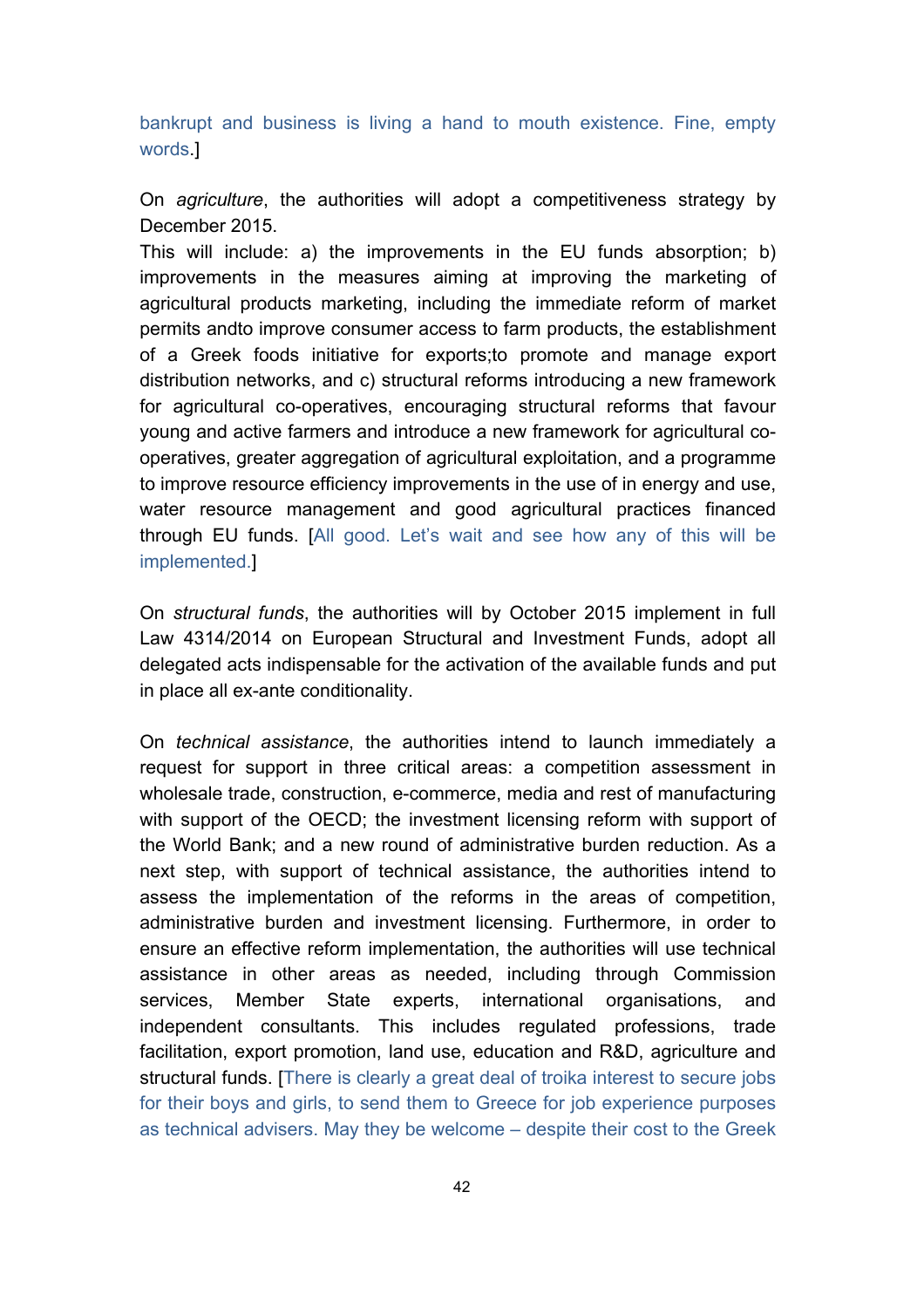bankrupt and business is living a hand to mouth existence. Fine, empty words.]

On *agriculture*, the authorities will adopt a competitiveness strategy by December 2015.
This will include: a) the improvements in the EU funds absorption; b) improvements in the measures aiming at improving the marketing of agricultural products marketing, including the immediate reform of market permits andto improve consumer access to farm products, the establishment of a Greek foods initiative for exports;to promote and manage export distribution networks, and c) structural reforms introducing a new framework for agricultural co-operatives, encouraging structural reforms that favour young and active farmers and introduce a new framework for agricultural co-operatives, greater aggregation of agricultural exploitation, and a programme to improve resource efficiency improvements in the use of in energy and use, water resource management and good agricultural practices financed through EU funds. [All good. Let's wait and see how any of this will be implemented.]

On *structural funds*, the authorities will by October 2015 implement in full Law 4314/2014 on European Structural and Investment Funds, adopt all delegated acts indispensable for the activation of the available funds and put in place all ex-ante conditionality.

On *technical assistance*, the authorities intend to launch immediately a request for support in three critical areas: a competition assessment in wholesale trade, construction, e-commerce, media and rest of manufacturing with support of the OECD; the investment licensing reform with support of the World Bank; and a new round of administrative burden reduction. As a next step, with support of technical assistance, the authorities intend to assess the implementation of the reforms in the areas of competition, administrative burden and investment licensing. Furthermore, in order to ensure an effective reform implementation, the authorities will use technical assistance in other areas as needed, including through Commission services, Member State experts, international organisations, and independent consultants. This includes regulated professions, trade facilitation, export promotion, land use, education and R&D, agriculture and structural funds. [There is clearly a great deal of troika interest to secure jobs for their boys and girls, to send them to Greece for job experience purposes as technical advisers. May they be welcome – despite their cost to the Greek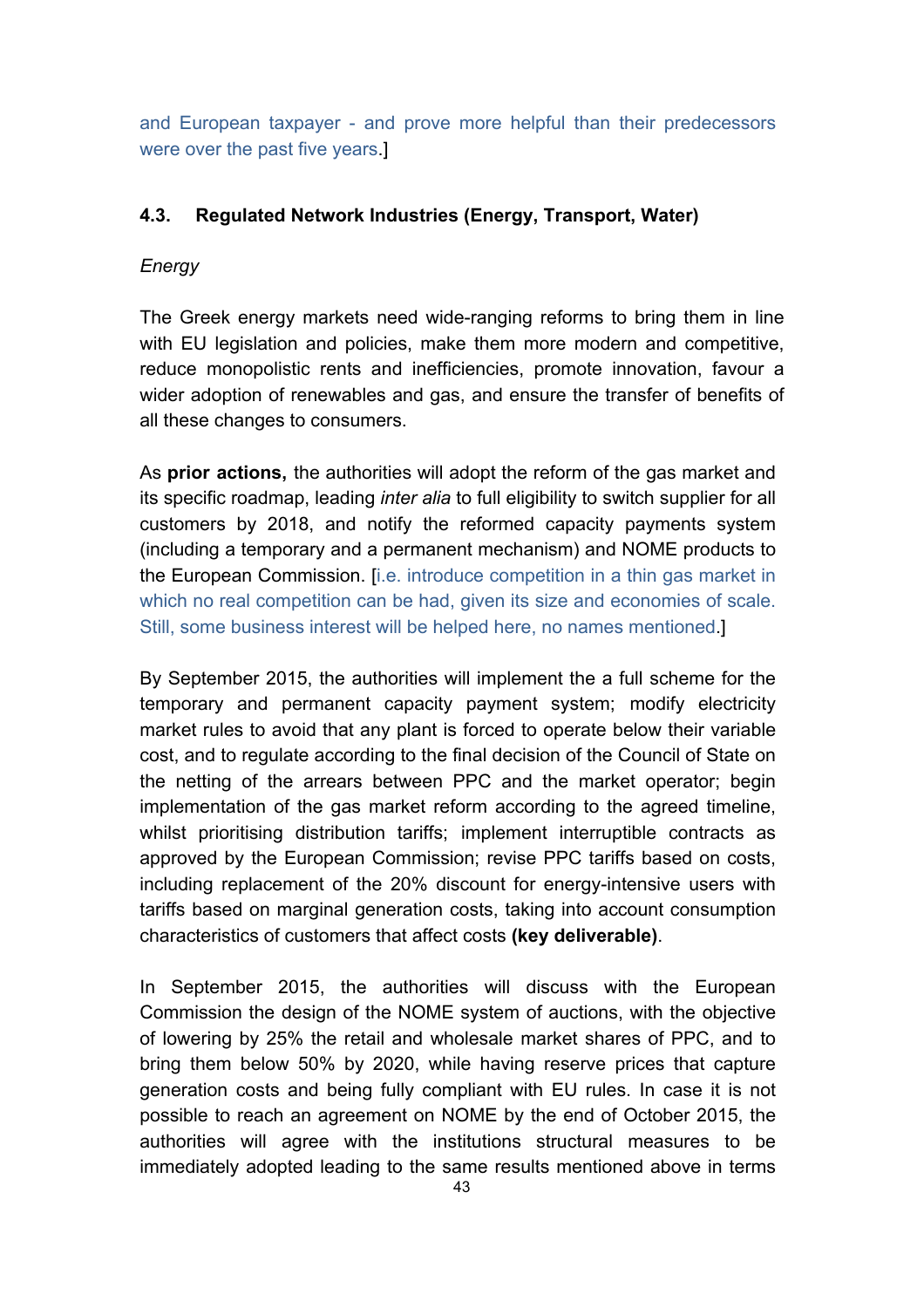and European taxpayer - and prove more helpful than their predecessors were over the past five years.]

### 4.3. Regulated Network Industries (Energy, Transport, Water)

*Energy*

The Greek energy markets need wide-ranging reforms to bring them in line with EU legislation and policies, make them more modern and competitive, reduce monopolistic rents and inefficiencies, promote innovation, favour a wider adoption of renewables and gas, and ensure the transfer of benefits of all these changes to consumers.

As **prior actions,** the authorities will adopt the reform of the gas market and its specific roadmap, leading *inter alia* to full eligibility to switch supplier for all customers by 2018, and notify the reformed capacity payments system (including a temporary and a permanent mechanism) and NOME products to the European Commission. [i.e. introduce competition in a thin gas market in which no real competition can be had, given its size and economies of scale. Still, some business interest will be helped here, no names mentioned.]

By September 2015, the authorities will implement the a full scheme for the temporary and permanent capacity payment system; modify electricity market rules to avoid that any plant is forced to operate below their variable cost, and to regulate according to the final decision of the Council of State on the netting of the arrears between PPC and the market operator; begin implementation of the gas market reform according to the agreed timeline, whilst prioritising distribution tariffs; implement interruptible contracts as approved by the European Commission; revise PPC tariffs based on costs, including replacement of the 20% discount for energy-intensive users with tariffs based on marginal generation costs, taking into account consumption characteristics of customers that affect costs **(key deliverable)**.

In September 2015, the authorities will discuss with the European Commission the design of the NOME system of auctions, with the objective of lowering by 25% the retail and wholesale market shares of PPC, and to bring them below 50% by 2020, while having reserve prices that capture generation costs and being fully compliant with EU rules. In case it is not possible to reach an agreement on NOME by the end of October 2015, the authorities will agree with the institutions structural measures to be immediately adopted leading to the same results mentioned above in terms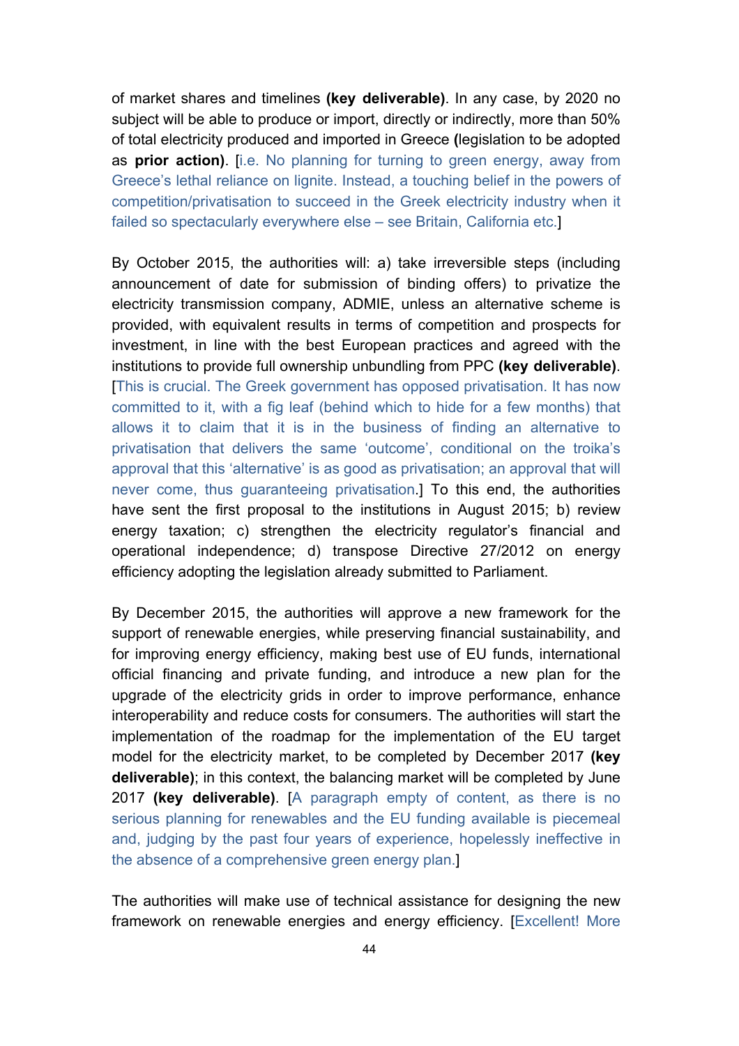of market shares and timelines **(key deliverable)**. In any case, by 2020 no subject will be able to produce or import, directly or indirectly, more than 50% of total electricity produced and imported in Greece **(**legislation to be adopted as **prior action)**. [i.e. No planning for turning to green energy, away from Greece's lethal reliance on lignite. Instead, a touching belief in the powers of competition/privatisation to succeed in the Greek electricity industry when it failed so spectacularly everywhere else – see Britain, California etc.]

By October 2015, the authorities will: a) take irreversible steps (including announcement of date for submission of binding offers) to privatize the electricity transmission company, ADMIE, unless an alternative scheme is provided, with equivalent results in terms of competition and prospects for investment, in line with the best European practices and agreed with the institutions to provide full ownership unbundling from PPC **(key deliverable)**. [This is crucial. The Greek government has opposed privatisation. It has now committed to it, with a fig leaf (behind which to hide for a few months) that allows it to claim that it is in the business of finding an alternative to privatisation that delivers the same 'outcome', conditional on the troika's approval that this 'alternative' is as good as privatisation; an approval that will never come, thus guaranteeing privatisation.] To this end, the authorities have sent the first proposal to the institutions in August 2015; b) review energy taxation; c) strengthen the electricity regulator's financial and operational independence; d) transpose Directive 27/2012 on energy efficiency adopting the legislation already submitted to Parliament.

By December 2015, the authorities will approve a new framework for the support of renewable energies, while preserving financial sustainability, and for improving energy efficiency, making best use of EU funds, international official financing and private funding, and introduce a new plan for the upgrade of the electricity grids in order to improve performance, enhance interoperability and reduce costs for consumers. The authorities will start the implementation of the roadmap for the implementation of the EU target model for the electricity market, to be completed by December 2017 **(key deliverable)**; in this context, the balancing market will be completed by June 2017 **(key deliverable)**. [A paragraph empty of content, as there is no serious planning for renewables and the EU funding available is piecemeal and, judging by the past four years of experience, hopelessly ineffective in the absence of a comprehensive green energy plan.]

The authorities will make use of technical assistance for designing the new framework on renewable energies and energy efficiency. [Excellent! More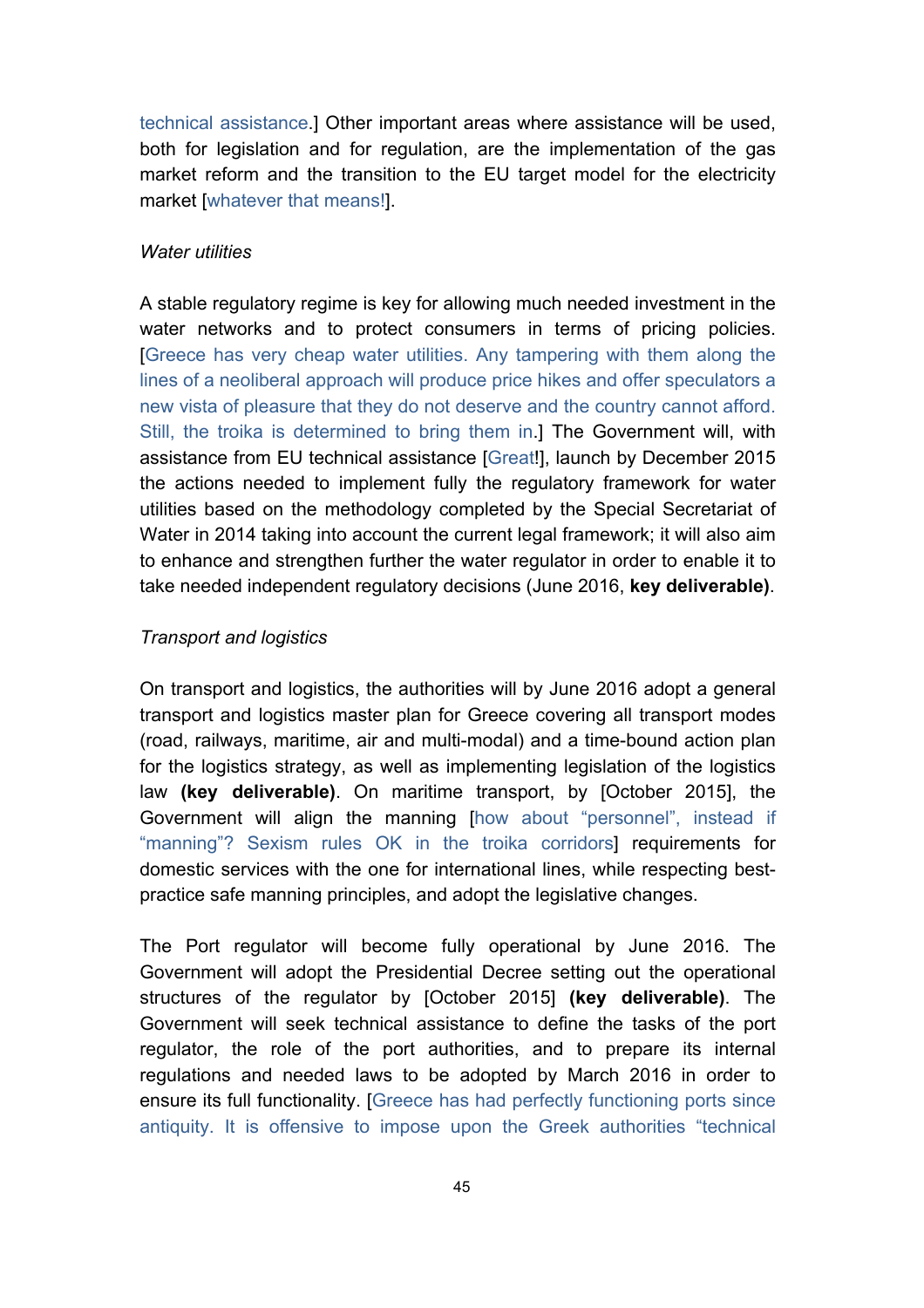technical assistance.] Other important areas where assistance will be used, both for legislation and for regulation, are the implementation of the gas market reform and the transition to the EU target model for the electricity market [whatever that means!].

*Water utilities*

A stable regulatory regime is key for allowing much needed investment in the water networks and to protect consumers in terms of pricing policies. [Greece has very cheap water utilities. Any tampering with them along the lines of a neoliberal approach will produce price hikes and offer speculators a new vista of pleasure that they do not deserve and the country cannot afford. Still, the troika is determined to bring them in.] The Government will, with assistance from EU technical assistance [Great!], launch by December 2015 the actions needed to implement fully the regulatory framework for water utilities based on the methodology completed by the Special Secretariat of Water in 2014 taking into account the current legal framework; it will also aim to enhance and strengthen further the water regulator in order to enable it to take needed independent regulatory decisions (June 2016, **key deliverable)**.

*Transport and logistics*

On transport and logistics, the authorities will by June 2016 adopt a general transport and logistics master plan for Greece covering all transport modes (road, railways, maritime, air and multi-modal) and a time-bound action plan for the logistics strategy, as well as implementing legislation of the logistics law **(key deliverable)**. On maritime transport, by [October 2015], the Government will align the manning [how about "personnel", instead if "manning"? Sexism rules OK in the troika corridors] requirements for domestic services with the one for international lines, while respecting best-practice safe manning principles, and adopt the legislative changes.

The Port regulator will become fully operational by June 2016. The Government will adopt the Presidential Decree setting out the operational structures of the regulator by [October 2015] **(key deliverable)**. The Government will seek technical assistance to define the tasks of the port regulator, the role of the port authorities, and to prepare its internal regulations and needed laws to be adopted by March 2016 in order to ensure its full functionality. [Greece has had perfectly functioning ports since antiquity. It is offensive to impose upon the Greek authorities "technical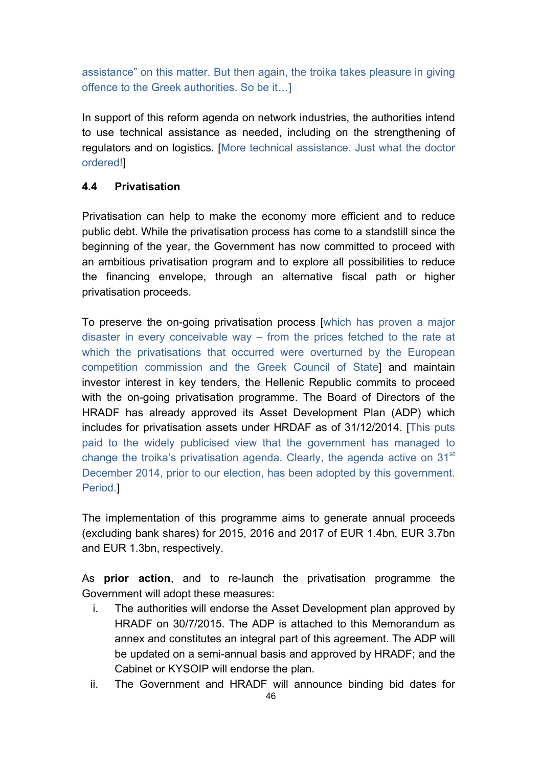assistance" on this matter. But then again, the troika takes pleasure in giving offence to the Greek authorities. So be it…]

In support of this reform agenda on network industries, the authorities intend to use technical assistance as needed, including on the strengthening of regulators and on logistics. [More technical assistance. Just what the doctor ordered!]

#### 4.4 Privatisation

Privatisation can help to make the economy more efficient and to reduce public debt. While the privatisation process has come to a standstill since the beginning of the year, the Government has now committed to proceed with an ambitious privatisation program and to explore all possibilities to reduce the financing envelope, through an alternative fiscal path or higher privatisation proceeds.

To preserve the on-going privatisation process [which has proven a major disaster in every conceivable way – from the prices fetched to the rate at which the privatisations that occurred were overturned by the European competition commission and the Greek Council of State] and maintain investor interest in key tenders, the Hellenic Republic commits to proceed with the on-going privatisation programme. The Board of Directors of the HRADF has already approved its Asset Development Plan (ADP) which includes for privatisation assets under HRDAF as of 31/12/2014. [This puts paid to the widely publicised view that the government has managed to change the troika's privatisation agenda. Clearly, the agenda active on 31st December 2014, prior to our election, has been adopted by this government. Period.]

The implementation of this programme aims to generate annual proceeds (excluding bank shares) for 2015, 2016 and 2017 of EUR 1.4bn, EUR 3.7bn and EUR 1.3bn, respectively.

As **prior action**, and to re-launch the privatisation programme the Government will adopt these measures:

i. The authorities will endorse the Asset Development plan approved by HRADF on 30/7/2015. The ADP is attached to this Memorandum as annex and constitutes an integral part of this agreement. The ADP will be updated on a semi-annual basis and approved by HRADF; and the Cabinet or KYSOIP will endorse the plan.

ii. The Government and HRADF will announce binding bid dates for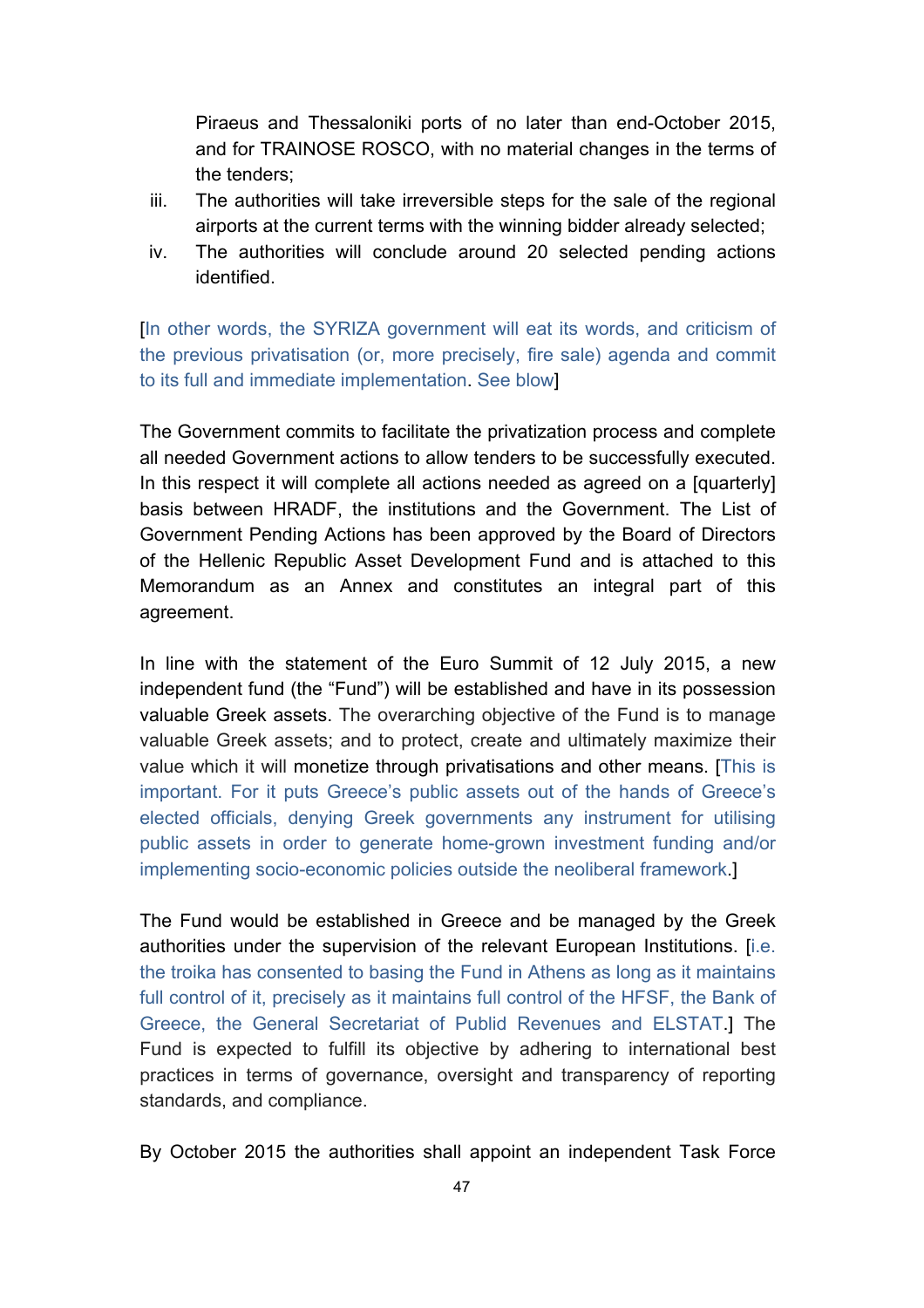Piraeus and Thessaloniki ports of no later than end-October 2015, and for TRAINOSE ROSCO, with no material changes in the terms of the tenders;

iii. The authorities will take irreversible steps for the sale of the regional airports at the current terms with the winning bidder already selected;

iv. The authorities will conclude around 20 selected pending actions identified.

[In other words, the SYRIZA government will eat its words, and criticism of the previous privatisation (or, more precisely, fire sale) agenda and commit to its full and immediate implementation. See blow]

The Government commits to facilitate the privatization process and complete all needed Government actions to allow tenders to be successfully executed. In this respect it will complete all actions needed as agreed on a [quarterly] basis between HRADF, the institutions and the Government. The List of Government Pending Actions has been approved by the Board of Directors of the Hellenic Republic Asset Development Fund and is attached to this Memorandum as an Annex and constitutes an integral part of this agreement.

In line with the statement of the Euro Summit of 12 July 2015, a new independent fund (the "Fund") will be established and have in its possession valuable Greek assets. The overarching objective of the Fund is to manage valuable Greek assets; and to protect, create and ultimately maximize their value which it will monetize through privatisations and other means. [This is important. For it puts Greece's public assets out of the hands of Greece's elected officials, denying Greek governments any instrument for utilising public assets in order to generate home-grown investment funding and/or implementing socio-economic policies outside the neoliberal framework.]

The Fund would be established in Greece and be managed by the Greek authorities under the supervision of the relevant European Institutions. [i.e. the troika has consented to basing the Fund in Athens as long as it maintains full control of it, precisely as it maintains full control of the HFSF, the Bank of Greece, the General Secretariat of Publid Revenues and ELSTAT.] The Fund is expected to fulfill its objective by adhering to international best practices in terms of governance, oversight and transparency of reporting standards, and compliance.

By October 2015 the authorities shall appoint an independent Task Force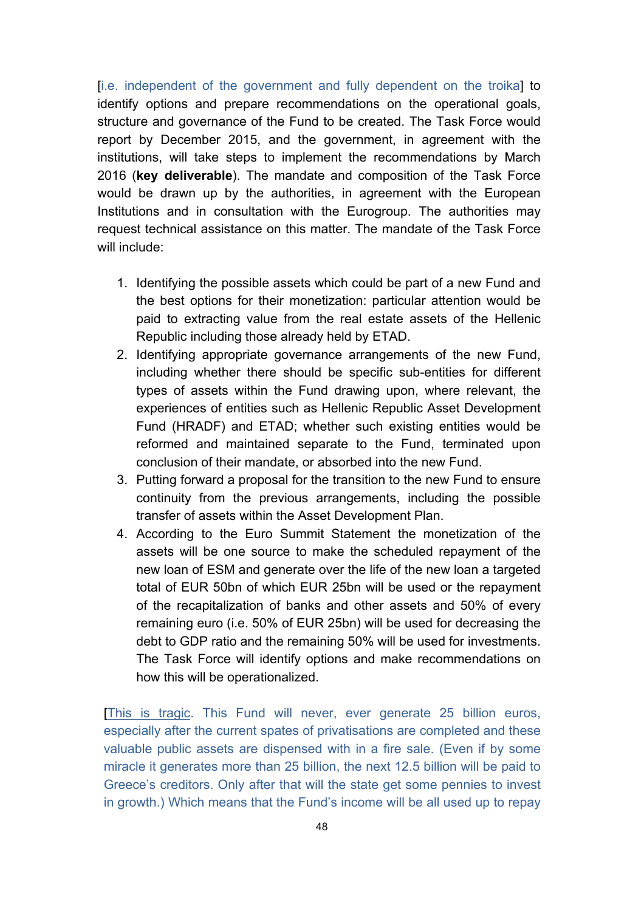[i.e. independent of the government and fully dependent on the troika] to identify options and prepare recommendations on the operational goals, structure and governance of the Fund to be created. The Task Force would report by December 2015, and the government, in agreement with the institutions, will take steps to implement the recommendations by March 2016 (**key deliverable**). The mandate and composition of the Task Force would be drawn up by the authorities, in agreement with the European Institutions and in consultation with the Eurogroup. The authorities may request technical assistance on this matter. The mandate of the Task Force will include:

1. Identifying the possible assets which could be part of a new Fund and the best options for their monetization: particular attention would be paid to extracting value from the real estate assets of the Hellenic Republic including those already held by ETAD.
2. Identifying appropriate governance arrangements of the new Fund, including whether there should be specific sub-entities for different types of assets within the Fund drawing upon, where relevant, the experiences of entities such as Hellenic Republic Asset Development Fund (HRADF) and ETAD; whether such existing entities would be reformed and maintained separate to the Fund, terminated upon conclusion of their mandate, or absorbed into the new Fund.
3. Putting forward a proposal for the transition to the new Fund to ensure continuity from the previous arrangements, including the possible transfer of assets within the Asset Development Plan.
4. According to the Euro Summit Statement the monetization of the assets will be one source to make the scheduled repayment of the new loan of ESM and generate over the life of the new loan a targeted total of EUR 50bn of which EUR 25bn will be used or the repayment of the recapitalization of banks and other assets and 50% of every remaining euro (i.e. 50% of EUR 25bn) will be used for decreasing the debt to GDP ratio and the remaining 50% will be used for investments. The Task Force will identify options and make recommendations on how this will be operationalized.

[This is tragic. This Fund will never, ever generate 25 billion euros, especially after the current spates of privatisations are completed and these valuable public assets are dispensed with in a fire sale. (Even if by some miracle it generates more than 25 billion, the next 12.5 billion will be paid to Greece's creditors. Only after that will the state get some pennies to invest in growth.) Which means that the Fund's income will be all used up to repay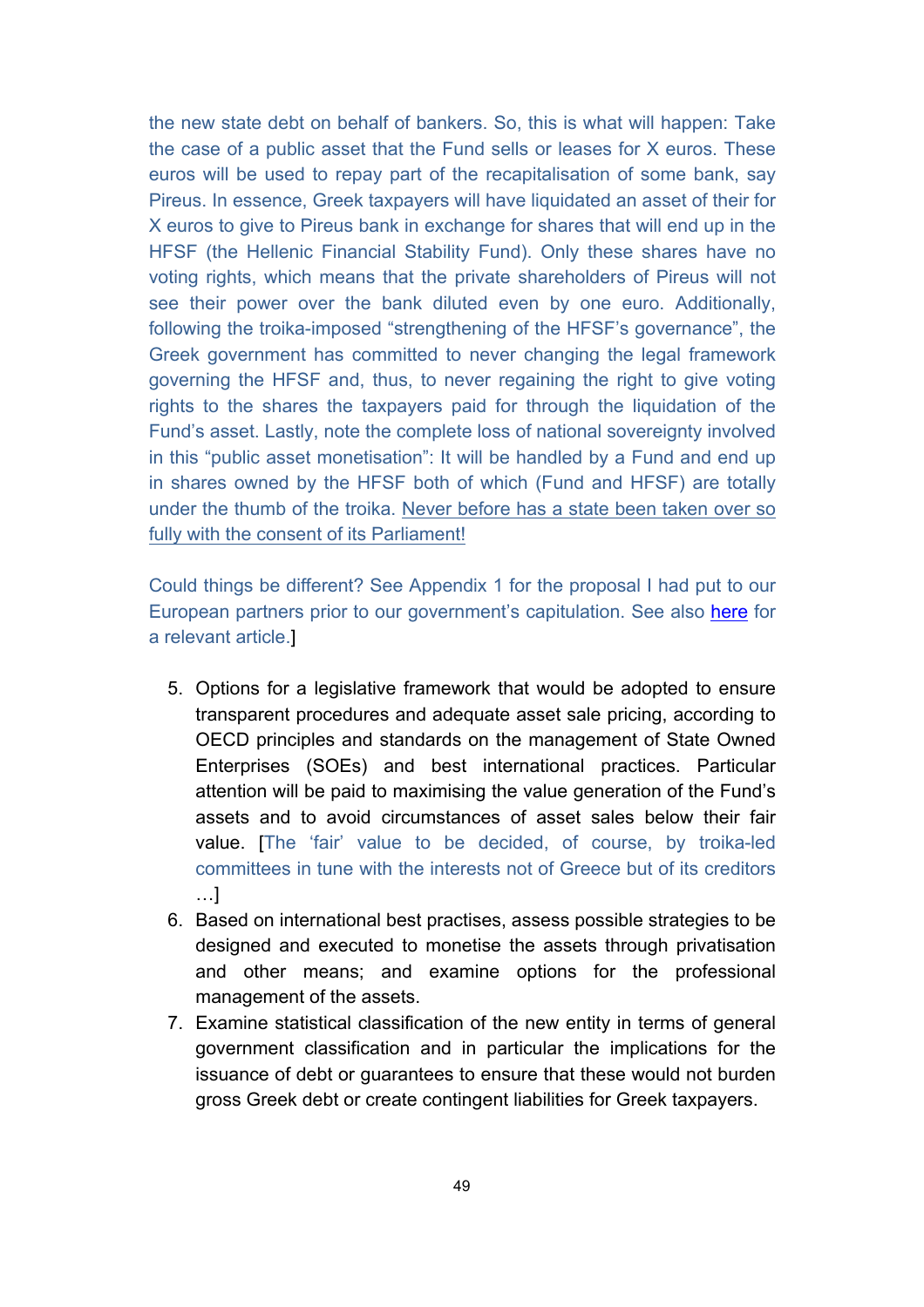the new state debt on behalf of bankers. So, this is what will happen: Take the case of a public asset that the Fund sells or leases for X euros. These euros will be used to repay part of the recapitalisation of some bank, say Pireus. In essence, Greek taxpayers will have liquidated an asset of their for X euros to give to Pireus bank in exchange for shares that will end up in the HFSF (the Hellenic Financial Stability Fund). Only these shares have no voting rights, which means that the private shareholders of Pireus will not see their power over the bank diluted even by one euro. Additionally, following the troika-imposed "strengthening of the HFSF's governance", the Greek government has committed to never changing the legal framework governing the HFSF and, thus, to never regaining the right to give voting rights to the shares the taxpayers paid for through the liquidation of the Fund's asset. Lastly, note the complete loss of national sovereignty involved in this "public asset monetisation": It will be handled by a Fund and end up in shares owned by the HFSF both of which (Fund and HFSF) are totally under the thumb of the troika. <u>Never before has a state been taken over so fully with the consent of its Parliament!</u>

Could things be different? See Appendix 1 for the proposal I had put to our European partners prior to our government's capitulation. See also [here]() for a relevant article.]

5. Options for a legislative framework that would be adopted to ensure transparent procedures and adequate asset sale pricing, according to OECD principles and standards on the management of State Owned Enterprises (SOEs) and best international practices. Particular attention will be paid to maximising the value generation of the Fund's assets and to avoid circumstances of asset sales below their fair value. [The 'fair' value to be decided, of course, by troika-led committees in tune with the interests not of Greece but of its creditors …]
6. Based on international best practises, assess possible strategies to be designed and executed to monetise the assets through privatisation and other means; and examine options for the professional management of the assets.
7. Examine statistical classification of the new entity in terms of general government classification and in particular the implications for the issuance of debt or guarantees to ensure that these would not burden gross Greek debt or create contingent liabilities for Greek taxpayers.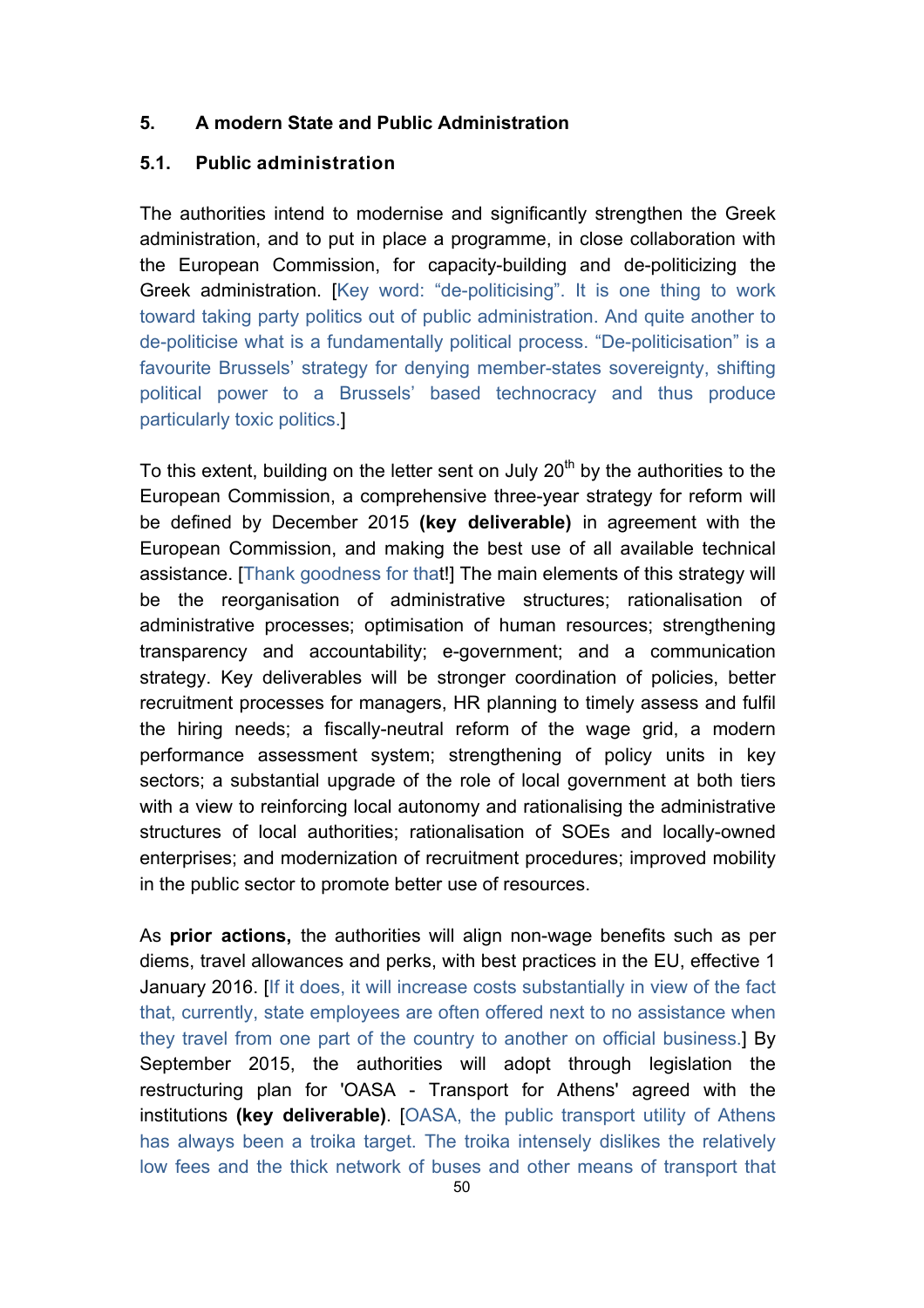## 5. A modern State and Public Administration

### 5.1. Public administration

The authorities intend to modernise and significantly strengthen the Greek administration, and to put in place a programme, in close collaboration with the European Commission, for capacity-building and de-politicizing the Greek administration. [Key word: "de-politicising". It is one thing to work toward taking party politics out of public administration. And quite another to de-politicise what is a fundamentally political process. "De-politicisation" is a favourite Brussels' strategy for denying member-states sovereignty, shifting political power to a Brussels' based technocracy and thus produce particularly toxic politics.]

To this extent, building on the letter sent on July 20th by the authorities to the European Commission, a comprehensive three-year strategy for reform will be defined by December 2015 **(key deliverable)** in agreement with the European Commission, and making the best use of all available technical assistance. [Thank goodness for that!] The main elements of this strategy will be the reorganisation of administrative structures; rationalisation of administrative processes; optimisation of human resources; strengthening transparency and accountability; e-government; and a communication strategy. Key deliverables will be stronger coordination of policies, better recruitment processes for managers, HR planning to timely assess and fulfil the hiring needs; a fiscally-neutral reform of the wage grid, a modern performance assessment system; strengthening of policy units in key sectors; a substantial upgrade of the role of local government at both tiers with a view to reinforcing local autonomy and rationalising the administrative structures of local authorities; rationalisation of SOEs and locally-owned enterprises; and modernization of recruitment procedures; improved mobility in the public sector to promote better use of resources.

As **prior actions,** the authorities will align non-wage benefits such as per diems, travel allowances and perks, with best practices in the EU, effective 1 January 2016. [If it does, it will increase costs substantially in view of the fact that, currently, state employees are often offered next to no assistance when they travel from one part of the country to another on official business.] By September 2015, the authorities will adopt through legislation the restructuring plan for 'OASA - Transport for Athens' agreed with the institutions **(key deliverable)**. [OASA, the public transport utility of Athens has always been a troika target. The troika intensely dislikes the relatively low fees and the thick network of buses and other means of transport that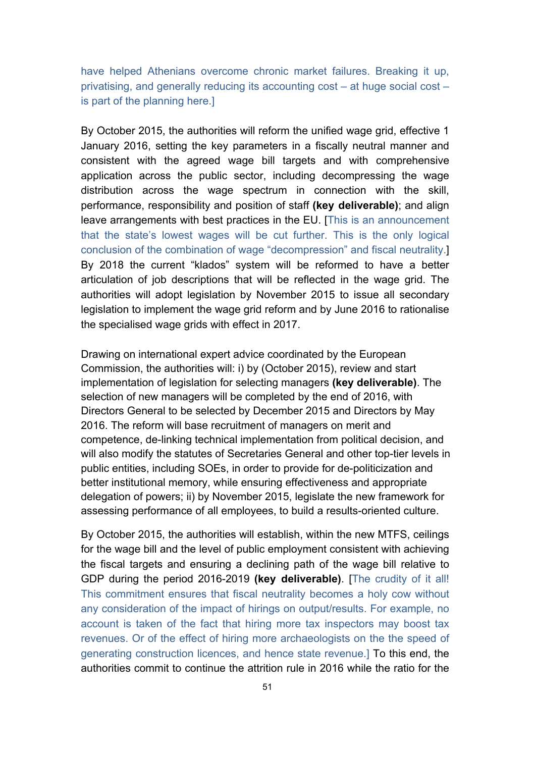have helped Athenians overcome chronic market failures. Breaking it up, privatising, and generally reducing its accounting cost – at huge social cost – is part of the planning here.]

By October 2015, the authorities will reform the unified wage grid, effective 1 January 2016, setting the key parameters in a fiscally neutral manner and consistent with the agreed wage bill targets and with comprehensive application across the public sector, including decompressing the wage distribution across the wage spectrum in connection with the skill, performance, responsibility and position of staff **(key deliverable)**; and align leave arrangements with best practices in the EU. [This is an announcement that the state's lowest wages will be cut further. This is the only logical conclusion of the combination of wage "decompression" and fiscal neutrality.] By 2018 the current "klados" system will be reformed to have a better articulation of job descriptions that will be reflected in the wage grid. The authorities will adopt legislation by November 2015 to issue all secondary legislation to implement the wage grid reform and by June 2016 to rationalise the specialised wage grids with effect in 2017.

Drawing on international expert advice coordinated by the European Commission, the authorities will: i) by (October 2015), review and start implementation of legislation for selecting managers **(key deliverable)**. The selection of new managers will be completed by the end of 2016, with Directors General to be selected by December 2015 and Directors by May 2016. The reform will base recruitment of managers on merit and competence, de-linking technical implementation from political decision, and will also modify the statutes of Secretaries General and other top-tier levels in public entities, including SOEs, in order to provide for de-politicization and better institutional memory, while ensuring effectiveness and appropriate delegation of powers; ii) by November 2015, legislate the new framework for assessing performance of all employees, to build a results-oriented culture.

By October 2015, the authorities will establish, within the new MTFS, ceilings for the wage bill and the level of public employment consistent with achieving the fiscal targets and ensuring a declining path of the wage bill relative to GDP during the period 2016-2019 **(key deliverable)**. [The crudity of it all! This commitment ensures that fiscal neutrality becomes a holy cow without any consideration of the impact of hirings on output/results. For example, no account is taken of the fact that hiring more tax inspectors may boost tax revenues. Or of the effect of hiring more archaeologists on the the speed of generating construction licences, and hence state revenue.] To this end, the authorities commit to continue the attrition rule in 2016 while the ratio for the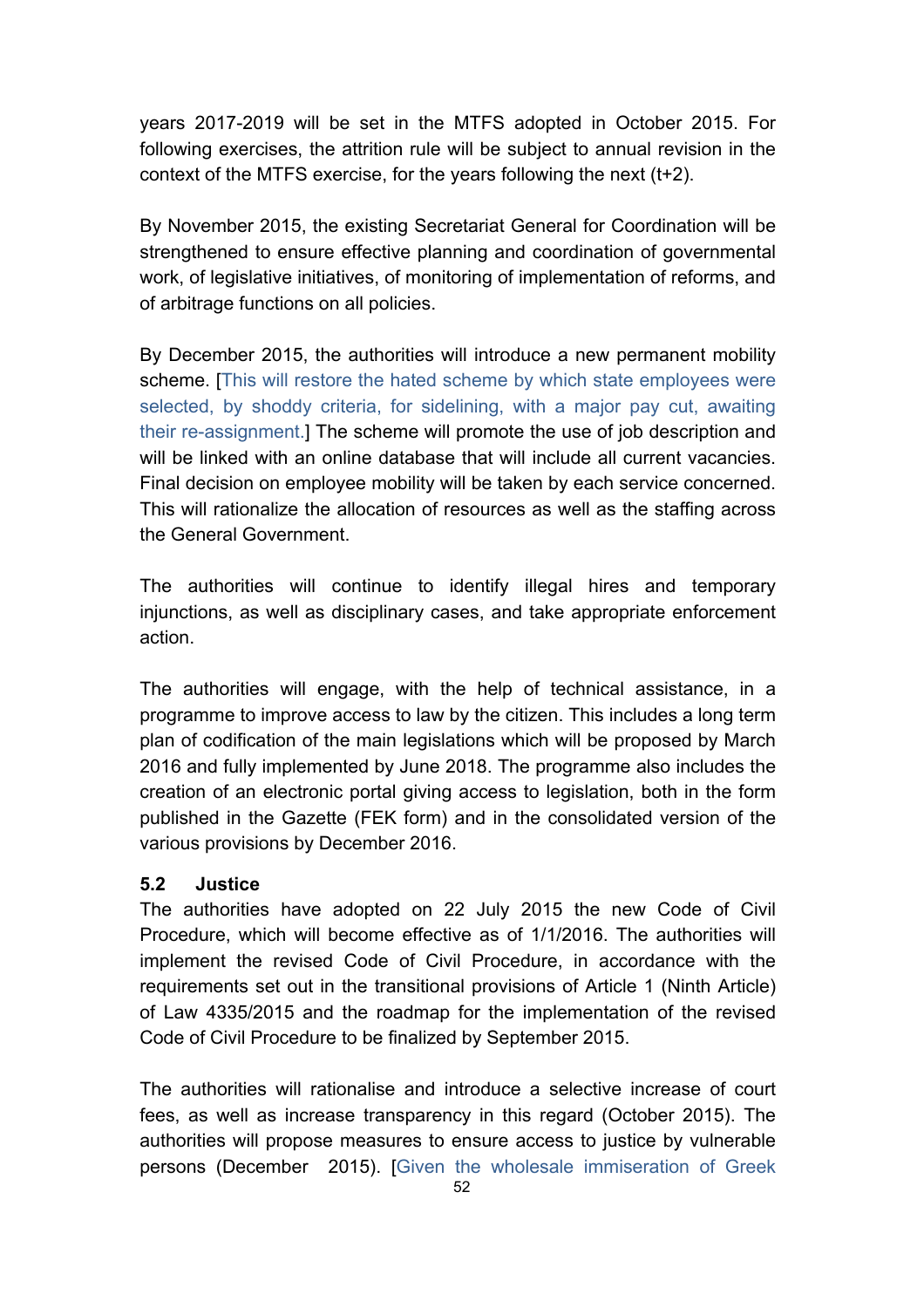years 2017-2019 will be set in the MTFS adopted in October 2015. For following exercises, the attrition rule will be subject to annual revision in the context of the MTFS exercise, for the years following the next (t+2).

By November 2015, the existing Secretariat General for Coordination will be strengthened to ensure effective planning and coordination of governmental work, of legislative initiatives, of monitoring of implementation of reforms, and of arbitrage functions on all policies.

By December 2015, the authorities will introduce a new permanent mobility scheme. [This will restore the hated scheme by which state employees were selected, by shoddy criteria, for sidelining, with a major pay cut, awaiting their re-assignment.] The scheme will promote the use of job description and will be linked with an online database that will include all current vacancies. Final decision on employee mobility will be taken by each service concerned. This will rationalize the allocation of resources as well as the staffing across the General Government.

The authorities will continue to identify illegal hires and temporary injunctions, as well as disciplinary cases, and take appropriate enforcement action.

The authorities will engage, with the help of technical assistance, in a programme to improve access to law by the citizen. This includes a long term plan of codification of the main legislations which will be proposed by March 2016 and fully implemented by June 2018. The programme also includes the creation of an electronic portal giving access to legislation, both in the form published in the Gazette (FEK form) and in the consolidated version of the various provisions by December 2016.

### 5.2 Justice

The authorities have adopted on 22 July 2015 the new Code of Civil Procedure, which will become effective as of 1/1/2016. The authorities will implement the revised Code of Civil Procedure, in accordance with the requirements set out in the transitional provisions of Article 1 (Ninth Article) of Law 4335/2015 and the roadmap for the implementation of the revised Code of Civil Procedure to be finalized by September 2015.

The authorities will rationalise and introduce a selective increase of court fees, as well as increase transparency in this regard (October 2015). The authorities will propose measures to ensure access to justice by vulnerable persons (December 2015). [Given the wholesale immiseration of Greek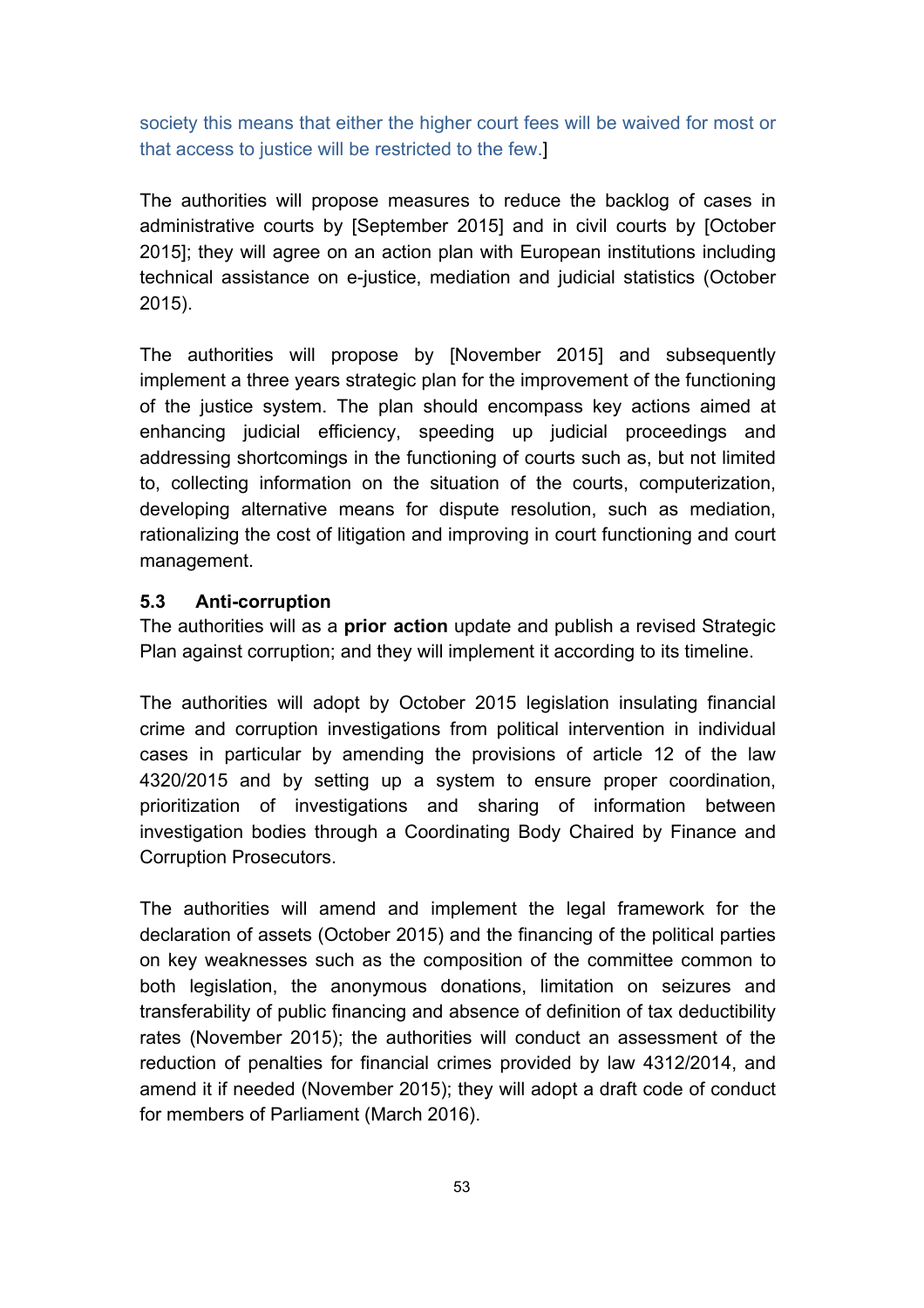society this means that either the higher court fees will be waived for most or that access to justice will be restricted to the few.]

The authorities will propose measures to reduce the backlog of cases in administrative courts by [September 2015] and in civil courts by [October 2015]; they will agree on an action plan with European institutions including technical assistance on e-justice, mediation and judicial statistics (October 2015).

The authorities will propose by [November 2015] and subsequently implement a three years strategic plan for the improvement of the functioning of the justice system. The plan should encompass key actions aimed at enhancing judicial efficiency, speeding up judicial proceedings and addressing shortcomings in the functioning of courts such as, but not limited to, collecting information on the situation of the courts, computerization, developing alternative means for dispute resolution, such as mediation, rationalizing the cost of litigation and improving in court functioning and court management.

### 5.3 Anti-corruption

The authorities will as a **prior action** update and publish a revised Strategic Plan against corruption; and they will implement it according to its timeline.

The authorities will adopt by October 2015 legislation insulating financial crime and corruption investigations from political intervention in individual cases in particular by amending the provisions of article 12 of the law 4320/2015 and by setting up a system to ensure proper coordination, prioritization of investigations and sharing of information between investigation bodies through a Coordinating Body Chaired by Finance and Corruption Prosecutors.

The authorities will amend and implement the legal framework for the declaration of assets (October 2015) and the financing of the political parties on key weaknesses such as the composition of the committee common to both legislation, the anonymous donations, limitation on seizures and transferability of public financing and absence of definition of tax deductibility rates (November 2015); the authorities will conduct an assessment of the reduction of penalties for financial crimes provided by law 4312/2014, and amend it if needed (November 2015); they will adopt a draft code of conduct for members of Parliament (March 2016).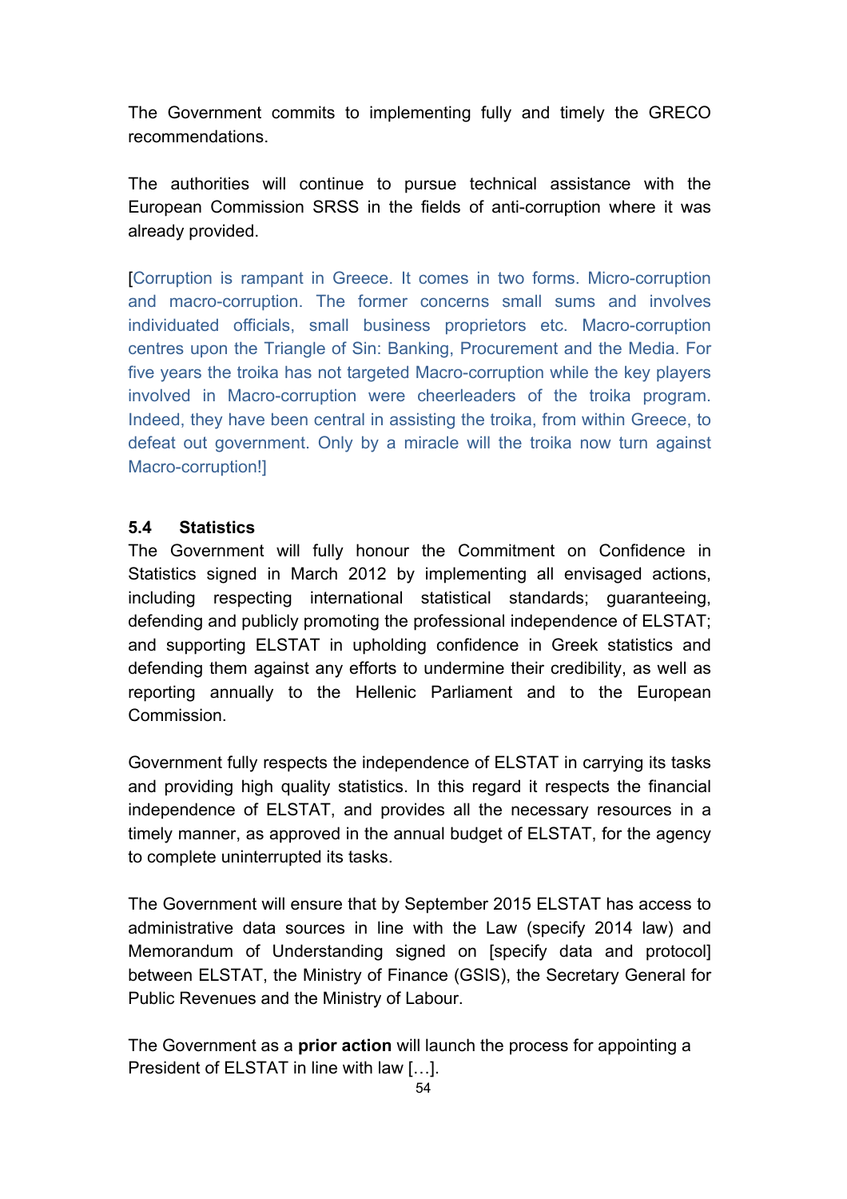The Government commits to implementing fully and timely the GRECO recommendations.

The authorities will continue to pursue technical assistance with the European Commission SRSS in the fields of anti-corruption where it was already provided.

[Corruption is rampant in Greece. It comes in two forms. Micro-corruption and macro-corruption. The former concerns small sums and involves individuated officials, small business proprietors etc. Macro-corruption centres upon the Triangle of Sin: Banking, Procurement and the Media. For five years the troika has not targeted Macro-corruption while the key players involved in Macro-corruption were cheerleaders of the troika program. Indeed, they have been central in assisting the troika, from within Greece, to defeat out government. Only by a miracle will the troika now turn against Macro-corruption!]

### 5.4 Statistics

The Government will fully honour the Commitment on Confidence in Statistics signed in March 2012 by implementing all envisaged actions, including respecting international statistical standards; guaranteeing, defending and publicly promoting the professional independence of ELSTAT; and supporting ELSTAT in upholding confidence in Greek statistics and defending them against any efforts to undermine their credibility, as well as reporting annually to the Hellenic Parliament and to the European Commission.

Government fully respects the independence of ELSTAT in carrying its tasks and providing high quality statistics. In this regard it respects the financial independence of ELSTAT, and provides all the necessary resources in a timely manner, as approved in the annual budget of ELSTAT, for the agency to complete uninterrupted its tasks.

The Government will ensure that by September 2015 ELSTAT has access to administrative data sources in line with the Law (specify 2014 law) and Memorandum of Understanding signed on [specify data and protocol] between ELSTAT, the Ministry of Finance (GSIS), the Secretary General for Public Revenues and the Ministry of Labour.

The Government as a **prior action** will launch the process for appointing a President of ELSTAT in line with law […].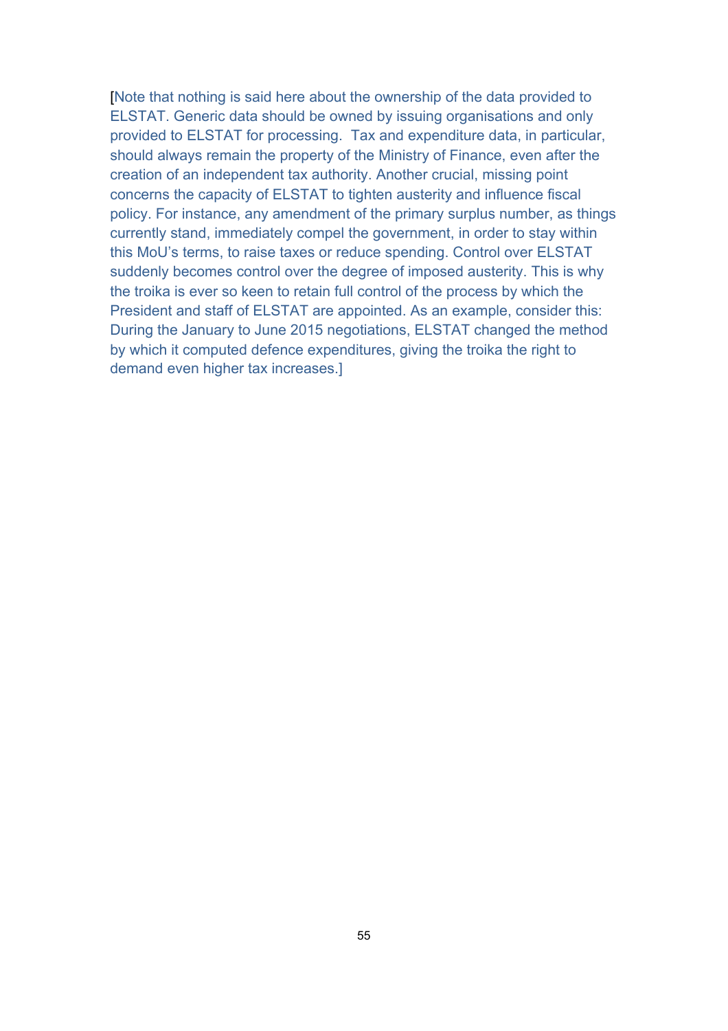[Note that nothing is said here about the ownership of the data provided to ELSTAT. Generic data should be owned by issuing organisations and only provided to ELSTAT for processing.  Tax and expenditure data, in particular, should always remain the property of the Ministry of Finance, even after the creation of an independent tax authority. Another crucial, missing point concerns the capacity of ELSTAT to tighten austerity and influence fiscal policy. For instance, any amendment of the primary surplus number, as things currently stand, immediately compel the government, in order to stay within this MoU's terms, to raise taxes or reduce spending. Control over ELSTAT suddenly becomes control over the degree of imposed austerity. This is why the troika is ever so keen to retain full control of the process by which the President and staff of ELSTAT are appointed. As an example, consider this: During the January to June 2015 negotiations, ELSTAT changed the method by which it computed defence expenditures, giving the troika the right to demand even higher tax increases.]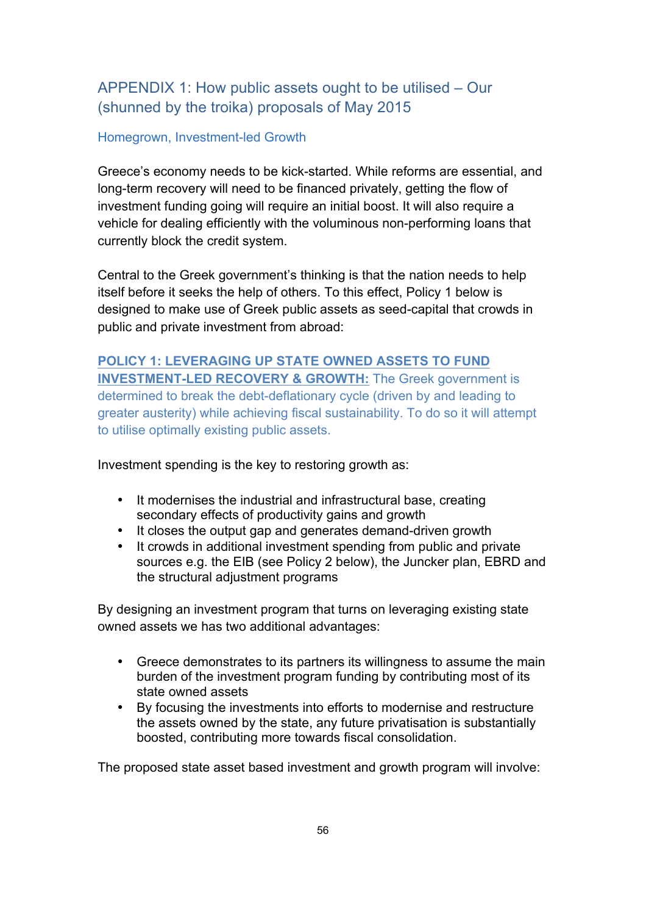## APPENDIX 1: How public assets ought to be utilised – Our (shunned by the troika) proposals of May 2015

### Homegrown, Investment-led Growth

Greece's economy needs to be kick-started. While reforms are essential, and long-term recovery will need to be financed privately, getting the flow of investment funding going will require an initial boost. It will also require a vehicle for dealing efficiently with the voluminous non-performing loans that currently block the credit system.

Central to the Greek government's thinking is that the nation needs to help itself before it seeks the help of others. To this effect, Policy 1 below is designed to make use of Greek public assets as seed-capital that crowds in public and private investment from abroad:

**POLICY 1: LEVERAGING UP STATE OWNED ASSETS TO FUND INVESTMENT-LED RECOVERY & GROWTH:** The Greek government is determined to break the debt-deflationary cycle (driven by and leading to greater austerity) while achieving fiscal sustainability. To do so it will attempt to utilise optimally existing public assets.

Investment spending is the key to restoring growth as:

- It modernises the industrial and infrastructural base, creating secondary effects of productivity gains and growth
- It closes the output gap and generates demand-driven growth
- It crowds in additional investment spending from public and private sources e.g. the EIB (see Policy 2 below), the Juncker plan, EBRD and the structural adjustment programs

By designing an investment program that turns on leveraging existing state owned assets we has two additional advantages:

- Greece demonstrates to its partners its willingness to assume the main burden of the investment program funding by contributing most of its state owned assets
- By focusing the investments into efforts to modernise and restructure the assets owned by the state, any future privatisation is substantially boosted, contributing more towards fiscal consolidation.

The proposed state asset based investment and growth program will involve: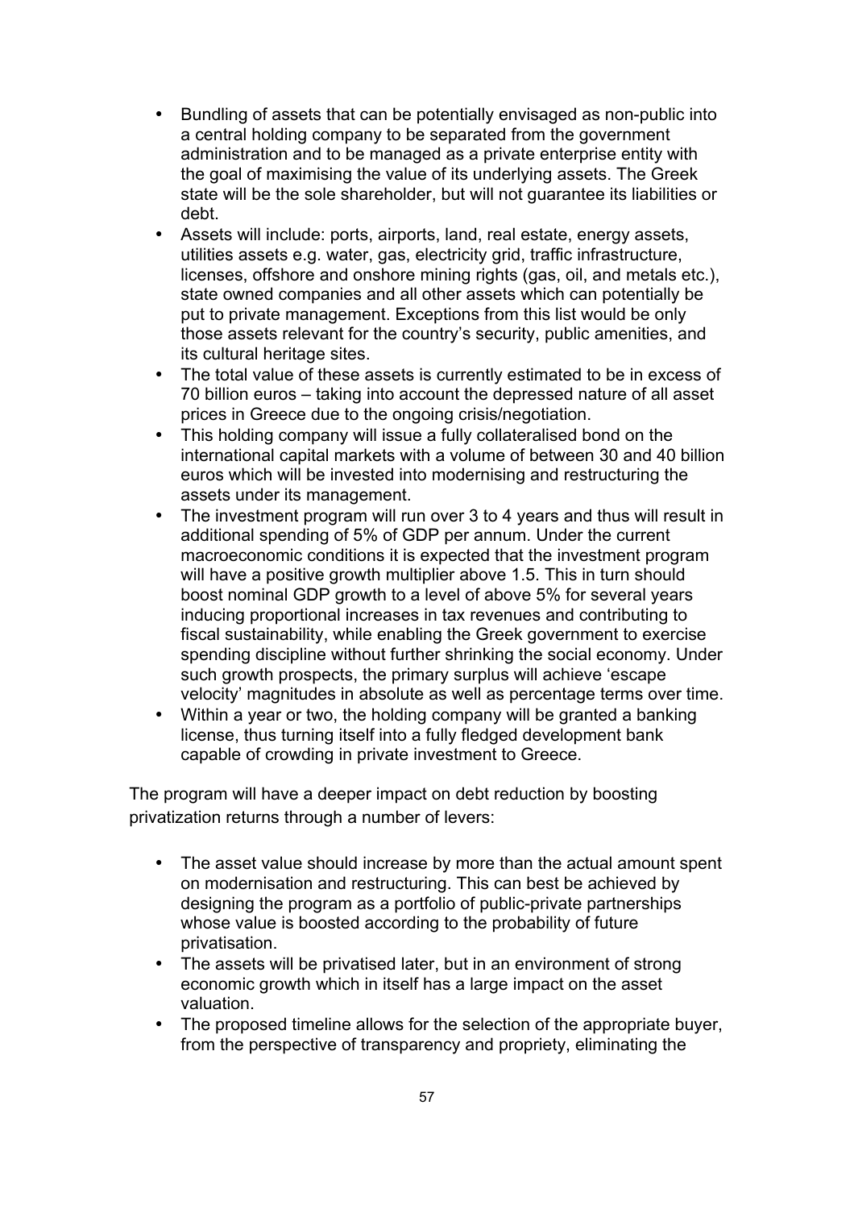- Bundling of assets that can be potentially envisaged as non-public into a central holding company to be separated from the government administration and to be managed as a private enterprise entity with the goal of maximising the value of its underlying assets. The Greek state will be the sole shareholder, but will not guarantee its liabilities or debt.
- Assets will include: ports, airports, land, real estate, energy assets, utilities assets e.g. water, gas, electricity grid, traffic infrastructure, licenses, offshore and onshore mining rights (gas, oil, and metals etc.), state owned companies and all other assets which can potentially be put to private management. Exceptions from this list would be only those assets relevant for the country's security, public amenities, and its cultural heritage sites.
- The total value of these assets is currently estimated to be in excess of 70 billion euros – taking into account the depressed nature of all asset prices in Greece due to the ongoing crisis/negotiation.
- This holding company will issue a fully collateralised bond on the international capital markets with a volume of between 30 and 40 billion euros which will be invested into modernising and restructuring the assets under its management.
- The investment program will run over 3 to 4 years and thus will result in additional spending of 5% of GDP per annum. Under the current macroeconomic conditions it is expected that the investment program will have a positive growth multiplier above 1.5. This in turn should boost nominal GDP growth to a level of above 5% for several years inducing proportional increases in tax revenues and contributing to fiscal sustainability, while enabling the Greek government to exercise spending discipline without further shrinking the social economy. Under such growth prospects, the primary surplus will achieve 'escape velocity' magnitudes in absolute as well as percentage terms over time.
- Within a year or two, the holding company will be granted a banking license, thus turning itself into a fully fledged development bank capable of crowding in private investment to Greece.

The program will have a deeper impact on debt reduction by boosting privatization returns through a number of levers:

- The asset value should increase by more than the actual amount spent on modernisation and restructuring. This can best be achieved by designing the program as a portfolio of public-private partnerships whose value is boosted according to the probability of future privatisation.
- The assets will be privatised later, but in an environment of strong economic growth which in itself has a large impact on the asset valuation.
- The proposed timeline allows for the selection of the appropriate buyer, from the perspective of transparency and propriety, eliminating the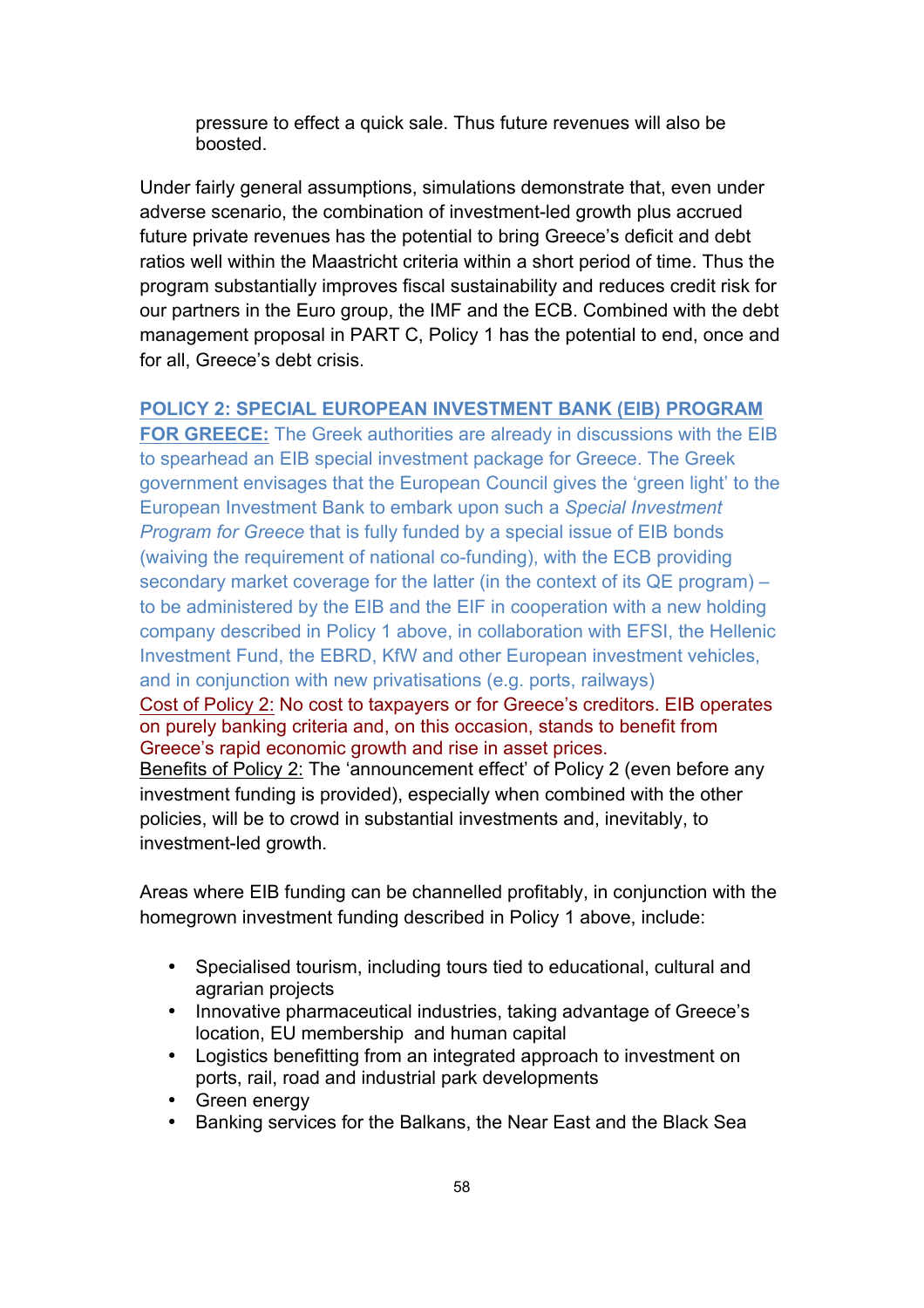pressure to effect a quick sale. Thus future revenues will also be boosted.

Under fairly general assumptions, simulations demonstrate that, even under adverse scenario, the combination of investment-led growth plus accrued future private revenues has the potential to bring Greece's deficit and debt ratios well within the Maastricht criteria within a short period of time. Thus the program substantially improves fiscal sustainability and reduces credit risk for our partners in the Euro group, the IMF and the ECB. Combined with the debt management proposal in PART C, Policy 1 has the potential to end, once and for all, Greece's debt crisis.

**POLICY 2: SPECIAL EUROPEAN INVESTMENT BANK (EIB) PROGRAM FOR GREECE:** The Greek authorities are already in discussions with the EIB to spearhead an EIB special investment package for Greece. The Greek government envisages that the European Council gives the 'green light' to the European Investment Bank to embark upon such a *Special Investment Program for Greece* that is fully funded by a special issue of EIB bonds (waiving the requirement of national co-funding), with the ECB providing secondary market coverage for the latter (in the context of its QE program) – to be administered by the EIB and the EIF in cooperation with a new holding company described in Policy 1 above, in collaboration with EFSI, the Hellenic Investment Fund, the EBRD, KfW and other European investment vehicles, and in conjunction with new privatisations (e.g. ports, railways)

Cost of Policy 2: No cost to taxpayers or for Greece's creditors. EIB operates on purely banking criteria and, on this occasion, stands to benefit from Greece's rapid economic growth and rise in asset prices.

Benefits of Policy 2: The 'announcement effect' of Policy 2 (even before any investment funding is provided), especially when combined with the other policies, will be to crowd in substantial investments and, inevitably, to investment-led growth.

Areas where EIB funding can be channelled profitably, in conjunction with the homegrown investment funding described in Policy 1 above, include:

- Specialised tourism, including tours tied to educational, cultural and agrarian projects
- Innovative pharmaceutical industries, taking advantage of Greece's location, EU membership and human capital
- Logistics benefitting from an integrated approach to investment on ports, rail, road and industrial park developments
- Green energy
- Banking services for the Balkans, the Near East and the Black Sea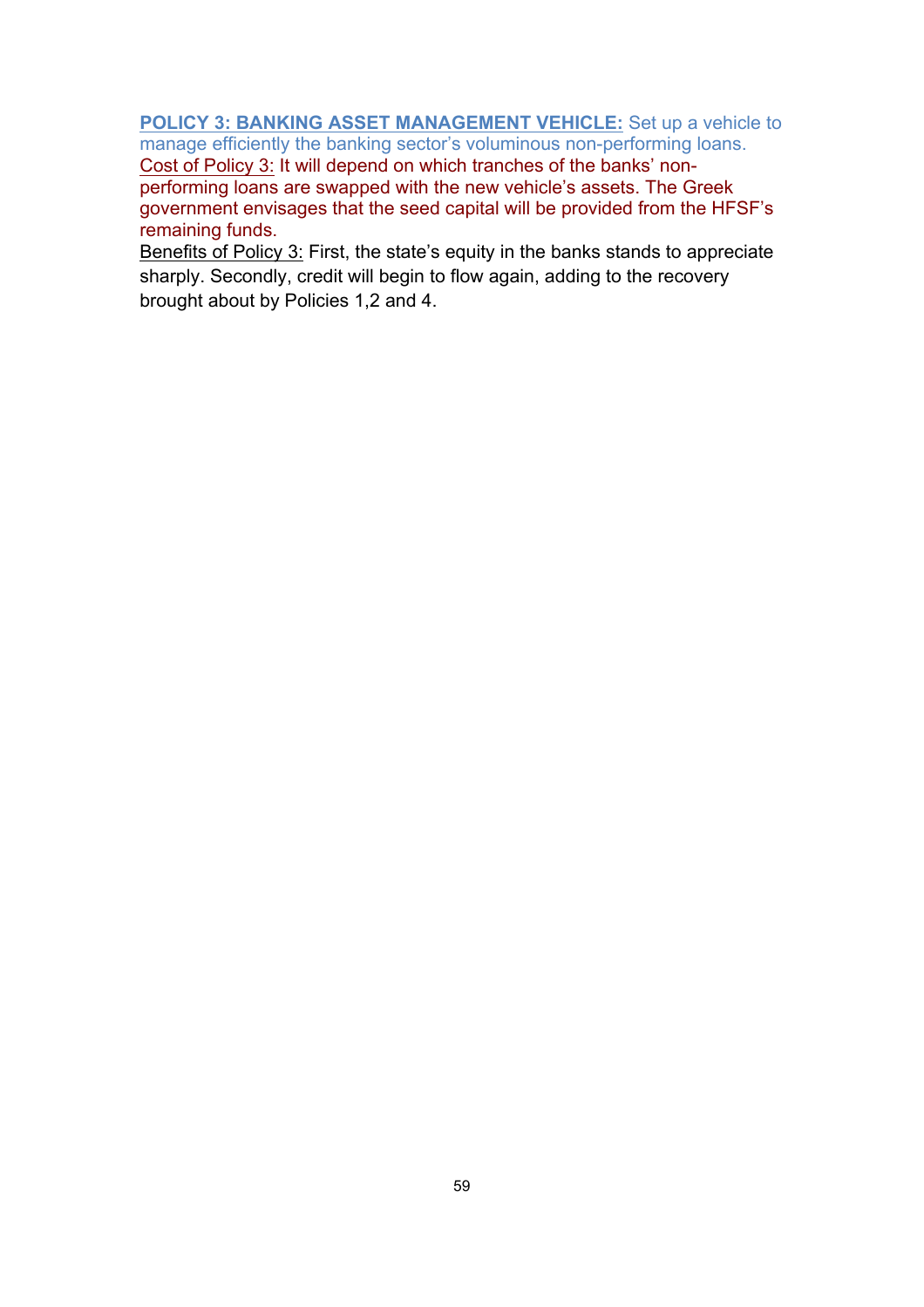**POLICY 3: BANKING ASSET MANAGEMENT VEHICLE:** Set up a vehicle to manage efficiently the banking sector's voluminous non-performing loans.

Cost of Policy 3: It will depend on which tranches of the banks' non-performing loans are swapped with the new vehicle's assets. The Greek government envisages that the seed capital will be provided from the HFSF's remaining funds.

Benefits of Policy 3: First, the state's equity in the banks stands to appreciate sharply. Secondly, credit will begin to flow again, adding to the recovery brought about by Policies 1,2 and 4.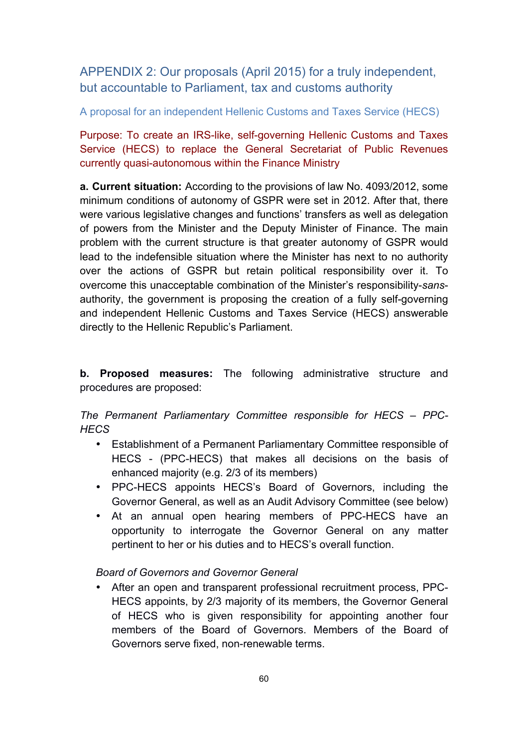## APPENDIX 2: Our proposals (April 2015) for a truly independent, but accountable to Parliament, tax and customs authority

### A proposal for an independent Hellenic Customs and Taxes Service (HECS)

Purpose: To create an IRS-like, self-governing Hellenic Customs and Taxes Service (HECS) to replace the General Secretariat of Public Revenues currently quasi-autonomous within the Finance Ministry

**a. Current situation:** According to the provisions of law No. 4093/2012, some minimum conditions of autonomy of GSPR were set in 2012. After that, there were various legislative changes and functions' transfers as well as delegation of powers from the Minister and the Deputy Minister of Finance. The main problem with the current structure is that greater autonomy of GSPR would lead to the indefensible situation where the Minister has next to no authority over the actions of GSPR but retain political responsibility over it. To overcome this unacceptable combination of the Minister's responsibility-*sans*-authority, the government is proposing the creation of a fully self-governing and independent Hellenic Customs and Taxes Service (HECS) answerable directly to the Hellenic Republic's Parliament.

**b. Proposed measures:** The following administrative structure and procedures are proposed:

*The Permanent Parliamentary Committee responsible for HECS – PPC-HECS*

- Establishment of a Permanent Parliamentary Committee responsible of HECS - (PPC-HECS) that makes all decisions on the basis of enhanced majority (e.g. 2/3 of its members)
- PPC-HECS appoints HECS's Board of Governors, including the Governor General, as well as an Audit Advisory Committee (see below)
- At an annual open hearing members of PPC-HECS have an opportunity to interrogate the Governor General on any matter pertinent to her or his duties and to HECS's overall function.

*Board of Governors and Governor General*

- After an open and transparent professional recruitment process, PPC-HECS appoints, by 2/3 majority of its members, the Governor General of HECS who is given responsibility for appointing another four members of the Board of Governors. Members of the Board of Governors serve fixed, non-renewable terms.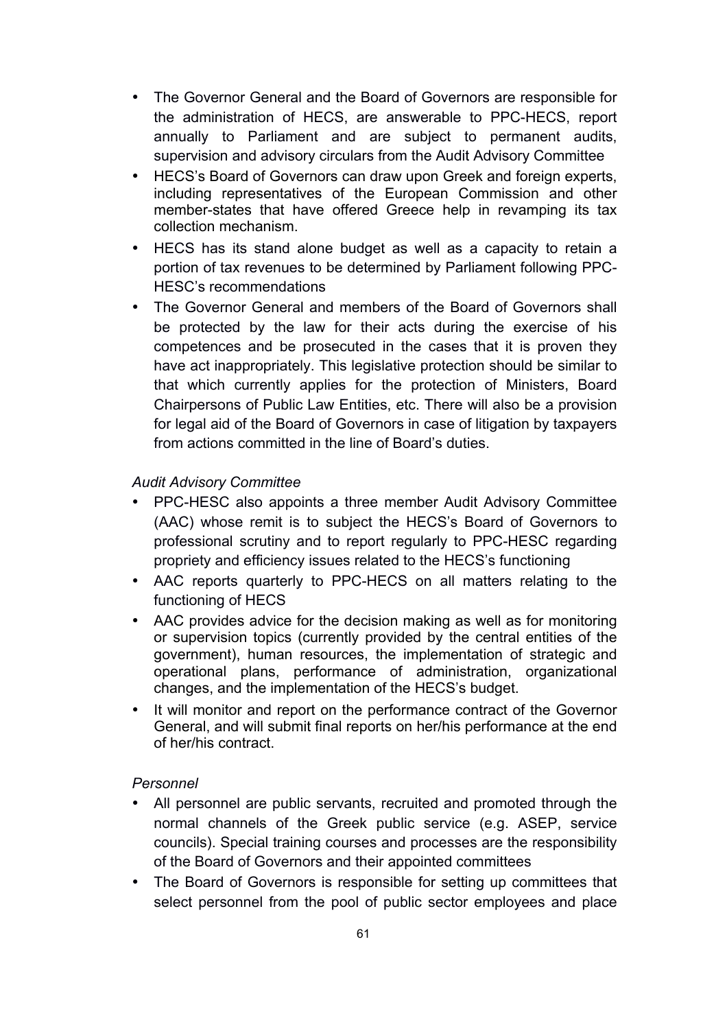- The Governor General and the Board of Governors are responsible for the administration of HECS, are answerable to PPC-HECS, report annually to Parliament and are subject to permanent audits, supervision and advisory circulars from the Audit Advisory Committee
- HECS's Board of Governors can draw upon Greek and foreign experts, including representatives of the European Commission and other member-states that have offered Greece help in revamping its tax collection mechanism.
- HECS has its stand alone budget as well as a capacity to retain a portion of tax revenues to be determined by Parliament following PPC-HESC's recommendations
- The Governor General and members of the Board of Governors shall be protected by the law for their acts during the exercise of his competences and be prosecuted in the cases that it is proven they have act inappropriately. This legislative protection should be similar to that which currently applies for the protection of Ministers, Board Chairpersons of Public Law Entities, etc. There will also be a provision for legal aid of the Board of Governors in case of litigation by taxpayers from actions committed in the line of Board's duties.

*Audit Advisory Committee*

- PPC-HESC also appoints a three member Audit Advisory Committee (AAC) whose remit is to subject the HECS's Board of Governors to professional scrutiny and to report regularly to PPC-HESC regarding propriety and efficiency issues related to the HECS's functioning
- AAC reports quarterly to PPC-HECS on all matters relating to the functioning of HECS
- AAC provides advice for the decision making as well as for monitoring or supervision topics (currently provided by the central entities of the government), human resources, the implementation of strategic and operational plans, performance of administration, organizational changes, and the implementation of the HECS's budget.
- It will monitor and report on the performance contract of the Governor General, and will submit final reports on her/his performance at the end of her/his contract.

*Personnel*

- All personnel are public servants, recruited and promoted through the normal channels of the Greek public service (e.g. ASEP, service councils). Special training courses and processes are the responsibility of the Board of Governors and their appointed committees
- The Board of Governors is responsible for setting up committees that select personnel from the pool of public sector employees and place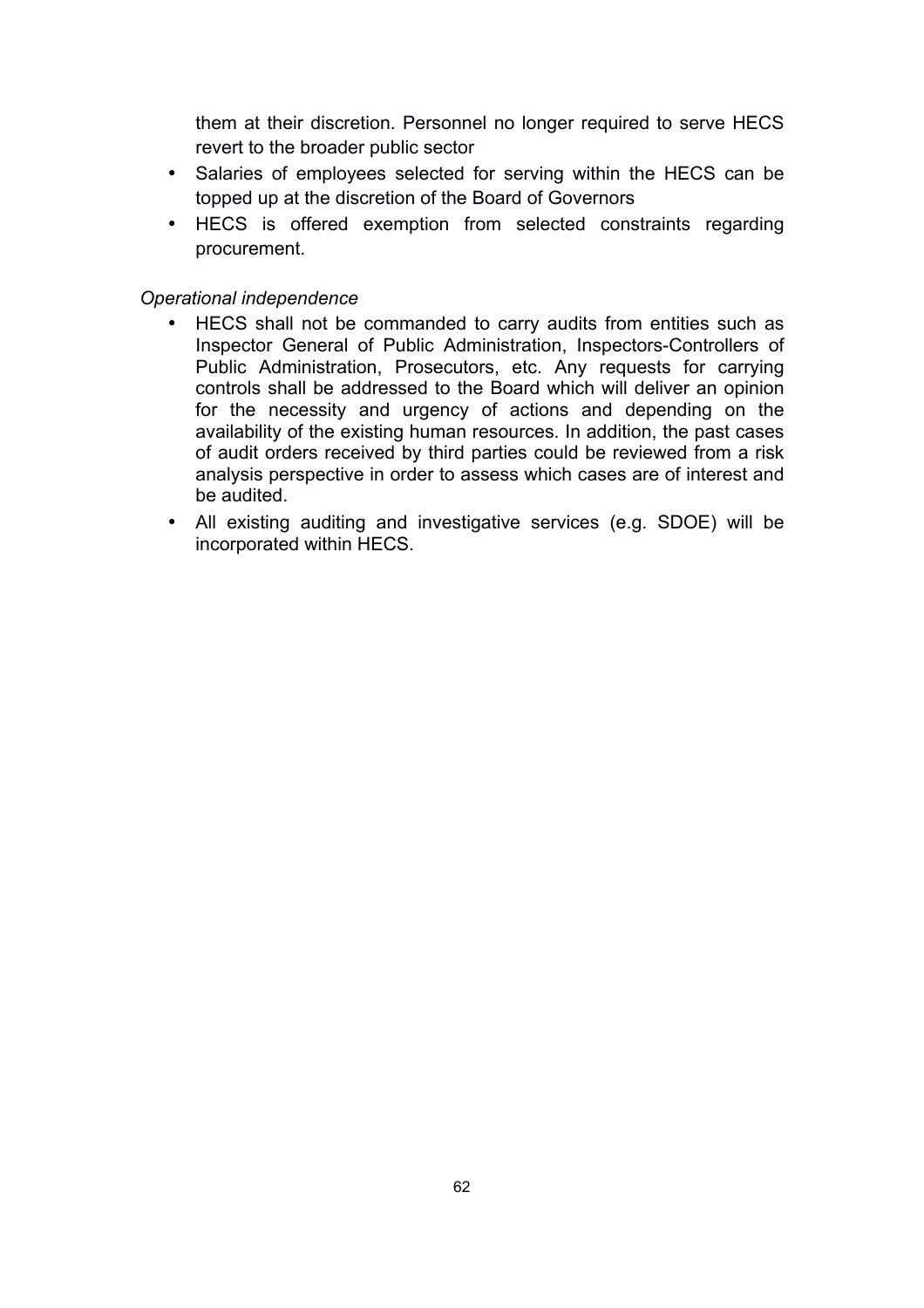them at their discretion. Personnel no longer required to serve HECS revert to the broader public sector

- Salaries of employees selected for serving within the HECS can be topped up at the discretion of the Board of Governors
- HECS is offered exemption from selected constraints regarding procurement.

*Operational independence*

- HECS shall not be commanded to carry audits from entities such as Inspector General of Public Administration, Inspectors-Controllers of Public Administration, Prosecutors, etc. Any requests for carrying controls shall be addressed to the Board which will deliver an opinion for the necessity and urgency of actions and depending on the availability of the existing human resources. In addition, the past cases of audit orders received by third parties could be reviewed from a risk analysis perspective in order to assess which cases are of interest and be audited.
- All existing auditing and investigative services (e.g. SDOE) will be incorporated within HECS.